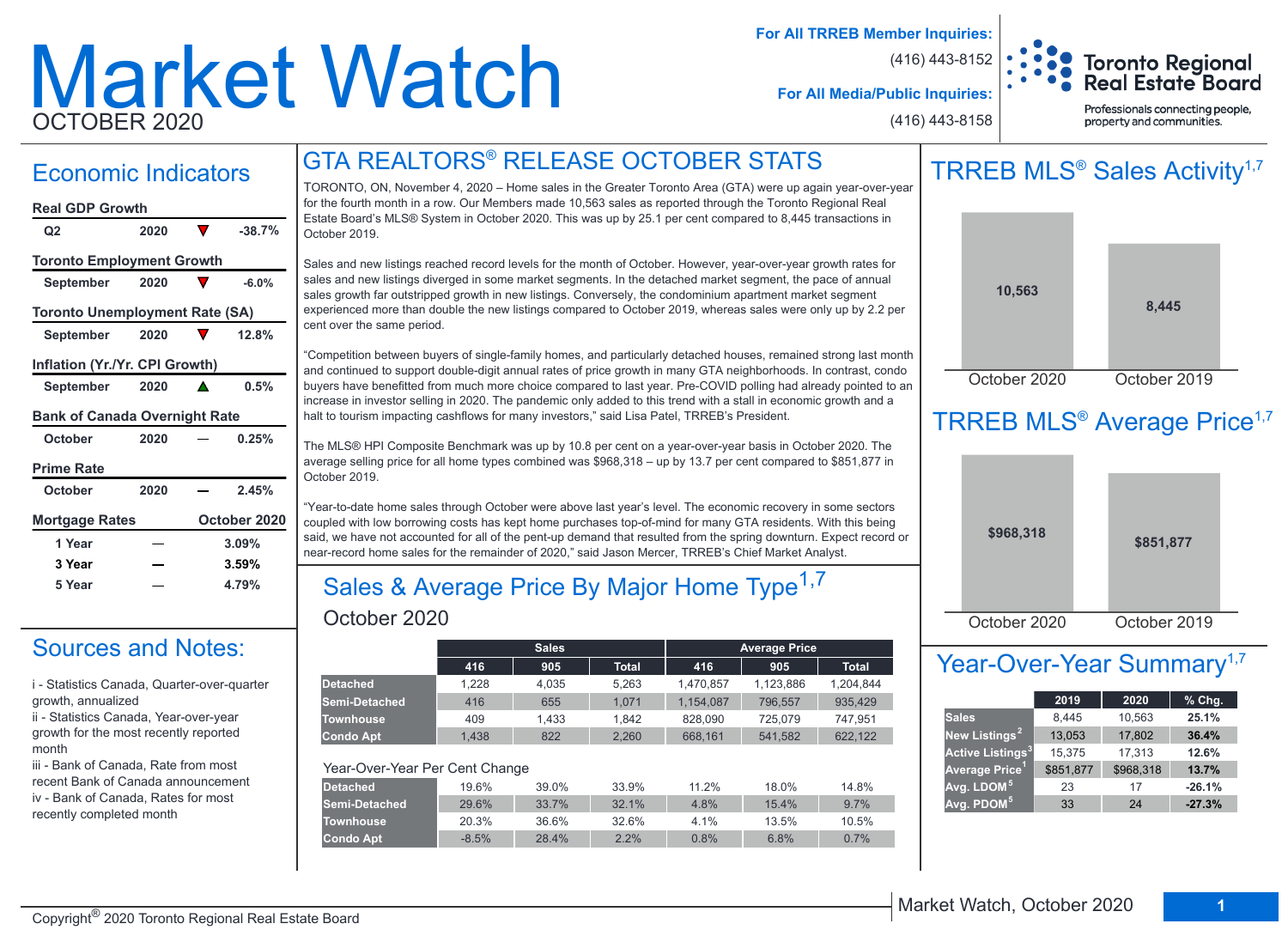# Market Watch

OCTOBER 2020

**For All TRREB Member Inquiries:** (416) 443-8152

**For All Media/Public Inquiries:** (416) 443-8158

Toronto Regional Real Estate Board

Professionals connecting people, property and communities.

## Economic Indicators

**Real GDP Growth**

| Q2 | 2020 | ▼ | -38.7% |
|---|---|---|---|

**Toronto Employment Growth**

| September | 2020 | ▼ | -6.0% |
|---|---|---|---|

**Toronto Unemployment Rate (SA)**

| September | 2020 | ▼ | 12.8% |
|---|---|---|---|

**Inflation (Yr./Yr. CPI Growth)**

| September | 2020 | ▲ | 0.5% |
|---|---|---|---|

**Bank of Canada Overnight Rate**

| October | 2020 | — | 0.25% |
|---|---|---|---|

**Prime Rate**

| October | 2020 | — | 2.45% |
|---|---|---|---|

**Mortgage Rates** — October 2020

| Term | | Rate |
|---|---|---|
| 1 Year | — | 3.09% |
| 3 Year | — | 3.59% |
| 5 Year | — | 4.79% |

## Sources and Notes:

i - Statistics Canada, Quarter-over-quarter growth, annualized

ii - Statistics Canada, Year-over-year growth for the most recently reported month

iii - Bank of Canada, Rate from most recent Bank of Canada announcement

iv - Bank of Canada, Rates for most recently completed month

## GTA REALTORS® RELEASE OCTOBER STATS

TORONTO, ON, November 4, 2020 – Home sales in the Greater Toronto Area (GTA) were up again year-over-year for the fourth month in a row. Our Members made 10,563 sales as reported through the Toronto Regional Real Estate Board's MLS® System in October 2020. This was up by 25.1 per cent compared to 8,445 transactions in October 2019.

Sales and new listings reached record levels for the month of October. However, year-over-year growth rates for sales and new listings diverged in some market segments. In the detached market segment, the pace of annual sales growth far outstripped growth in new listings. Conversely, the condominium apartment market segment experienced more than double the new listings compared to October 2019, whereas sales were only up by 2.2 per cent over the same period.

"Competition between buyers of single-family homes, and particularly detached houses, remained strong last month and continued to support double-digit annual rates of price growth in many GTA neighborhoods. In contrast, condo buyers have benefitted from much more choice compared to last year. Pre-COVID polling had already pointed to an increase in investor selling in 2020. The pandemic only added to this trend with a stall in economic growth and a halt to tourism impacting cashflows for many investors," said Lisa Patel, TRREB's President.

The MLS® HPI Composite Benchmark was up by 10.8 per cent on a year-over-year basis in October 2020. The average selling price for all home types combined was $968,318 – up by 13.7 per cent compared to $851,877 in October 2019.

"Year-to-date home sales through October were above last year's level. The economic recovery in some sectors coupled with low borrowing costs has kept home purchases top-of-mind for many GTA residents. With this being said, we have not accounted for all of the pent-up demand that resulted from the spring downturn. Expect record or near-record home sales for the remainder of 2020," said Jason Mercer, TRREB's Chief Market Analyst.

## Sales & Average Price By Major Home Type[1,7]

October 2020

| | Sales | | | Average Price | | |
|---|---|---|---|---|---|---|
| | 416 | 905 | Total | 416 | 905 | Total |
| Detached | 1,228 | 4,035 | 5,263 | 1,470,857 | 1,123,886 | 1,204,844 |
| Semi-Detached | 416 | 655 | 1,071 | 1,154,087 | 796,557 | 935,429 |
| Townhouse | 409 | 1,433 | 1,842 | 828,090 | 725,079 | 747,951 |
| Condo Apt | 1,438 | 822 | 2,260 | 668,161 | 541,582 | 622,122 |

Year-Over-Year Per Cent Change

| | 416 | 905 | Total | 416 | 905 | Total |
|---|---|---|---|---|---|---|
| Detached | 19.6% | 39.0% | 33.9% | 11.2% | 18.0% | 14.8% |
| Semi-Detached | 29.6% | 33.7% | 32.1% | 4.8% | 15.4% | 9.7% |
| Townhouse | 20.3% | 36.6% | 32.6% | 4.1% | 13.5% | 10.5% |
| Condo Apt | -8.5% | 28.4% | 2.2% | 0.8% | 6.8% | 0.7% |

## TRREB MLS® Sales Activity[1,7]

| October 2020 | October 2019 |
|---|---|
| 10,563 | 8,445 |

## TRREB MLS® Average Price[1,7]

| October 2020 | October 2019 |
|---|---|
| $968,318 | $851,877 |

## Year-Over-Year Summary[1,7]

| | 2019 | 2020 | % Chg. |
|---|---|---|---|
| Sales | 8,445 | 10,563 | 25.1% |
| New Listings[2] | 13,053 | 17,802 | 36.4% |
| Active Listings[3] | 15,375 | 17,313 | 12.6% |
| Average Price[1] | $851,877 | $968,318 | 13.7% |
| Avg. LDOM[5] | 23 | 17 | -26.1% |
| Avg. PDOM[5] | 33 | 24 | -27.3% |

Copyright® 2020 Toronto Regional Real Estate Board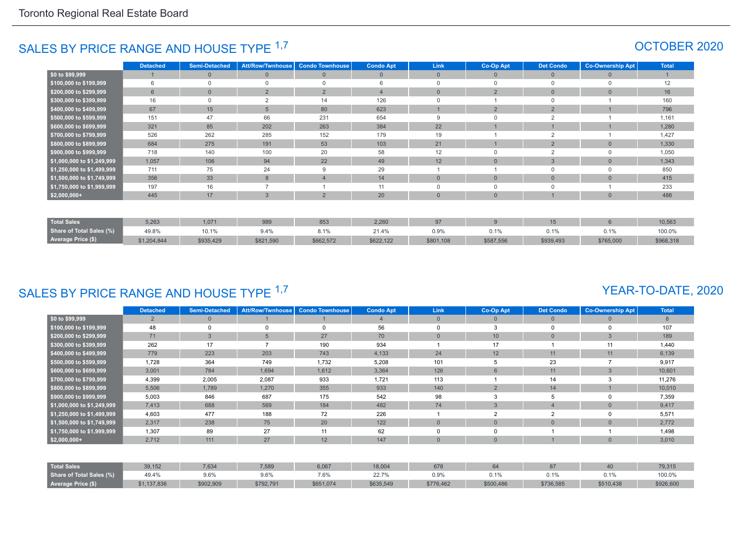## SALES BY PRICE RANGE AND HOUSE TYPE [1,7]

### OCTOBER 2020

| | Detached | Semi-Detached | Att/Row/Twnhouse | Condo Townhouse | Condo Apt | Link | Co-Op Apt | Det Condo | Co-Ownership Apt | Total |
|---|---|---|---|---|---|---|---|---|---|---|
| $0 to $99,999 | 1 | 0 | 0 | 0 | 0 | 0 | 0 | 0 | 0 | 1 |
| $100,000 to $199,999 | 6 | 0 | 0 | 0 | 6 | 0 | 0 | 0 | 0 | 12 |
| $200,000 to $299,999 | 6 | 0 | 2 | 2 | 4 | 0 | 2 | 0 | 0 | 16 |
| $300,000 to $399,999 | 16 | 0 | 2 | 14 | 126 | 0 | 1 | 0 | 1 | 160 |
| $400,000 to $499,999 | 67 | 15 | 5 | 80 | 623 | 1 | 2 | 2 | 1 | 796 |
| $500,000 to $599,999 | 151 | 47 | 66 | 231 | 654 | 9 | 0 | 2 | 1 | 1,161 |
| $600,000 to $699,999 | 321 | 85 | 202 | 263 | 384 | 22 | 1 | 1 | 1 | 1,280 |
| $700,000 to $799,999 | 526 | 262 | 285 | 152 | 179 | 19 | 1 | 2 | 1 | 1,427 |
| $800,000 to $899,999 | 684 | 275 | 191 | 53 | 103 | 21 | 1 | 2 | 0 | 1,330 |
| $900,000 to $999,999 | 718 | 140 | 100 | 20 | 58 | 12 | 0 | 2 | 0 | 1,050 |
| $1,000,000 to $1,249,999 | 1,057 | 106 | 94 | 22 | 49 | 12 | 0 | 3 | 0 | 1,343 |
| $1,250,000 to $1,499,999 | 711 | 75 | 24 | 9 | 29 | 1 | 1 | 0 | 0 | 850 |
| $1,500,000 to $1,749,999 | 356 | 33 | 8 | 4 | 14 | 0 | 0 | 0 | 0 | 415 |
| $1,750,000 to $1,999,999 | 197 | 16 | 7 | 1 | 11 | 0 | 0 | 0 | 1 | 233 |
| $2,000,000+ | 445 | 17 | 3 | 2 | 20 | 0 | 0 | 1 | 0 | 488 |
| Total Sales | 5,263 | 1,071 | 989 | 853 | 2,260 | 97 | 9 | 15 | 6 | 10,563 |
| Share of Total Sales (%) | 49.8% | 10.1% | 9.4% | 8.1% | 21.4% | 0.9% | 0.1% | 0.1% | 0.1% | 100.0% |
| Average Price ($) | $1,204,844 | $935,429 | $821,590 | $662,572 | $622,122 | $801,108 | $587,556 | $939,493 | $765,000 | $968,318 |

## SALES BY PRICE RANGE AND HOUSE TYPE [1,7]

### YEAR-TO-DATE, 2020

| | Detached | Semi-Detached | Att/Row/Twnhouse | Condo Townhouse | Condo Apt | Link | Co-Op Apt | Det Condo | Co-Ownership Apt | Total |
|---|---|---|---|---|---|---|---|---|---|---|
| $0 to $99,999 | 2 | 0 | 1 | 1 | 4 | 0 | 0 | 0 | 0 | 8 |
| $100,000 to $199,999 | 48 | 0 | 0 | 0 | 56 | 0 | 3 | 0 | 0 | 107 |
| $200,000 to $299,999 | 71 | 3 | 5 | 27 | 70 | 0 | 10 | 0 | 3 | 189 |
| $300,000 to $399,999 | 262 | 17 | 7 | 190 | 934 | 1 | 17 | 1 | 11 | 1,440 |
| $400,000 to $499,999 | 779 | 223 | 203 | 743 | 4,133 | 24 | 12 | 11 | 11 | 6,139 |
| $500,000 to $599,999 | 1,728 | 364 | 749 | 1,732 | 5,208 | 101 | 5 | 23 | 7 | 9,917 |
| $600,000 to $699,999 | 3,001 | 784 | 1,694 | 1,612 | 3,364 | 126 | 6 | 11 | 3 | 10,601 |
| $700,000 to $799,999 | 4,399 | 2,005 | 2,087 | 933 | 1,721 | 113 | 1 | 14 | 3 | 11,276 |
| $800,000 to $899,999 | 5,506 | 1,789 | 1,270 | 355 | 933 | 140 | 2 | 14 | 1 | 10,010 |
| $900,000 to $999,999 | 5,003 | 846 | 687 | 175 | 542 | 98 | 3 | 5 | 0 | 7,359 |
| $1,000,000 to $1,249,999 | 7,413 | 688 | 569 | 184 | 482 | 74 | 3 | 4 | 0 | 9,417 |
| $1,250,000 to $1,499,999 | 4,603 | 477 | 188 | 72 | 226 | 1 | 2 | 2 | 0 | 5,571 |
| $1,500,000 to $1,749,999 | 2,317 | 238 | 75 | 20 | 122 | 0 | 0 | 0 | 0 | 2,772 |
| $1,750,000 to $1,999,999 | 1,307 | 89 | 27 | 11 | 62 | 0 | 0 | 1 | 1 | 1,498 |
| $2,000,000+ | 2,712 | 111 | 27 | 12 | 147 | 0 | 0 | 1 | 0 | 3,010 |
| Total Sales | 39,152 | 7,634 | 7,589 | 6,067 | 18,004 | 678 | 64 | 87 | 40 | 79,315 |
| Share of Total Sales (%) | 49.4% | 9.6% | 9.6% | 7.6% | 22.7% | 0.9% | 0.1% | 0.1% | 0.1% | 100.0% |
| Average Price ($) | $1,137,836 | $902,909 | $792,791 | $651,074 | $635,549 | $776,462 | $500,486 | $736,585 | $510,438 | $926,600 |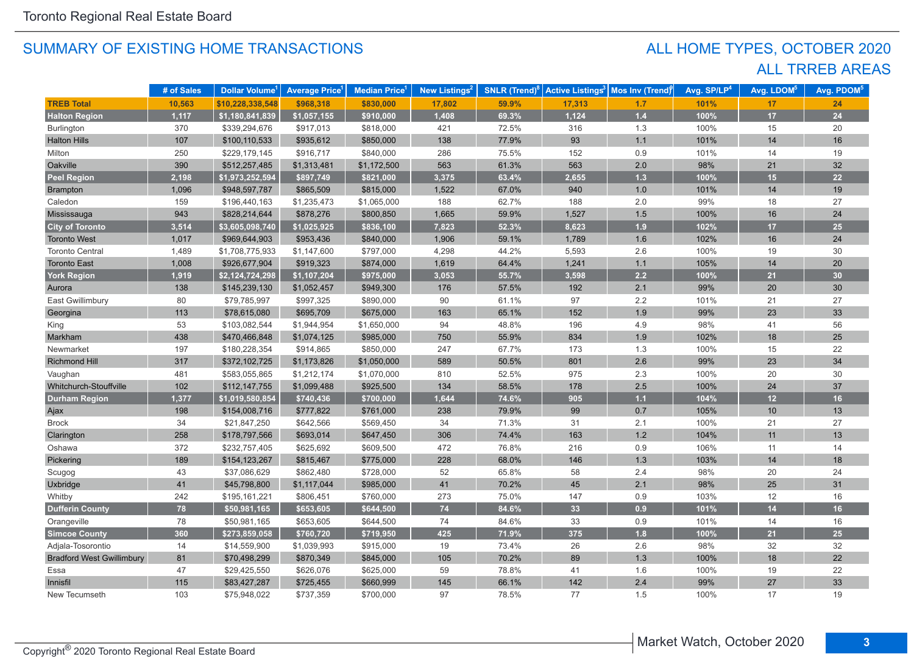Toronto Regional Real Estate Board

## SUMMARY OF EXISTING HOME TRANSACTIONS

## ALL HOME TYPES, OCTOBER 2020
## ALL TRREB AREAS

| | # of Sales | Dollar Volume[1] | Average Price[1] | Median Price[1] | New Listings[2] | SNLR (Trend)[8] | Active Listings[3] | Mos Inv (Trend)[9] | Avg. SP/LP[4] | Avg. LDOM[5] | Avg. PDOM[5] |
|---|---|---|---|---|---|---|---|---|---|---|---|
| **TREB Total** | **10,563** | **$10,228,338,548** | **$968,318** | **$830,000** | **17,802** | **59.9%** | **17,313** | **1.7** | **101%** | **17** | **24** |
| **Halton Region** | **1,117** | **$1,180,841,839** | **$1,057,155** | **$910,000** | **1,408** | **69.3%** | **1,124** | **1.4** | **100%** | **17** | **24** |
| Burlington | 370 | $339,294,676 | $917,013 | $818,000 | 421 | 72.5% | 316 | 1.3 | 100% | 15 | 20 |
| Halton Hills | 107 | $100,110,533 | $935,612 | $850,000 | 138 | 77.9% | 93 | 1.1 | 101% | 14 | 16 |
| Milton | 250 | $229,179,145 | $916,717 | $840,000 | 286 | 75.5% | 152 | 0.9 | 101% | 14 | 19 |
| Oakville | 390 | $512,257,485 | $1,313,481 | $1,172,500 | 563 | 61.3% | 563 | 2.0 | 98% | 21 | 32 |
| **Peel Region** | **2,198** | **$1,973,252,594** | **$897,749** | **$821,000** | **3,375** | **63.4%** | **2,655** | **1.3** | **100%** | **15** | **22** |
| Brampton | 1,096 | $948,597,787 | $865,509 | $815,000 | 1,522 | 67.0% | 940 | 1.0 | 101% | 14 | 19 |
| Caledon | 159 | $196,440,163 | $1,235,473 | $1,065,000 | 188 | 62.7% | 188 | 2.0 | 99% | 18 | 27 |
| Mississauga | 943 | $828,214,644 | $878,276 | $800,850 | 1,665 | 59.9% | 1,527 | 1.5 | 100% | 16 | 24 |
| **City of Toronto** | **3,514** | **$3,605,098,740** | **$1,025,925** | **$836,100** | **7,823** | **52.3%** | **8,623** | **1.9** | **102%** | **17** | **25** |
| Toronto West | 1,017 | $969,644,903 | $953,436 | $840,000 | 1,906 | 59.1% | 1,789 | 1.6 | 102% | 16 | 24 |
| Toronto Central | 1,489 | $1,708,775,933 | $1,147,600 | $797,000 | 4,298 | 44.2% | 5,593 | 2.6 | 100% | 19 | 30 |
| Toronto East | 1,008 | $926,677,904 | $919,323 | $874,000 | 1,619 | 64.4% | 1,241 | 1.1 | 105% | 14 | 20 |
| **York Region** | **1,919** | **$2,124,724,298** | **$1,107,204** | **$975,000** | **3,053** | **55.7%** | **3,598** | **2.2** | **100%** | **21** | **30** |
| Aurora | 138 | $145,239,130 | $1,052,457 | $949,300 | 176 | 57.5% | 192 | 2.1 | 99% | 20 | 30 |
| East Gwillimbury | 80 | $79,785,997 | $997,325 | $890,000 | 90 | 61.1% | 97 | 2.2 | 101% | 21 | 27 |
| Georgina | 113 | $78,615,080 | $695,709 | $675,000 | 163 | 65.1% | 152 | 1.9 | 99% | 23 | 33 |
| King | 53 | $103,082,544 | $1,944,954 | $1,650,000 | 94 | 48.8% | 196 | 4.9 | 98% | 41 | 56 |
| Markham | 438 | $470,466,848 | $1,074,125 | $985,000 | 750 | 55.9% | 834 | 1.9 | 102% | 18 | 25 |
| Newmarket | 197 | $180,228,354 | $914,865 | $850,000 | 247 | 67.7% | 173 | 1.3 | 100% | 15 | 22 |
| Richmond Hill | 317 | $372,102,725 | $1,173,826 | $1,050,000 | 589 | 50.5% | 801 | 2.6 | 99% | 23 | 34 |
| Vaughan | 481 | $583,055,865 | $1,212,174 | $1,070,000 | 810 | 52.5% | 975 | 2.3 | 100% | 20 | 30 |
| Whitchurch-Stouffville | 102 | $112,147,755 | $1,099,488 | $925,500 | 134 | 58.5% | 178 | 2.5 | 100% | 24 | 37 |
| **Durham Region** | **1,377** | **$1,019,580,854** | **$740,436** | **$700,000** | **1,644** | **74.6%** | **905** | **1.1** | **104%** | **12** | **16** |
| Ajax | 198 | $154,008,716 | $777,822 | $761,000 | 238 | 79.9% | 99 | 0.7 | 105% | 10 | 13 |
| Brock | 34 | $21,847,250 | $642,566 | $569,450 | 34 | 71.3% | 31 | 2.1 | 100% | 21 | 27 |
| Clarington | 258 | $178,797,566 | $693,014 | $647,450 | 306 | 74.4% | 163 | 1.2 | 104% | 11 | 13 |
| Oshawa | 372 | $232,757,405 | $625,692 | $609,500 | 472 | 76.8% | 216 | 0.9 | 106% | 11 | 14 |
| Pickering | 189 | $154,123,267 | $815,467 | $775,000 | 228 | 68.0% | 146 | 1.3 | 103% | 14 | 18 |
| Scugog | 43 | $37,086,629 | $862,480 | $728,000 | 52 | 65.8% | 58 | 2.4 | 98% | 20 | 24 |
| Uxbridge | 41 | $45,798,800 | $1,117,044 | $985,000 | 41 | 70.2% | 45 | 2.1 | 98% | 25 | 31 |
| Whitby | 242 | $195,161,221 | $806,451 | $760,000 | 273 | 75.0% | 147 | 0.9 | 103% | 12 | 16 |
| **Dufferin County** | **78** | **$50,981,165** | **$653,605** | **$644,500** | **74** | **84.6%** | **33** | **0.9** | **101%** | **14** | **16** |
| Orangeville | 78 | $50,981,165 | $653,605 | $644,500 | 74 | 84.6% | 33 | 0.9 | 101% | 14 | 16 |
| **Simcoe County** | **360** | **$273,859,058** | **$760,720** | **$719,950** | **425** | **71.9%** | **375** | **1.8** | **100%** | **21** | **25** |
| Adjala-Tosorontio | 14 | $14,559,900 | $1,039,993 | $915,000 | 19 | 73.4% | 26 | 2.6 | 98% | 32 | 32 |
| Bradford West Gwillimbury | 81 | $70,498,299 | $870,349 | $845,000 | 105 | 70.2% | 89 | 1.3 | 100% | 18 | 22 |
| Essa | 47 | $29,425,550 | $626,076 | $625,000 | 59 | 78.8% | 41 | 1.6 | 100% | 19 | 22 |
| Innisfil | 115 | $83,427,287 | $725,455 | $660,999 | 145 | 66.1% | 142 | 2.4 | 99% | 27 | 33 |
| New Tecumseth | 103 | $75,948,022 | $737,359 | $700,000 | 97 | 78.5% | 77 | 1.5 | 100% | 17 | 19 |

Copyright® 2020 Toronto Regional Real Estate Board

Market Watch, October 2020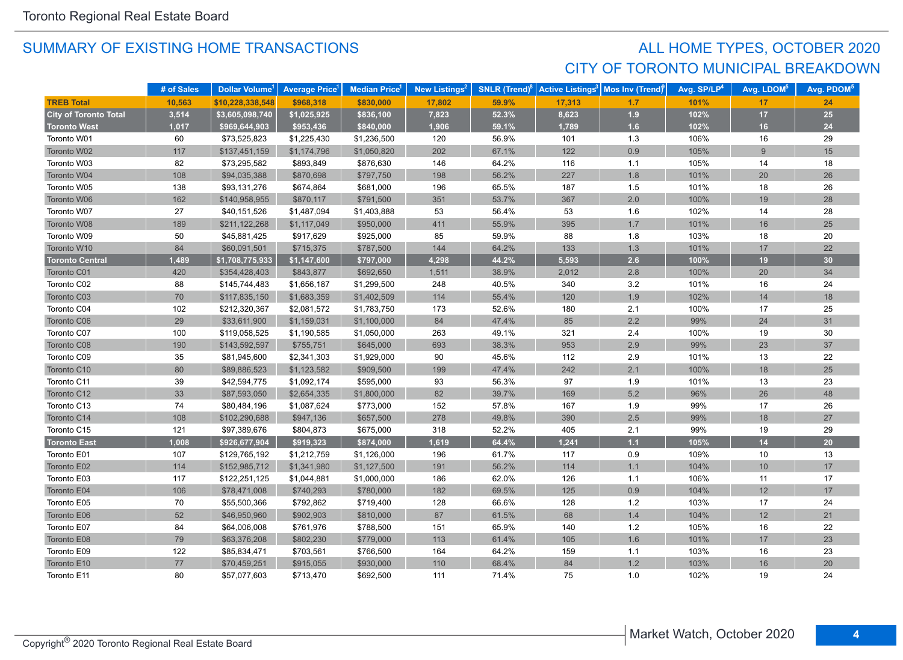## SUMMARY OF EXISTING HOME TRANSACTIONS

## ALL HOME TYPES, OCTOBER 2020
## CITY OF TORONTO MUNICIPAL BREAKDOWN

| | # of Sales | Dollar Volume[1] | Average Price[1] | Median Price[1] | New Listings[2] | SNLR (Trend)[8] | Active Listings[3] | Mos Inv (Trend)[9] | Avg. SP/LP[4] | Avg. LDOM[5] | Avg. PDOM[5] |
|---|---|---|---|---|---|---|---|---|---|---|---|
| **TREB Total** | **10,563** | **$10,228,338,548** | **$968,318** | **$830,000** | **17,802** | **59.9%** | **17,313** | **1.7** | **101%** | **17** | **24** |
| **City of Toronto Total** | **3,514** | **$3,605,098,740** | **$1,025,925** | **$836,100** | **7,823** | **52.3%** | **8,623** | **1.9** | **102%** | **17** | **25** |
| **Toronto West** | **1,017** | **$969,644,903** | **$953,436** | **$840,000** | **1,906** | **59.1%** | **1,789** | **1.6** | **102%** | **16** | **24** |
| Toronto W01 | 60 | $73,525,823 | $1,225,430 | $1,236,500 | 120 | 56.9% | 101 | 1.3 | 106% | 16 | 29 |
| Toronto W02 | 117 | $137,451,159 | $1,174,796 | $1,050,820 | 202 | 67.1% | 122 | 0.9 | 105% | 9 | 15 |
| Toronto W03 | 82 | $73,295,582 | $893,849 | $876,630 | 146 | 64.2% | 116 | 1.1 | 105% | 14 | 18 |
| Toronto W04 | 108 | $94,035,388 | $870,698 | $797,750 | 198 | 56.2% | 227 | 1.8 | 101% | 20 | 26 |
| Toronto W05 | 138 | $93,131,276 | $674,864 | $681,000 | 196 | 65.5% | 187 | 1.5 | 101% | 18 | 26 |
| Toronto W06 | 162 | $140,958,955 | $870,117 | $791,500 | 351 | 53.7% | 367 | 2.0 | 100% | 19 | 28 |
| Toronto W07 | 27 | $40,151,526 | $1,487,094 | $1,403,888 | 53 | 56.4% | 53 | 1.6 | 102% | 14 | 28 |
| Toronto W08 | 189 | $211,122,268 | $1,117,049 | $950,000 | 411 | 55.9% | 395 | 1.7 | 101% | 16 | 25 |
| Toronto W09 | 50 | $45,881,425 | $917,629 | $925,000 | 85 | 59.9% | 88 | 1.8 | 103% | 18 | 20 |
| Toronto W10 | 84 | $60,091,501 | $715,375 | $787,500 | 144 | 64.2% | 133 | 1.3 | 101% | 17 | 22 |
| **Toronto Central** | **1,489** | **$1,708,775,933** | **$1,147,600** | **$797,000** | **4,298** | **44.2%** | **5,593** | **2.6** | **100%** | **19** | **30** |
| Toronto C01 | 420 | $354,428,403 | $843,877 | $692,650 | 1,511 | 38.9% | 2,012 | 2.8 | 100% | 20 | 34 |
| Toronto C02 | 88 | $145,744,483 | $1,656,187 | $1,299,500 | 248 | 40.5% | 340 | 3.2 | 101% | 16 | 24 |
| Toronto C03 | 70 | $117,835,150 | $1,683,359 | $1,402,509 | 114 | 55.4% | 120 | 1.9 | 102% | 14 | 18 |
| Toronto C04 | 102 | $212,320,367 | $2,081,572 | $1,783,750 | 173 | 52.6% | 180 | 2.1 | 100% | 17 | 25 |
| Toronto C06 | 29 | $33,611,900 | $1,159,031 | $1,100,000 | 84 | 47.4% | 85 | 2.2 | 99% | 24 | 31 |
| Toronto C07 | 100 | $119,058,525 | $1,190,585 | $1,050,000 | 263 | 49.1% | 321 | 2.4 | 100% | 19 | 30 |
| Toronto C08 | 190 | $143,592,597 | $755,751 | $645,000 | 693 | 38.3% | 953 | 2.9 | 99% | 23 | 37 |
| Toronto C09 | 35 | $81,945,600 | $2,341,303 | $1,929,000 | 90 | 45.6% | 112 | 2.9 | 101% | 13 | 22 |
| Toronto C10 | 80 | $89,886,523 | $1,123,582 | $909,500 | 199 | 47.4% | 242 | 2.1 | 100% | 18 | 25 |
| Toronto C11 | 39 | $42,594,775 | $1,092,174 | $595,000 | 93 | 56.3% | 97 | 1.9 | 101% | 13 | 23 |
| Toronto C12 | 33 | $87,593,050 | $2,654,335 | $1,800,000 | 82 | 39.7% | 169 | 5.2 | 96% | 26 | 48 |
| Toronto C13 | 74 | $80,484,196 | $1,087,624 | $773,000 | 152 | 57.8% | 167 | 1.9 | 99% | 17 | 26 |
| Toronto C14 | 108 | $102,290,688 | $947,136 | $657,500 | 278 | 49.8% | 390 | 2.5 | 99% | 18 | 27 |
| Toronto C15 | 121 | $97,389,676 | $804,873 | $675,000 | 318 | 52.2% | 405 | 2.1 | 99% | 19 | 29 |
| **Toronto East** | **1,008** | **$926,677,904** | **$919,323** | **$874,000** | **1,619** | **64.4%** | **1,241** | **1.1** | **105%** | **14** | **20** |
| Toronto E01 | 107 | $129,765,192 | $1,212,759 | $1,126,000 | 196 | 61.7% | 117 | 0.9 | 109% | 10 | 13 |
| Toronto E02 | 114 | $152,985,712 | $1,341,980 | $1,127,500 | 191 | 56.2% | 114 | 1.1 | 104% | 10 | 17 |
| Toronto E03 | 117 | $122,251,125 | $1,044,881 | $1,000,000 | 186 | 62.0% | 126 | 1.1 | 106% | 11 | 17 |
| Toronto E04 | 106 | $78,471,008 | $740,293 | $780,000 | 182 | 69.5% | 125 | 0.9 | 104% | 12 | 17 |
| Toronto E05 | 70 | $55,500,366 | $792,862 | $719,400 | 128 | 66.6% | 128 | 1.2 | 103% | 17 | 24 |
| Toronto E06 | 52 | $46,950,960 | $902,903 | $810,000 | 87 | 61.5% | 68 | 1.4 | 104% | 12 | 21 |
| Toronto E07 | 84 | $64,006,008 | $761,976 | $788,500 | 151 | 65.9% | 140 | 1.2 | 105% | 16 | 22 |
| Toronto E08 | 79 | $63,376,208 | $802,230 | $779,000 | 113 | 61.4% | 105 | 1.6 | 101% | 17 | 23 |
| Toronto E09 | 122 | $85,834,471 | $703,561 | $766,500 | 164 | 64.2% | 159 | 1.1 | 103% | 16 | 23 |
| Toronto E10 | 77 | $70,459,251 | $915,055 | $930,000 | 110 | 68.4% | 84 | 1.2 | 103% | 16 | 20 |
| Toronto E11 | 80 | $57,077,603 | $713,470 | $692,500 | 111 | 71.4% | 75 | 1.0 | 102% | 19 | 24 |

Copyright® 2020 Toronto Regional Real Estate Board

Market Watch, October 2020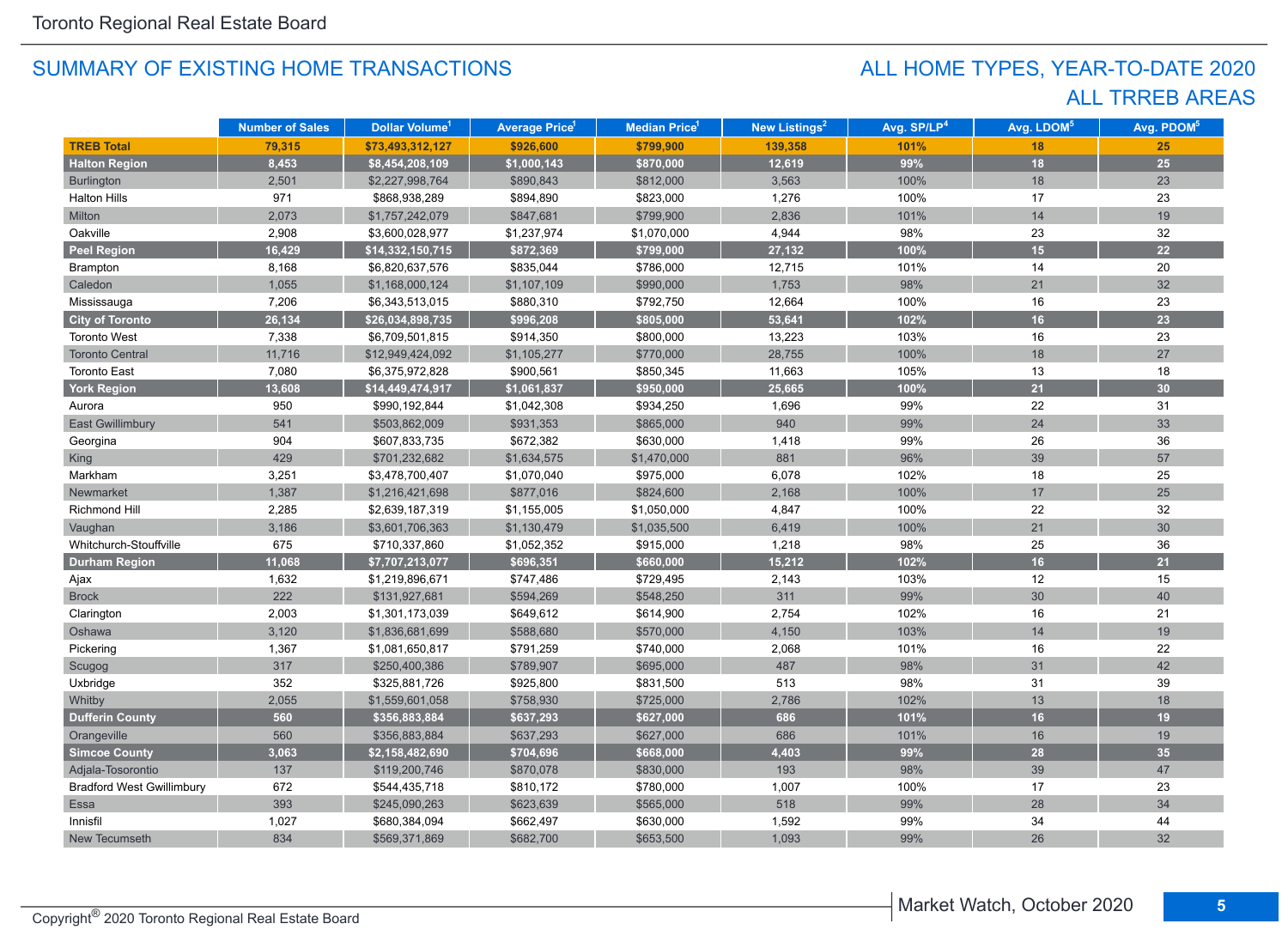## SUMMARY OF EXISTING HOME TRANSACTIONS

## ALL HOME TYPES, YEAR-TO-DATE 2020
## ALL TRREB AREAS

| | Number of Sales | Dollar Volume[1] | Average Price[1] | Median Price[1] | New Listings[2] | Avg. SP/LP[4] | Avg. LDOM[5] | Avg. PDOM[5] |
|---|---|---|---|---|---|---|---|---|
| **TREB Total** | **79,315** | **$73,493,312,127** | **$926,600** | **$799,900** | **139,358** | **101%** | **18** | **25** |
| **Halton Region** | **8,453** | **$8,454,208,109** | **$1,000,143** | **$870,000** | **12,619** | **99%** | **18** | **25** |
| Burlington | 2,501 | $2,227,998,764 | $890,843 | $812,000 | 3,563 | 100% | 18 | 23 |
| Halton Hills | 971 | $868,938,289 | $894,890 | $823,000 | 1,276 | 100% | 17 | 23 |
| Milton | 2,073 | $1,757,242,079 | $847,681 | $799,900 | 2,836 | 101% | 14 | 19 |
| Oakville | 2,908 | $3,600,028,977 | $1,237,974 | $1,070,000 | 4,944 | 98% | 23 | 32 |
| **Peel Region** | **16,429** | **$14,332,150,715** | **$872,369** | **$799,000** | **27,132** | **100%** | **15** | **22** |
| Brampton | 8,168 | $6,820,637,576 | $835,044 | $786,000 | 12,715 | 101% | 14 | 20 |
| Caledon | 1,055 | $1,168,000,124 | $1,107,109 | $990,000 | 1,753 | 98% | 21 | 32 |
| Mississauga | 7,206 | $6,343,513,015 | $880,310 | $792,750 | 12,664 | 100% | 16 | 23 |
| **City of Toronto** | **26,134** | **$26,034,898,735** | **$996,208** | **$805,000** | **53,641** | **102%** | **16** | **23** |
| Toronto West | 7,338 | $6,709,501,815 | $914,350 | $800,000 | 13,223 | 103% | 16 | 23 |
| Toronto Central | 11,716 | $12,949,424,092 | $1,105,277 | $770,000 | 28,755 | 100% | 18 | 27 |
| Toronto East | 7,080 | $6,375,972,828 | $900,561 | $850,345 | 11,663 | 105% | 13 | 18 |
| **York Region** | **13,608** | **$14,449,474,917** | **$1,061,837** | **$950,000** | **25,665** | **100%** | **21** | **30** |
| Aurora | 950 | $990,192,844 | $1,042,308 | $934,250 | 1,696 | 99% | 22 | 31 |
| East Gwillimbury | 541 | $503,862,009 | $931,353 | $865,000 | 940 | 99% | 24 | 33 |
| Georgina | 904 | $607,833,735 | $672,382 | $630,000 | 1,418 | 99% | 26 | 36 |
| King | 429 | $701,232,682 | $1,634,575 | $1,470,000 | 881 | 96% | 39 | 57 |
| Markham | 3,251 | $3,478,700,407 | $1,070,040 | $975,000 | 6,078 | 102% | 18 | 25 |
| Newmarket | 1,387 | $1,216,421,698 | $877,016 | $824,600 | 2,168 | 100% | 17 | 25 |
| Richmond Hill | 2,285 | $2,639,187,319 | $1,155,005 | $1,050,000 | 4,847 | 100% | 22 | 32 |
| Vaughan | 3,186 | $3,601,706,363 | $1,130,479 | $1,035,500 | 6,419 | 100% | 21 | 30 |
| Whitchurch-Stouffville | 675 | $710,337,860 | $1,052,352 | $915,000 | 1,218 | 98% | 25 | 36 |
| **Durham Region** | **11,068** | **$7,707,213,077** | **$696,351** | **$660,000** | **15,212** | **102%** | **16** | **21** |
| Ajax | 1,632 | $1,219,896,671 | $747,486 | $729,495 | 2,143 | 103% | 12 | 15 |
| Brock | 222 | $131,927,681 | $594,269 | $548,250 | 311 | 99% | 30 | 40 |
| Clarington | 2,003 | $1,301,173,039 | $649,612 | $614,900 | 2,754 | 102% | 16 | 21 |
| Oshawa | 3,120 | $1,836,681,699 | $588,680 | $570,000 | 4,150 | 103% | 14 | 19 |
| Pickering | 1,367 | $1,081,650,817 | $791,259 | $740,000 | 2,068 | 101% | 16 | 22 |
| Scugog | 317 | $250,400,386 | $789,907 | $695,000 | 487 | 98% | 31 | 42 |
| Uxbridge | 352 | $325,881,726 | $925,800 | $831,500 | 513 | 98% | 31 | 39 |
| Whitby | 2,055 | $1,559,601,058 | $758,930 | $725,000 | 2,786 | 102% | 13 | 18 |
| **Dufferin County** | **560** | **$356,883,884** | **$637,293** | **$627,000** | **686** | **101%** | **16** | **19** |
| Orangeville | 560 | $356,883,884 | $637,293 | $627,000 | 686 | 101% | 16 | 19 |
| **Simcoe County** | **3,063** | **$2,158,482,690** | **$704,696** | **$668,000** | **4,403** | **99%** | **28** | **35** |
| Adjala-Tosorontio | 137 | $119,200,746 | $870,078 | $830,000 | 193 | 98% | 39 | 47 |
| Bradford West Gwillimbury | 672 | $544,435,718 | $810,172 | $780,000 | 1,007 | 100% | 17 | 23 |
| Essa | 393 | $245,090,263 | $623,639 | $565,000 | 518 | 99% | 28 | 34 |
| Innisfil | 1,027 | $680,384,094 | $662,497 | $630,000 | 1,592 | 99% | 34 | 44 |
| New Tecumseth | 834 | $569,371,869 | $682,700 | $653,500 | 1,093 | 99% | 26 | 32 |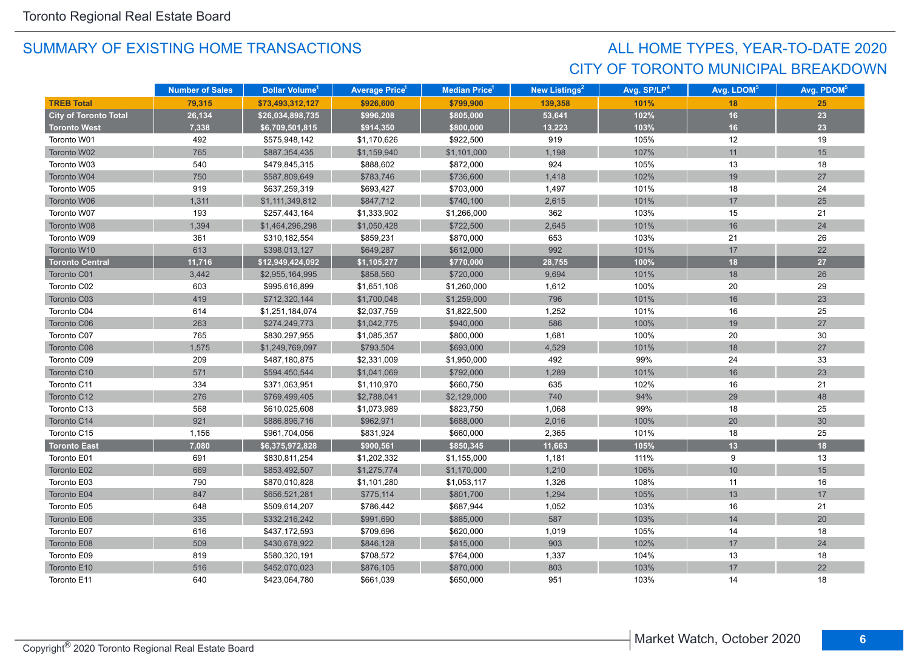## SUMMARY OF EXISTING HOME TRANSACTIONS

## ALL HOME TYPES, YEAR-TO-DATE 2020
## CITY OF TORONTO MUNICIPAL BREAKDOWN

| | Number of Sales | Dollar Volume[1] | Average Price[1] | Median Price[1] | New Listings[2] | Avg. SP/LP[4] | Avg. LDOM[5] | Avg. PDOM[5] |
|---|---|---|---|---|---|---|---|---|
| **TREB Total** | **79,315** | **$73,493,312,127** | **$926,600** | **$799,900** | **139,358** | **101%** | **18** | **25** |
| **City of Toronto Total** | **26,134** | **$26,034,898,735** | **$996,208** | **$805,000** | **53,641** | **102%** | **16** | **23** |
| **Toronto West** | **7,338** | **$6,709,501,815** | **$914,350** | **$800,000** | **13,223** | **103%** | **16** | **23** |
| Toronto W01 | 492 | $575,948,142 | $1,170,626 | $922,500 | 919 | 105% | 12 | 19 |
| Toronto W02 | 765 | $887,354,435 | $1,159,940 | $1,101,000 | 1,198 | 107% | 11 | 15 |
| Toronto W03 | 540 | $479,845,315 | $888,602 | $872,000 | 924 | 105% | 13 | 18 |
| Toronto W04 | 750 | $587,809,649 | $783,746 | $736,600 | 1,418 | 102% | 19 | 27 |
| Toronto W05 | 919 | $637,259,319 | $693,427 | $703,000 | 1,497 | 101% | 18 | 24 |
| Toronto W06 | 1,311 | $1,111,349,812 | $847,712 | $740,100 | 2,615 | 101% | 17 | 25 |
| Toronto W07 | 193 | $257,443,164 | $1,333,902 | $1,266,000 | 362 | 103% | 15 | 21 |
| Toronto W08 | 1,394 | $1,464,296,298 | $1,050,428 | $722,500 | 2,645 | 101% | 16 | 24 |
| Toronto W09 | 361 | $310,182,554 | $859,231 | $870,000 | 653 | 103% | 21 | 26 |
| Toronto W10 | 613 | $398,013,127 | $649,287 | $612,000 | 992 | 101% | 17 | 22 |
| **Toronto Central** | **11,716** | **$12,949,424,092** | **$1,105,277** | **$770,000** | **28,755** | **100%** | **18** | **27** |
| Toronto C01 | 3,442 | $2,955,164,995 | $858,560 | $720,000 | 9,694 | 101% | 18 | 26 |
| Toronto C02 | 603 | $995,616,899 | $1,651,106 | $1,260,000 | 1,612 | 100% | 20 | 29 |
| Toronto C03 | 419 | $712,320,144 | $1,700,048 | $1,259,000 | 796 | 101% | 16 | 23 |
| Toronto C04 | 614 | $1,251,184,074 | $2,037,759 | $1,822,500 | 1,252 | 101% | 16 | 25 |
| Toronto C06 | 263 | $274,249,773 | $1,042,775 | $940,000 | 586 | 100% | 19 | 27 |
| Toronto C07 | 765 | $830,297,955 | $1,085,357 | $800,000 | 1,681 | 100% | 20 | 30 |
| Toronto C08 | 1,575 | $1,249,769,097 | $793,504 | $693,000 | 4,529 | 101% | 18 | 27 |
| Toronto C09 | 209 | $487,180,875 | $2,331,009 | $1,950,000 | 492 | 99% | 24 | 33 |
| Toronto C10 | 571 | $594,450,544 | $1,041,069 | $792,000 | 1,289 | 101% | 16 | 23 |
| Toronto C11 | 334 | $371,063,951 | $1,110,970 | $660,750 | 635 | 102% | 16 | 21 |
| Toronto C12 | 276 | $769,499,405 | $2,788,041 | $2,129,000 | 740 | 94% | 29 | 48 |
| Toronto C13 | 568 | $610,025,608 | $1,073,989 | $823,750 | 1,068 | 99% | 18 | 25 |
| Toronto C14 | 921 | $886,896,716 | $962,971 | $688,000 | 2,016 | 100% | 20 | 30 |
| Toronto C15 | 1,156 | $961,704,056 | $831,924 | $660,000 | 2,365 | 101% | 18 | 25 |
| **Toronto East** | **7,080** | **$6,375,972,828** | **$900,561** | **$850,345** | **11,663** | **105%** | **13** | **18** |
| Toronto E01 | 691 | $830,811,254 | $1,202,332 | $1,155,000 | 1,181 | 111% | 9 | 13 |
| Toronto E02 | 669 | $853,492,507 | $1,275,774 | $1,170,000 | 1,210 | 106% | 10 | 15 |
| Toronto E03 | 790 | $870,010,828 | $1,101,280 | $1,053,117 | 1,326 | 108% | 11 | 16 |
| Toronto E04 | 847 | $656,521,281 | $775,114 | $801,700 | 1,294 | 105% | 13 | 17 |
| Toronto E05 | 648 | $509,614,207 | $786,442 | $687,944 | 1,052 | 103% | 16 | 21 |
| Toronto E06 | 335 | $332,216,242 | $991,690 | $885,000 | 587 | 103% | 14 | 20 |
| Toronto E07 | 616 | $437,172,593 | $709,696 | $620,000 | 1,019 | 105% | 14 | 18 |
| Toronto E08 | 509 | $430,678,922 | $846,128 | $815,000 | 903 | 102% | 17 | 24 |
| Toronto E09 | 819 | $580,320,191 | $708,572 | $764,000 | 1,337 | 104% | 13 | 18 |
| Toronto E10 | 516 | $452,070,023 | $876,105 | $870,000 | 803 | 103% | 17 | 22 |
| Toronto E11 | 640 | $423,064,780 | $661,039 | $650,000 | 951 | 103% | 14 | 18 |

Copyright® 2020 Toronto Regional Real Estate Board

Market Watch, October 2020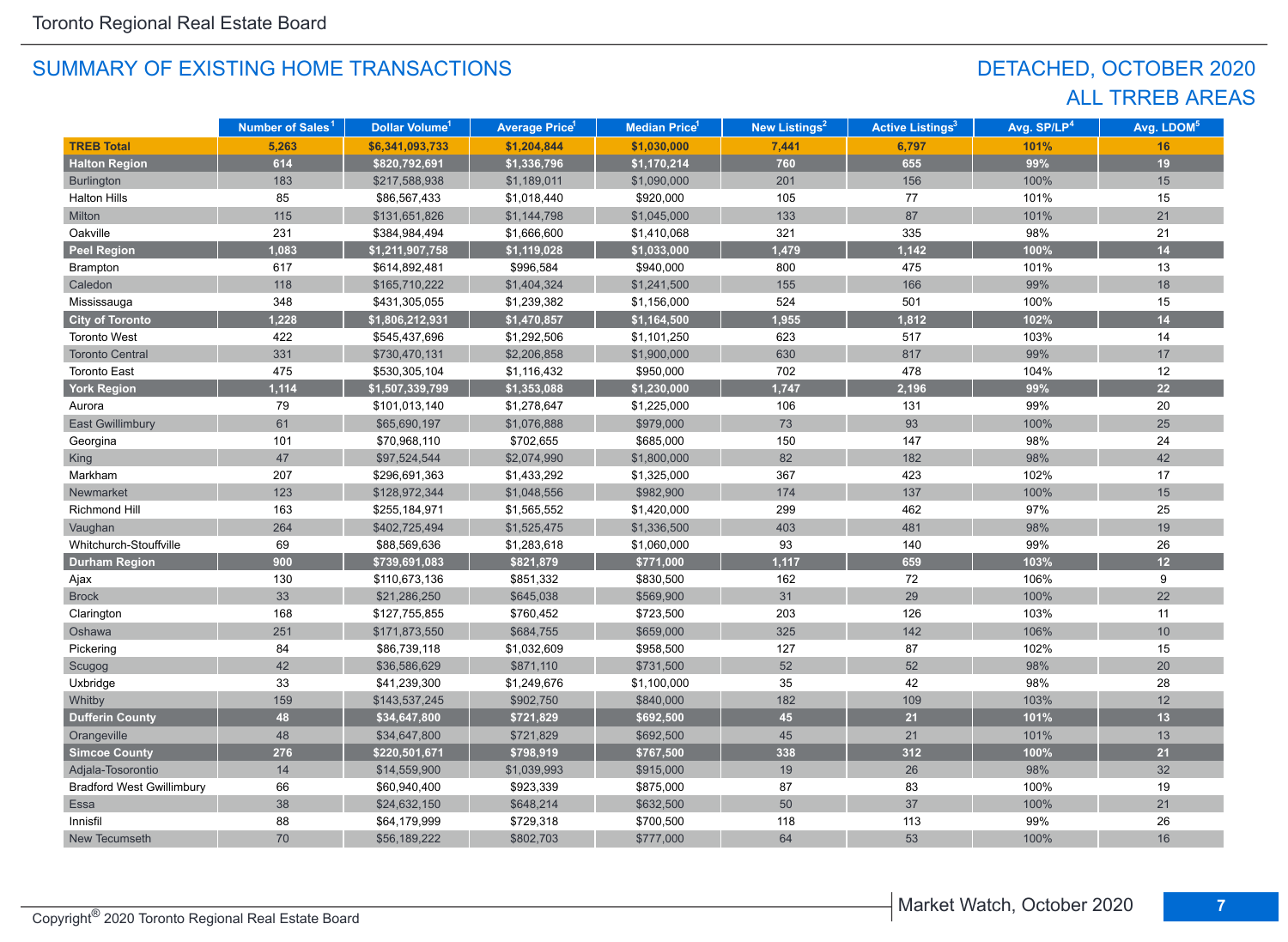# SUMMARY OF EXISTING HOME TRANSACTIONS

## DETACHED, OCTOBER 2020
## ALL TRREB AREAS

| | Number of Sales[1] | Dollar Volume[1] | Average Price[1] | Median Price[1] | New Listings[2] | Active Listings[3] | Avg. SP/LP[4] | Avg. LDOM[5] |
|---|---|---|---|---|---|---|---|---|
| **TREB Total** | **5,263** | **$6,341,093,733** | **$1,204,844** | **$1,030,000** | **7,441** | **6,797** | **101%** | **16** |
| **Halton Region** | **614** | **$820,792,691** | **$1,336,796** | **$1,170,214** | **760** | **655** | **99%** | **19** |
| Burlington | 183 | $217,588,938 | $1,189,011 | $1,090,000 | 201 | 156 | 100% | 15 |
| Halton Hills | 85 | $86,567,433 | $1,018,440 | $920,000 | 105 | 77 | 101% | 15 |
| Milton | 115 | $131,651,826 | $1,144,798 | $1,045,000 | 133 | 87 | 101% | 21 |
| Oakville | 231 | $384,984,494 | $1,666,600 | $1,410,068 | 321 | 335 | 98% | 21 |
| **Peel Region** | **1,083** | **$1,211,907,758** | **$1,119,028** | **$1,033,000** | **1,479** | **1,142** | **100%** | **14** |
| Brampton | 617 | $614,892,481 | $996,584 | $940,000 | 800 | 475 | 101% | 13 |
| Caledon | 118 | $165,710,222 | $1,404,324 | $1,241,500 | 155 | 166 | 99% | 18 |
| Mississauga | 348 | $431,305,055 | $1,239,382 | $1,156,000 | 524 | 501 | 100% | 15 |
| **City of Toronto** | **1,228** | **$1,806,212,931** | **$1,470,857** | **$1,164,500** | **1,955** | **1,812** | **102%** | **14** |
| Toronto West | 422 | $545,437,696 | $1,292,506 | $1,101,250 | 623 | 517 | 103% | 14 |
| Toronto Central | 331 | $730,470,131 | $2,206,858 | $1,900,000 | 630 | 817 | 99% | 17 |
| Toronto East | 475 | $530,305,104 | $1,116,432 | $950,000 | 702 | 478 | 104% | 12 |
| **York Region** | **1,114** | **$1,507,339,799** | **$1,353,088** | **$1,230,000** | **1,747** | **2,196** | **99%** | **22** |
| Aurora | 79 | $101,013,140 | $1,278,647 | $1,225,000 | 106 | 131 | 99% | 20 |
| East Gwillimbury | 61 | $65,690,197 | $1,076,888 | $979,000 | 73 | 93 | 100% | 25 |
| Georgina | 101 | $70,968,110 | $702,655 | $685,000 | 150 | 147 | 98% | 24 |
| King | 47 | $97,524,544 | $2,074,990 | $1,800,000 | 82 | 182 | 98% | 42 |
| Markham | 207 | $296,691,363 | $1,433,292 | $1,325,000 | 367 | 423 | 102% | 17 |
| Newmarket | 123 | $128,972,344 | $1,048,556 | $982,900 | 174 | 137 | 100% | 15 |
| Richmond Hill | 163 | $255,184,971 | $1,565,552 | $1,420,000 | 299 | 462 | 97% | 25 |
| Vaughan | 264 | $402,725,494 | $1,525,475 | $1,336,500 | 403 | 481 | 98% | 19 |
| Whitchurch-Stouffville | 69 | $88,569,636 | $1,283,618 | $1,060,000 | 93 | 140 | 99% | 26 |
| **Durham Region** | **900** | **$739,691,083** | **$821,879** | **$771,000** | **1,117** | **659** | **103%** | **12** |
| Ajax | 130 | $110,673,136 | $851,332 | $830,500 | 162 | 72 | 106% | 9 |
| Brock | 33 | $21,286,250 | $645,038 | $569,900 | 31 | 29 | 100% | 22 |
| Clarington | 168 | $127,755,855 | $760,452 | $723,500 | 203 | 126 | 103% | 11 |
| Oshawa | 251 | $171,873,550 | $684,755 | $659,000 | 325 | 142 | 106% | 10 |
| Pickering | 84 | $86,739,118 | $1,032,609 | $958,500 | 127 | 87 | 102% | 15 |
| Scugog | 42 | $36,586,629 | $871,110 | $731,500 | 52 | 52 | 98% | 20 |
| Uxbridge | 33 | $41,239,300 | $1,249,676 | $1,100,000 | 35 | 42 | 98% | 28 |
| Whitby | 159 | $143,537,245 | $902,750 | $840,000 | 182 | 109 | 103% | 12 |
| **Dufferin County** | **48** | **$34,647,800** | **$721,829** | **$692,500** | **45** | **21** | **101%** | **13** |
| Orangeville | 48 | $34,647,800 | $721,829 | $692,500 | 45 | 21 | 101% | 13 |
| **Simcoe County** | **276** | **$220,501,671** | **$798,919** | **$767,500** | **338** | **312** | **100%** | **21** |
| Adjala-Tosorontio | 14 | $14,559,900 | $1,039,993 | $915,000 | 19 | 26 | 98% | 32 |
| Bradford West Gwillimbury | 66 | $60,940,400 | $923,339 | $875,000 | 87 | 83 | 100% | 19 |
| Essa | 38 | $24,632,150 | $648,214 | $632,500 | 50 | 37 | 100% | 21 |
| Innisfil | 88 | $64,179,999 | $729,318 | $700,500 | 118 | 113 | 99% | 26 |
| New Tecumseth | 70 | $56,189,222 | $802,703 | $777,000 | 64 | 53 | 100% | 16 |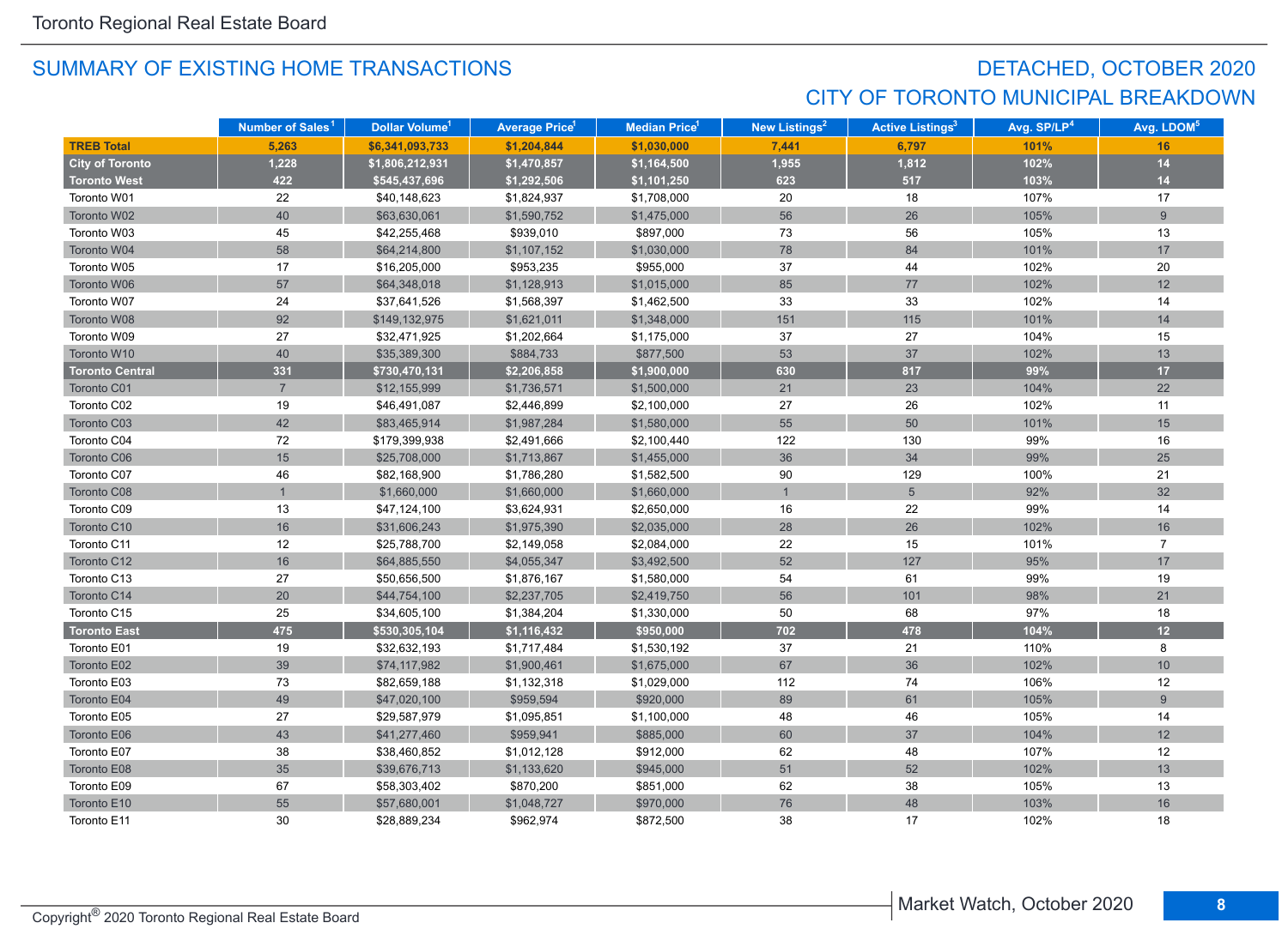## SUMMARY OF EXISTING HOME TRANSACTIONS

## DETACHED, OCTOBER 2020

## CITY OF TORONTO MUNICIPAL BREAKDOWN

| | Number of Sales[1] | Dollar Volume[1] | Average Price[1] | Median Price[1] | New Listings[2] | Active Listings[3] | Avg. SP/LP[4] | Avg. LDOM[5] |
|---|---|---|---|---|---|---|---|---|
| **TREB Total** | **5,263** | **$6,341,093,733** | **$1,204,844** | **$1,030,000** | **7,441** | **6,797** | **101%** | **16** |
| **City of Toronto** | **1,228** | **$1,806,212,931** | **$1,470,857** | **$1,164,500** | **1,955** | **1,812** | **102%** | **14** |
| **Toronto West** | **422** | **$545,437,696** | **$1,292,506** | **$1,101,250** | **623** | **517** | **103%** | **14** |
| Toronto W01 | 22 | $40,148,623 | $1,824,937 | $1,708,000 | 20 | 18 | 107% | 17 |
| Toronto W02 | 40 | $63,630,061 | $1,590,752 | $1,475,000 | 56 | 26 | 105% | 9 |
| Toronto W03 | 45 | $42,255,468 | $939,010 | $897,000 | 73 | 56 | 105% | 13 |
| Toronto W04 | 58 | $64,214,800 | $1,107,152 | $1,030,000 | 78 | 84 | 101% | 17 |
| Toronto W05 | 17 | $16,205,000 | $953,235 | $955,000 | 37 | 44 | 102% | 20 |
| Toronto W06 | 57 | $64,348,018 | $1,128,913 | $1,015,000 | 85 | 77 | 102% | 12 |
| Toronto W07 | 24 | $37,641,526 | $1,568,397 | $1,462,500 | 33 | 33 | 102% | 14 |
| Toronto W08 | 92 | $149,132,975 | $1,621,011 | $1,348,000 | 151 | 115 | 101% | 14 |
| Toronto W09 | 27 | $32,471,925 | $1,202,664 | $1,175,000 | 37 | 27 | 104% | 15 |
| Toronto W10 | 40 | $35,389,300 | $884,733 | $877,500 | 53 | 37 | 102% | 13 |
| **Toronto Central** | **331** | **$730,470,131** | **$2,206,858** | **$1,900,000** | **630** | **817** | **99%** | **17** |
| Toronto C01 | 7 | $12,155,999 | $1,736,571 | $1,500,000 | 21 | 23 | 104% | 22 |
| Toronto C02 | 19 | $46,491,087 | $2,446,899 | $2,100,000 | 27 | 26 | 102% | 11 |
| Toronto C03 | 42 | $83,465,914 | $1,987,284 | $1,580,000 | 55 | 50 | 101% | 15 |
| Toronto C04 | 72 | $179,399,938 | $2,491,666 | $2,100,440 | 122 | 130 | 99% | 16 |
| Toronto C06 | 15 | $25,708,000 | $1,713,867 | $1,455,000 | 36 | 34 | 99% | 25 |
| Toronto C07 | 46 | $82,168,900 | $1,786,280 | $1,582,500 | 90 | 129 | 100% | 21 |
| Toronto C08 | 1 | $1,660,000 | $1,660,000 | $1,660,000 | 1 | 5 | 92% | 32 |
| Toronto C09 | 13 | $47,124,100 | $3,624,931 | $2,650,000 | 16 | 22 | 99% | 14 |
| Toronto C10 | 16 | $31,606,243 | $1,975,390 | $2,035,000 | 28 | 26 | 102% | 16 |
| Toronto C11 | 12 | $25,788,700 | $2,149,058 | $2,084,000 | 22 | 15 | 101% | 7 |
| Toronto C12 | 16 | $64,885,550 | $4,055,347 | $3,492,500 | 52 | 127 | 95% | 17 |
| Toronto C13 | 27 | $50,656,500 | $1,876,167 | $1,580,000 | 54 | 61 | 99% | 19 |
| Toronto C14 | 20 | $44,754,100 | $2,237,705 | $2,419,750 | 56 | 101 | 98% | 21 |
| Toronto C15 | 25 | $34,605,100 | $1,384,204 | $1,330,000 | 50 | 68 | 97% | 18 |
| **Toronto East** | **475** | **$530,305,104** | **$1,116,432** | **$950,000** | **702** | **478** | **104%** | **12** |
| Toronto E01 | 19 | $32,632,193 | $1,717,484 | $1,530,192 | 37 | 21 | 110% | 8 |
| Toronto E02 | 39 | $74,117,982 | $1,900,461 | $1,675,000 | 67 | 36 | 102% | 10 |
| Toronto E03 | 73 | $82,659,188 | $1,132,318 | $1,029,000 | 112 | 74 | 106% | 12 |
| Toronto E04 | 49 | $47,020,100 | $959,594 | $920,000 | 89 | 61 | 105% | 9 |
| Toronto E05 | 27 | $29,587,979 | $1,095,851 | $1,100,000 | 48 | 46 | 105% | 14 |
| Toronto E06 | 43 | $41,277,460 | $959,941 | $885,000 | 60 | 37 | 104% | 12 |
| Toronto E07 | 38 | $38,460,852 | $1,012,128 | $912,000 | 62 | 48 | 107% | 12 |
| Toronto E08 | 35 | $39,676,713 | $1,133,620 | $945,000 | 51 | 52 | 102% | 13 |
| Toronto E09 | 67 | $58,303,402 | $870,200 | $851,000 | 62 | 38 | 105% | 13 |
| Toronto E10 | 55 | $57,680,001 | $1,048,727 | $970,000 | 76 | 48 | 103% | 16 |
| Toronto E11 | 30 | $28,889,234 | $962,974 | $872,500 | 38 | 17 | 102% | 18 |

Copyright® 2020 Toronto Regional Real Estate Board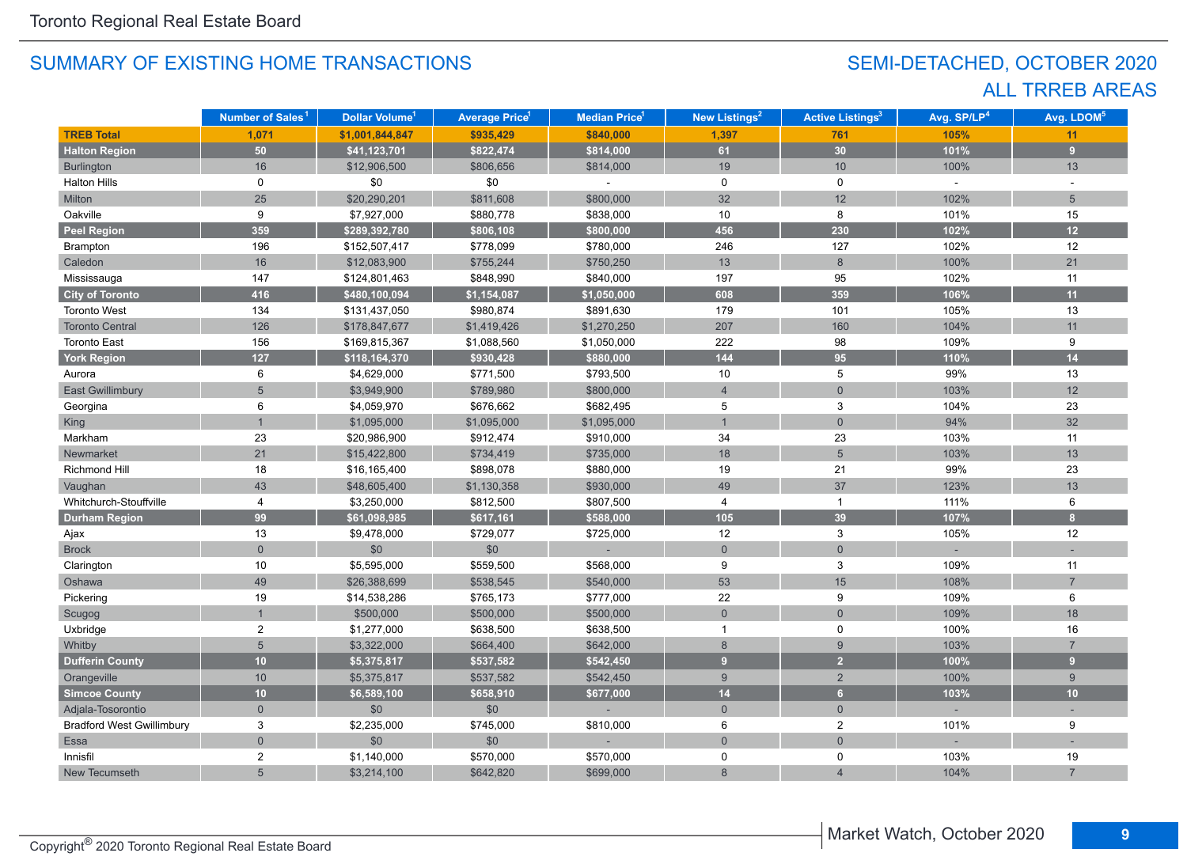Toronto Regional Real Estate Board

## SUMMARY OF EXISTING HOME TRANSACTIONS

## SEMI-DETACHED, OCTOBER 2020
## ALL TRREB AREAS

| | Number of Sales[1] | Dollar Volume[1] | Average Price[1] | Median Price[1] | New Listings[2] | Active Listings[3] | Avg. SP/LP[4] | Avg. LDOM[5] |
|---|---|---|---|---|---|---|---|---|
| **TREB Total** | **1,071** | **$1,001,844,847** | **$935,429** | **$840,000** | **1,397** | **761** | **105%** | **11** |
| **Halton Region** | **50** | **$41,123,701** | **$822,474** | **$814,000** | **61** | **30** | **101%** | **9** |
| Burlington | 16 | $12,906,500 | $806,656 | $814,000 | 19 | 10 | 100% | 13 |
| Halton Hills | 0 | $0 | $0 | - | 0 | 0 | - | - |
| Milton | 25 | $20,290,201 | $811,608 | $800,000 | 32 | 12 | 102% | 5 |
| Oakville | 9 | $7,927,000 | $880,778 | $838,000 | 10 | 8 | 101% | 15 |
| **Peel Region** | **359** | **$289,392,780** | **$806,108** | **$800,000** | **456** | **230** | **102%** | **12** |
| Brampton | 196 | $152,507,417 | $778,099 | $780,000 | 246 | 127 | 102% | 12 |
| Caledon | 16 | $12,083,900 | $755,244 | $750,250 | 13 | 8 | 100% | 21 |
| Mississauga | 147 | $124,801,463 | $848,990 | $840,000 | 197 | 95 | 102% | 11 |
| **City of Toronto** | **416** | **$480,100,094** | **$1,154,087** | **$1,050,000** | **608** | **359** | **106%** | **11** |
| Toronto West | 134 | $131,437,050 | $980,874 | $891,630 | 179 | 101 | 105% | 13 |
| Toronto Central | 126 | $178,847,677 | $1,419,426 | $1,270,250 | 207 | 160 | 104% | 11 |
| Toronto East | 156 | $169,815,367 | $1,088,560 | $1,050,000 | 222 | 98 | 109% | 9 |
| **York Region** | **127** | **$118,164,370** | **$930,428** | **$880,000** | **144** | **95** | **110%** | **14** |
| Aurora | 6 | $4,629,000 | $771,500 | $793,500 | 10 | 5 | 99% | 13 |
| East Gwillimbury | 5 | $3,949,900 | $789,980 | $800,000 | 4 | 0 | 103% | 12 |
| Georgina | 6 | $4,059,970 | $676,662 | $682,495 | 5 | 3 | 104% | 23 |
| King | 1 | $1,095,000 | $1,095,000 | $1,095,000 | 1 | 0 | 94% | 32 |
| Markham | 23 | $20,986,900 | $912,474 | $910,000 | 34 | 23 | 103% | 11 |
| Newmarket | 21 | $15,422,800 | $734,419 | $735,000 | 18 | 5 | 103% | 13 |
| Richmond Hill | 18 | $16,165,400 | $898,078 | $880,000 | 19 | 21 | 99% | 23 |
| Vaughan | 43 | $48,605,400 | $1,130,358 | $930,000 | 49 | 37 | 123% | 13 |
| Whitchurch-Stouffville | 4 | $3,250,000 | $812,500 | $807,500 | 4 | 1 | 111% | 6 |
| **Durham Region** | **99** | **$61,098,985** | **$617,161** | **$588,000** | **105** | **39** | **107%** | **8** |
| Ajax | 13 | $9,478,000 | $729,077 | $725,000 | 12 | 3 | 105% | 12 |
| Brock | 0 | $0 | $0 | - | 0 | 0 | - | - |
| Clarington | 10 | $5,595,000 | $559,500 | $568,000 | 9 | 3 | 109% | 11 |
| Oshawa | 49 | $26,388,699 | $538,545 | $540,000 | 53 | 15 | 108% | 7 |
| Pickering | 19 | $14,538,286 | $765,173 | $777,000 | 22 | 9 | 109% | 6 |
| Scugog | 1 | $500,000 | $500,000 | $500,000 | 0 | 0 | 109% | 18 |
| Uxbridge | 2 | $1,277,000 | $638,500 | $638,500 | 1 | 0 | 100% | 16 |
| Whitby | 5 | $3,322,000 | $664,400 | $642,000 | 8 | 9 | 103% | 7 |
| **Dufferin County** | **10** | **$5,375,817** | **$537,582** | **$542,450** | **9** | **2** | **100%** | **9** |
| Orangeville | 10 | $5,375,817 | $537,582 | $542,450 | 9 | 2 | 100% | 9 |
| **Simcoe County** | **10** | **$6,589,100** | **$658,910** | **$677,000** | **14** | **6** | **103%** | **10** |
| Adjala-Tosorontio | 0 | $0 | $0 | - | 0 | 0 | - | - |
| Bradford West Gwillimbury | 3 | $2,235,000 | $745,000 | $810,000 | 6 | 2 | 101% | 9 |
| Essa | 0 | $0 | $0 | - | 0 | 0 | - | - |
| Innisfil | 2 | $1,140,000 | $570,000 | $570,000 | 0 | 0 | 103% | 19 |
| New Tecumseth | 5 | $3,214,100 | $642,820 | $699,000 | 8 | 4 | 104% | 7 |

Copyright® 2020 Toronto Regional Real Estate Board

Market Watch, October 2020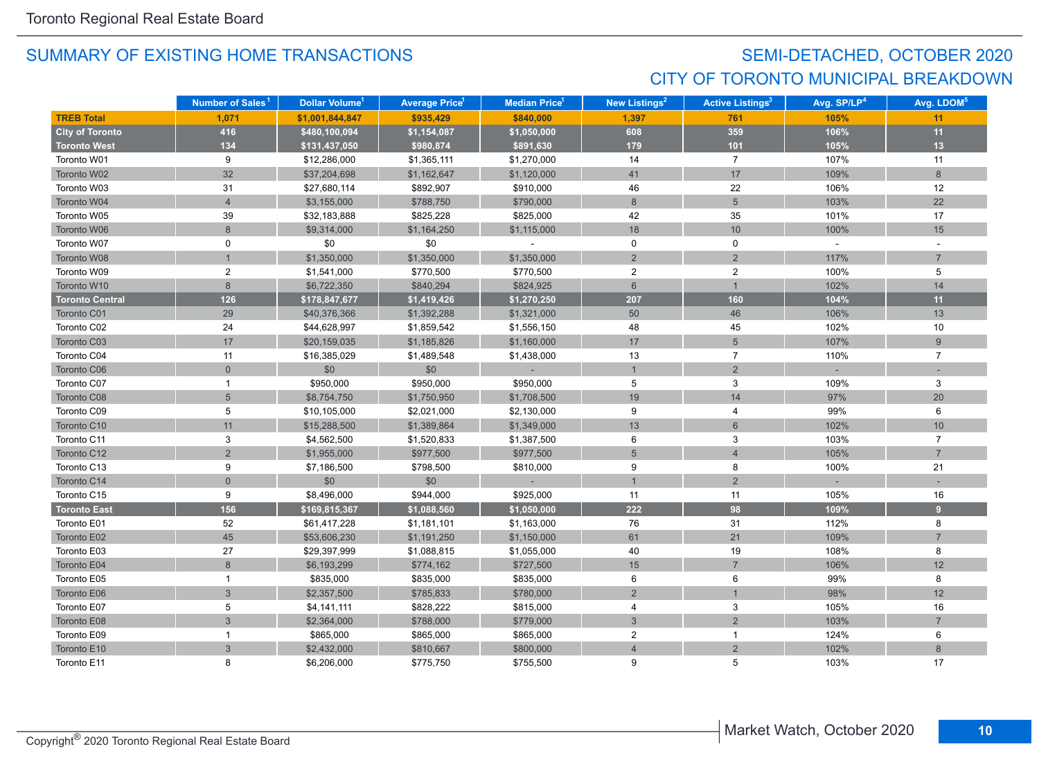## SUMMARY OF EXISTING HOME TRANSACTIONS

## SEMI-DETACHED, OCTOBER 2020
## CITY OF TORONTO MUNICIPAL BREAKDOWN

| | Number of Sales[1] | Dollar Volume[1] | Average Price[1] | Median Price[1] | New Listings[2] | Active Listings[3] | Avg. SP/LP[4] | Avg. LDOM[5] |
|---|---|---|---|---|---|---|---|---|
| **TREB Total** | **1,071** | **$1,001,844,847** | **$935,429** | **$840,000** | **1,397** | **761** | **105%** | **11** |
| **City of Toronto** | **416** | **$480,100,094** | **$1,154,087** | **$1,050,000** | **608** | **359** | **106%** | **11** |
| **Toronto West** | **134** | **$131,437,050** | **$980,874** | **$891,630** | **179** | **101** | **105%** | **13** |
| Toronto W01 | 9 | $12,286,000 | $1,365,111 | $1,270,000 | 14 | 7 | 107% | 11 |
| Toronto W02 | 32 | $37,204,698 | $1,162,647 | $1,120,000 | 41 | 17 | 109% | 8 |
| Toronto W03 | 31 | $27,680,114 | $892,907 | $910,000 | 46 | 22 | 106% | 12 |
| Toronto W04 | 4 | $3,155,000 | $788,750 | $790,000 | 8 | 5 | 103% | 22 |
| Toronto W05 | 39 | $32,183,888 | $825,228 | $825,000 | 42 | 35 | 101% | 17 |
| Toronto W06 | 8 | $9,314,000 | $1,164,250 | $1,115,000 | 18 | 10 | 100% | 15 |
| Toronto W07 | 0 | $0 | $0 | - | 0 | 0 | - | - |
| Toronto W08 | 1 | $1,350,000 | $1,350,000 | $1,350,000 | 2 | 2 | 117% | 7 |
| Toronto W09 | 2 | $1,541,000 | $770,500 | $770,500 | 2 | 2 | 100% | 5 |
| Toronto W10 | 8 | $6,722,350 | $840,294 | $824,925 | 6 | 1 | 102% | 14 |
| **Toronto Central** | **126** | **$178,847,677** | **$1,419,426** | **$1,270,250** | **207** | **160** | **104%** | **11** |
| Toronto C01 | 29 | $40,376,366 | $1,392,288 | $1,321,000 | 50 | 46 | 106% | 13 |
| Toronto C02 | 24 | $44,628,997 | $1,859,542 | $1,556,150 | 48 | 45 | 102% | 10 |
| Toronto C03 | 17 | $20,159,035 | $1,185,826 | $1,160,000 | 17 | 5 | 107% | 9 |
| Toronto C04 | 11 | $16,385,029 | $1,489,548 | $1,438,000 | 13 | 7 | 110% | 7 |
| Toronto C06 | 0 | $0 | $0 | - | 1 | 2 | - | - |
| Toronto C07 | 1 | $950,000 | $950,000 | $950,000 | 5 | 3 | 109% | 3 |
| Toronto C08 | 5 | $8,754,750 | $1,750,950 | $1,708,500 | 19 | 14 | 97% | 20 |
| Toronto C09 | 5 | $10,105,000 | $2,021,000 | $2,130,000 | 9 | 4 | 99% | 6 |
| Toronto C10 | 11 | $15,288,500 | $1,389,864 | $1,349,000 | 13 | 6 | 102% | 10 |
| Toronto C11 | 3 | $4,562,500 | $1,520,833 | $1,387,500 | 6 | 3 | 103% | 7 |
| Toronto C12 | 2 | $1,955,000 | $977,500 | $977,500 | 5 | 4 | 105% | 7 |
| Toronto C13 | 9 | $7,186,500 | $798,500 | $810,000 | 9 | 8 | 100% | 21 |
| Toronto C14 | 0 | $0 | $0 | - | 1 | 2 | - | - |
| Toronto C15 | 9 | $8,496,000 | $944,000 | $925,000 | 11 | 11 | 105% | 16 |
| **Toronto East** | **156** | **$169,815,367** | **$1,088,560** | **$1,050,000** | **222** | **98** | **109%** | **9** |
| Toronto E01 | 52 | $61,417,228 | $1,181,101 | $1,163,000 | 76 | 31 | 112% | 8 |
| Toronto E02 | 45 | $53,606,230 | $1,191,250 | $1,150,000 | 61 | 21 | 109% | 7 |
| Toronto E03 | 27 | $29,397,999 | $1,088,815 | $1,055,000 | 40 | 19 | 108% | 8 |
| Toronto E04 | 8 | $6,193,299 | $774,162 | $727,500 | 15 | 7 | 106% | 12 |
| Toronto E05 | 1 | $835,000 | $835,000 | $835,000 | 6 | 6 | 99% | 8 |
| Toronto E06 | 3 | $2,357,500 | $785,833 | $780,000 | 2 | 1 | 98% | 12 |
| Toronto E07 | 5 | $4,141,111 | $828,222 | $815,000 | 4 | 3 | 105% | 16 |
| Toronto E08 | 3 | $2,364,000 | $788,000 | $779,000 | 3 | 2 | 103% | 7 |
| Toronto E09 | 1 | $865,000 | $865,000 | $865,000 | 2 | 1 | 124% | 6 |
| Toronto E10 | 3 | $2,432,000 | $810,667 | $800,000 | 4 | 2 | 102% | 8 |
| Toronto E11 | 8 | $6,206,000 | $775,750 | $755,500 | 9 | 5 | 103% | 17 |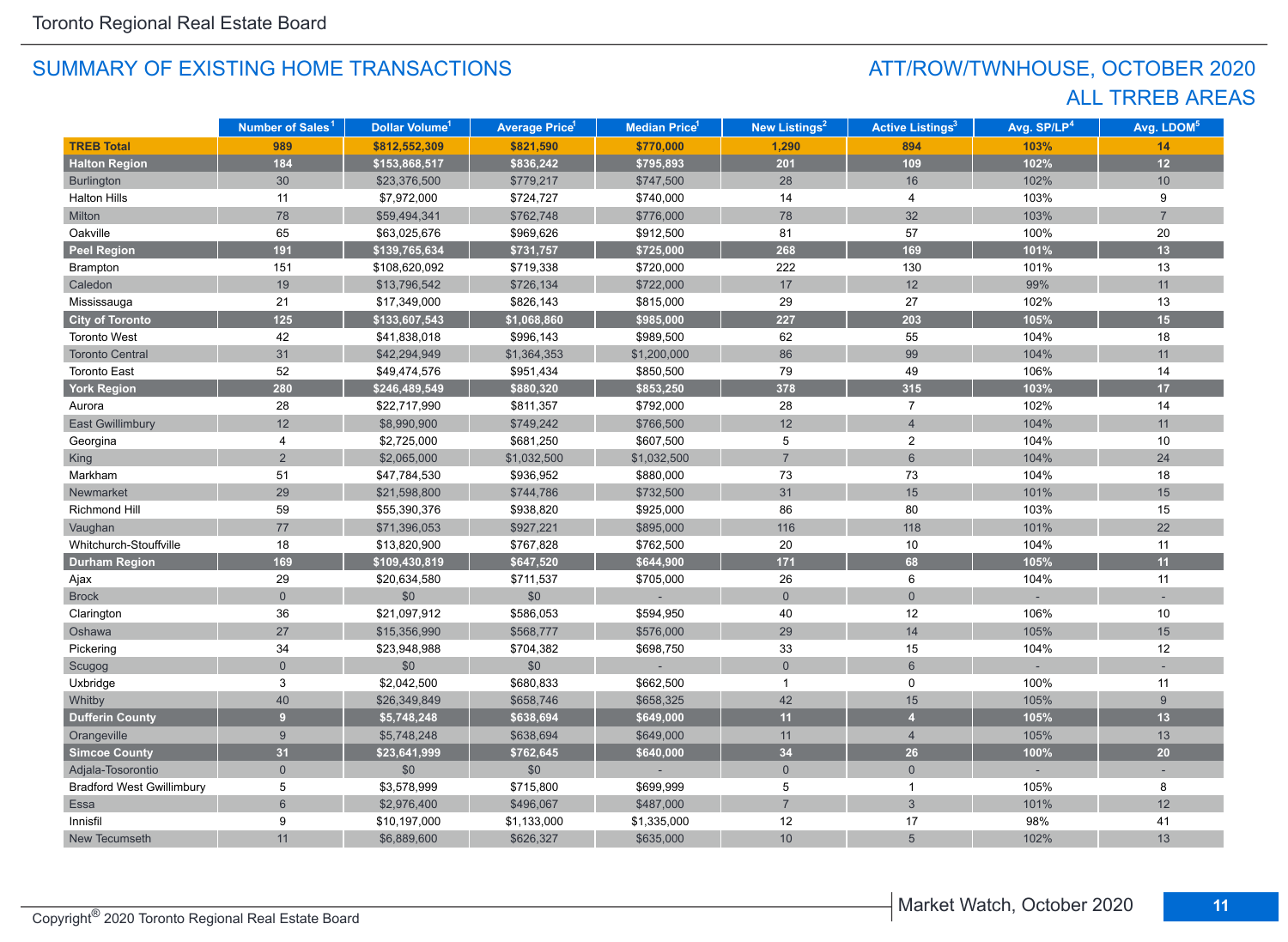Toronto Regional Real Estate Board

## SUMMARY OF EXISTING HOME TRANSACTIONS

## ATT/ROW/TWNHOUSE, OCTOBER 2020
## ALL TRREB AREAS

| | Number of Sales[1] | Dollar Volume[1] | Average Price[1] | Median Price[1] | New Listings[2] | Active Listings[3] | Avg. SP/LP[4] | Avg. LDOM[5] |
|---|---|---|---|---|---|---|---|---|
| **TREB Total** | **989** | **$812,552,309** | **$821,590** | **$770,000** | **1,290** | **894** | **103%** | **14** |
| **Halton Region** | **184** | **$153,868,517** | **$836,242** | **$795,893** | **201** | **109** | **102%** | **12** |
| Burlington | 30 | $23,376,500 | $779,217 | $747,500 | 28 | 16 | 102% | 10 |
| Halton Hills | 11 | $7,972,000 | $724,727 | $740,000 | 14 | 4 | 103% | 9 |
| Milton | 78 | $59,494,341 | $762,748 | $776,000 | 78 | 32 | 103% | 7 |
| Oakville | 65 | $63,025,676 | $969,626 | $912,500 | 81 | 57 | 100% | 20 |
| **Peel Region** | **191** | **$139,765,634** | **$731,757** | **$725,000** | **268** | **169** | **101%** | **13** |
| Brampton | 151 | $108,620,092 | $719,338 | $720,000 | 222 | 130 | 101% | 13 |
| Caledon | 19 | $13,796,542 | $726,134 | $722,000 | 17 | 12 | 99% | 11 |
| Mississauga | 21 | $17,349,000 | $826,143 | $815,000 | 29 | 27 | 102% | 13 |
| **City of Toronto** | **125** | **$133,607,543** | **$1,068,860** | **$985,000** | **227** | **203** | **105%** | **15** |
| Toronto West | 42 | $41,838,018 | $996,143 | $989,500 | 62 | 55 | 104% | 18 |
| Toronto Central | 31 | $42,294,949 | $1,364,353 | $1,200,000 | 86 | 99 | 104% | 11 |
| Toronto East | 52 | $49,474,576 | $951,434 | $850,500 | 79 | 49 | 106% | 14 |
| **York Region** | **280** | **$246,489,549** | **$880,320** | **$853,250** | **378** | **315** | **103%** | **17** |
| Aurora | 28 | $22,717,990 | $811,357 | $792,000 | 28 | 7 | 102% | 14 |
| East Gwillimbury | 12 | $8,990,900 | $749,242 | $766,500 | 12 | 4 | 104% | 11 |
| Georgina | 4 | $2,725,000 | $681,250 | $607,500 | 5 | 2 | 104% | 10 |
| King | 2 | $2,065,000 | $1,032,500 | $1,032,500 | 7 | 6 | 104% | 24 |
| Markham | 51 | $47,784,530 | $936,952 | $880,000 | 73 | 73 | 104% | 18 |
| Newmarket | 29 | $21,598,800 | $744,786 | $732,500 | 31 | 15 | 101% | 15 |
| Richmond Hill | 59 | $55,390,376 | $938,820 | $925,000 | 86 | 80 | 103% | 15 |
| Vaughan | 77 | $71,396,053 | $927,221 | $895,000 | 116 | 118 | 101% | 22 |
| Whitchurch-Stouffville | 18 | $13,820,900 | $767,828 | $762,500 | 20 | 10 | 104% | 11 |
| **Durham Region** | **169** | **$109,430,819** | **$647,520** | **$644,900** | **171** | **68** | **105%** | **11** |
| Ajax | 29 | $20,634,580 | $711,537 | $705,000 | 26 | 6 | 104% | 11 |
| Brock | 0 | $0 | $0 | - | 0 | 0 | - | - |
| Clarington | 36 | $21,097,912 | $586,053 | $594,950 | 40 | 12 | 106% | 10 |
| Oshawa | 27 | $15,356,990 | $568,777 | $576,000 | 29 | 14 | 105% | 15 |
| Pickering | 34 | $23,948,988 | $704,382 | $698,750 | 33 | 15 | 104% | 12 |
| Scugog | 0 | $0 | $0 | - | 0 | 6 | - | - |
| Uxbridge | 3 | $2,042,500 | $680,833 | $662,500 | 1 | 0 | 100% | 11 |
| Whitby | 40 | $26,349,849 | $658,746 | $658,325 | 42 | 15 | 105% | 9 |
| **Dufferin County** | **9** | **$5,748,248** | **$638,694** | **$649,000** | **11** | **4** | **105%** | **13** |
| Orangeville | 9 | $5,748,248 | $638,694 | $649,000 | 11 | 4 | 105% | 13 |
| **Simcoe County** | **31** | **$23,641,999** | **$762,645** | **$640,000** | **34** | **26** | **100%** | **20** |
| Adjala-Tosorontio | 0 | $0 | $0 | - | 0 | 0 | - | - |
| Bradford West Gwillimbury | 5 | $3,578,999 | $715,800 | $699,999 | 5 | 1 | 105% | 8 |
| Essa | 6 | $2,976,400 | $496,067 | $487,000 | 7 | 3 | 101% | 12 |
| Innisfil | 9 | $10,197,000 | $1,133,000 | $1,335,000 | 12 | 17 | 98% | 41 |
| New Tecumseth | 11 | $6,889,600 | $626,327 | $635,000 | 10 | 5 | 102% | 13 |

Copyright® 2020 Toronto Regional Real Estate Board

Market Watch, October 2020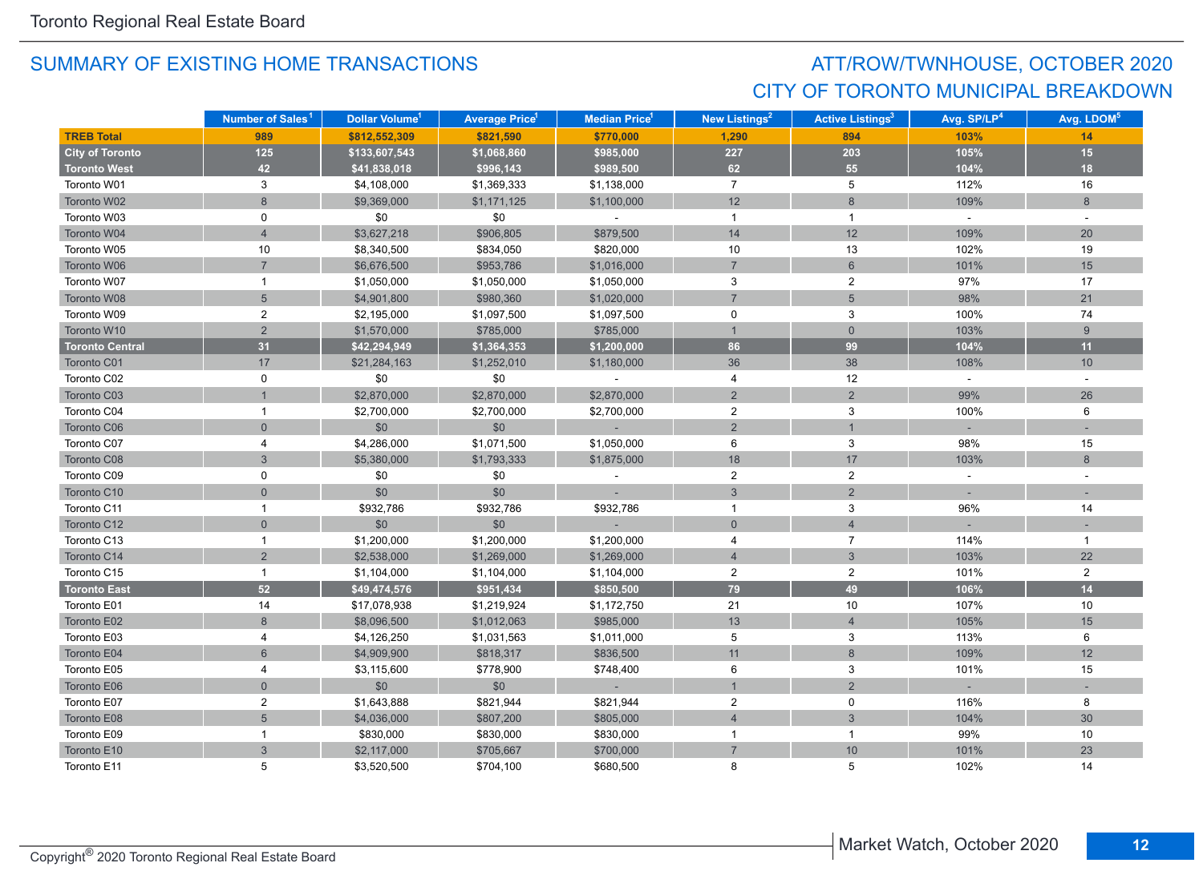Toronto Regional Real Estate Board

## SUMMARY OF EXISTING HOME TRANSACTIONS

## ATT/ROW/TWNHOUSE, OCTOBER 2020
## CITY OF TORONTO MUNICIPAL BREAKDOWN

| | Number of Sales[1] | Dollar Volume[1] | Average Price[1] | Median Price[1] | New Listings[2] | Active Listings[3] | Avg. SP/LP[4] | Avg. LDOM[5] |
|---|---|---|---|---|---|---|---|---|
| **TREB Total** | **989** | **$812,552,309** | **$821,590** | **$770,000** | **1,290** | **894** | **103%** | **14** |
| **City of Toronto** | **125** | **$133,607,543** | **$1,068,860** | **$985,000** | **227** | **203** | **105%** | **15** |
| **Toronto West** | **42** | **$41,838,018** | **$996,143** | **$989,500** | **62** | **55** | **104%** | **18** |
| Toronto W01 | 3 | $4,108,000 | $1,369,333 | $1,138,000 | 7 | 5 | 112% | 16 |
| Toronto W02 | 8 | $9,369,000 | $1,171,125 | $1,100,000 | 12 | 8 | 109% | 8 |
| Toronto W03 | 0 | $0 | $0 | - | 1 | 1 | - | - |
| Toronto W04 | 4 | $3,627,218 | $906,805 | $879,500 | 14 | 12 | 109% | 20 |
| Toronto W05 | 10 | $8,340,500 | $834,050 | $820,000 | 10 | 13 | 102% | 19 |
| Toronto W06 | 7 | $6,676,500 | $953,786 | $1,016,000 | 7 | 6 | 101% | 15 |
| Toronto W07 | 1 | $1,050,000 | $1,050,000 | $1,050,000 | 3 | 2 | 97% | 17 |
| Toronto W08 | 5 | $4,901,800 | $980,360 | $1,020,000 | 7 | 5 | 98% | 21 |
| Toronto W09 | 2 | $2,195,000 | $1,097,500 | $1,097,500 | 0 | 3 | 100% | 74 |
| Toronto W10 | 2 | $1,570,000 | $785,000 | $785,000 | 1 | 0 | 103% | 9 |
| **Toronto Central** | **31** | **$42,294,949** | **$1,364,353** | **$1,200,000** | **86** | **99** | **104%** | **11** |
| Toronto C01 | 17 | $21,284,163 | $1,252,010 | $1,180,000 | 36 | 38 | 108% | 10 |
| Toronto C02 | 0 | $0 | $0 | - | 4 | 12 | - | - |
| Toronto C03 | 1 | $2,870,000 | $2,870,000 | $2,870,000 | 2 | 2 | 99% | 26 |
| Toronto C04 | 1 | $2,700,000 | $2,700,000 | $2,700,000 | 2 | 3 | 100% | 6 |
| Toronto C06 | 0 | $0 | $0 | - | 2 | 1 | - | - |
| Toronto C07 | 4 | $4,286,000 | $1,071,500 | $1,050,000 | 6 | 3 | 98% | 15 |
| Toronto C08 | 3 | $5,380,000 | $1,793,333 | $1,875,000 | 18 | 17 | 103% | 8 |
| Toronto C09 | 0 | $0 | $0 | - | 2 | 2 | - | - |
| Toronto C10 | 0 | $0 | $0 | - | 3 | 2 | - | - |
| Toronto C11 | 1 | $932,786 | $932,786 | $932,786 | 1 | 3 | 96% | 14 |
| Toronto C12 | 0 | $0 | $0 | - | 0 | 4 | - | - |
| Toronto C13 | 1 | $1,200,000 | $1,200,000 | $1,200,000 | 4 | 7 | 114% | 1 |
| Toronto C14 | 2 | $2,538,000 | $1,269,000 | $1,269,000 | 4 | 3 | 103% | 22 |
| Toronto C15 | 1 | $1,104,000 | $1,104,000 | $1,104,000 | 2 | 2 | 101% | 2 |
| **Toronto East** | **52** | **$49,474,576** | **$951,434** | **$850,500** | **79** | **49** | **106%** | **14** |
| Toronto E01 | 14 | $17,078,938 | $1,219,924 | $1,172,750 | 21 | 10 | 107% | 10 |
| Toronto E02 | 8 | $8,096,500 | $1,012,063 | $985,000 | 13 | 4 | 105% | 15 |
| Toronto E03 | 4 | $4,126,250 | $1,031,563 | $1,011,000 | 5 | 3 | 113% | 6 |
| Toronto E04 | 6 | $4,909,900 | $818,317 | $836,500 | 11 | 8 | 109% | 12 |
| Toronto E05 | 4 | $3,115,600 | $778,900 | $748,400 | 6 | 3 | 101% | 15 |
| Toronto E06 | 0 | $0 | $0 | - | 1 | 2 | - | - |
| Toronto E07 | 2 | $1,643,888 | $821,944 | $821,944 | 2 | 0 | 116% | 8 |
| Toronto E08 | 5 | $4,036,000 | $807,200 | $805,000 | 4 | 3 | 104% | 30 |
| Toronto E09 | 1 | $830,000 | $830,000 | $830,000 | 1 | 1 | 99% | 10 |
| Toronto E10 | 3 | $2,117,000 | $705,667 | $700,000 | 7 | 10 | 101% | 23 |
| Toronto E11 | 5 | $3,520,500 | $704,100 | $680,500 | 8 | 5 | 102% | 14 |

Copyright® 2020 Toronto Regional Real Estate Board

Market Watch, October 2020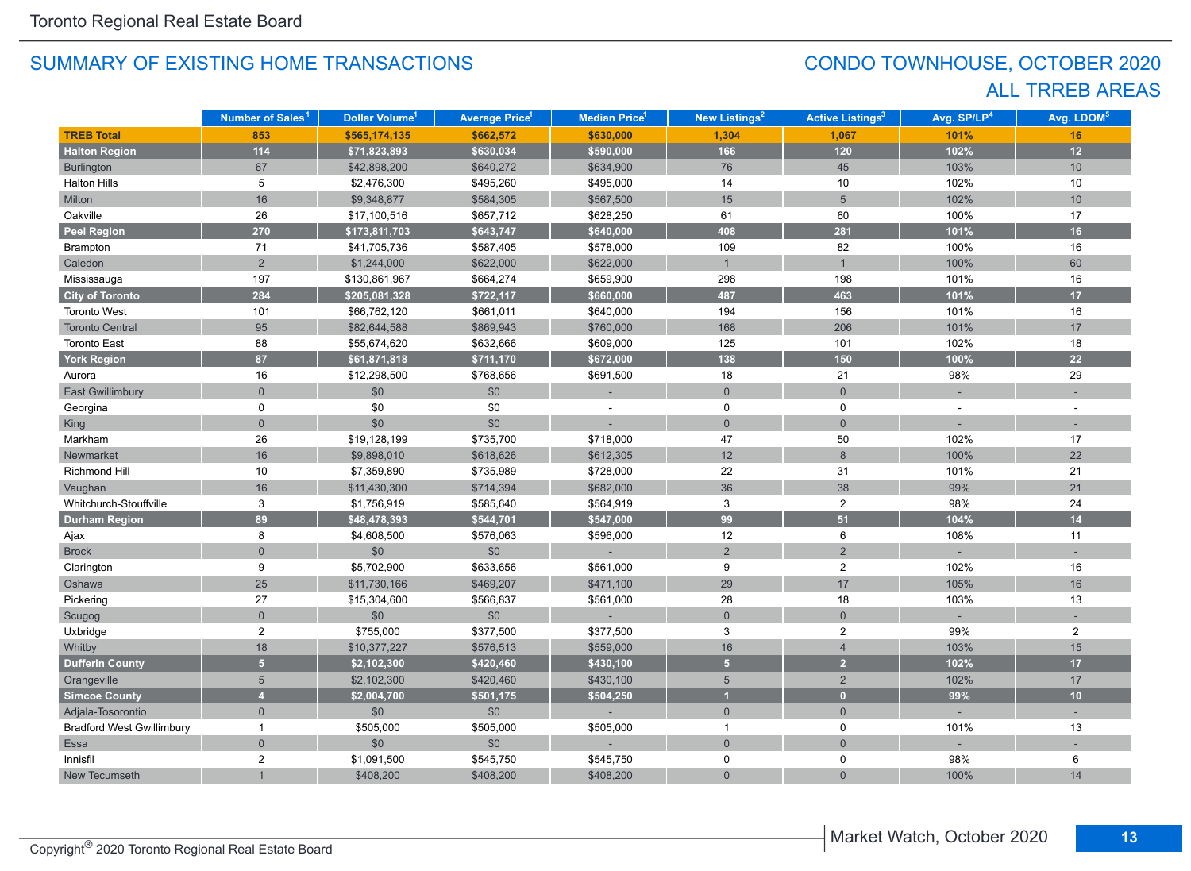## SUMMARY OF EXISTING HOME TRANSACTIONS

## CONDO TOWNHOUSE, OCTOBER 2020
## ALL TRREB AREAS

| | Number of Sales[1] | Dollar Volume[1] | Average Price[1] | Median Price[1] | New Listings[2] | Active Listings[3] | Avg. SP/LP[4] | Avg. LDOM[5] |
|---|---|---|---|---|---|---|---|---|
| **TREB Total** | **853** | **$565,174,135** | **$662,572** | **$630,000** | **1,304** | **1,067** | **101%** | **16** |
| **Halton Region** | **114** | **$71,823,893** | **$630,034** | **$590,000** | **166** | **120** | **102%** | **12** |
| Burlington | 67 | $42,898,200 | $640,272 | $634,900 | 76 | 45 | 103% | 10 |
| Halton Hills | 5 | $2,476,300 | $495,260 | $495,000 | 14 | 10 | 102% | 10 |
| Milton | 16 | $9,348,877 | $584,305 | $567,500 | 15 | 5 | 102% | 10 |
| Oakville | 26 | $17,100,516 | $657,712 | $628,250 | 61 | 60 | 100% | 17 |
| **Peel Region** | **270** | **$173,811,703** | **$643,747** | **$640,000** | **408** | **281** | **101%** | **16** |
| Brampton | 71 | $41,705,736 | $587,405 | $578,000 | 109 | 82 | 100% | 16 |
| Caledon | 2 | $1,244,000 | $622,000 | $622,000 | 1 | 1 | 100% | 60 |
| Mississauga | 197 | $130,861,967 | $664,274 | $659,900 | 298 | 198 | 101% | 16 |
| **City of Toronto** | **284** | **$205,081,328** | **$722,117** | **$660,000** | **487** | **463** | **101%** | **17** |
| Toronto West | 101 | $66,762,120 | $661,011 | $640,000 | 194 | 156 | 101% | 16 |
| Toronto Central | 95 | $82,644,588 | $869,943 | $760,000 | 168 | 206 | 101% | 17 |
| Toronto East | 88 | $55,674,620 | $632,666 | $609,000 | 125 | 101 | 102% | 18 |
| **York Region** | **87** | **$61,871,818** | **$711,170** | **$672,000** | **138** | **150** | **100%** | **22** |
| Aurora | 16 | $12,298,500 | $768,656 | $691,500 | 18 | 21 | 98% | 29 |
| East Gwillimbury | 0 | $0 | $0 | - | 0 | 0 | - | - |
| Georgina | 0 | $0 | $0 | - | 0 | 0 | - | - |
| King | 0 | $0 | $0 | - | 0 | 0 | - | - |
| Markham | 26 | $19,128,199 | $735,700 | $718,000 | 47 | 50 | 102% | 17 |
| Newmarket | 16 | $9,898,010 | $618,626 | $612,305 | 12 | 8 | 100% | 22 |
| Richmond Hill | 10 | $7,359,890 | $735,989 | $728,000 | 22 | 31 | 101% | 21 |
| Vaughan | 16 | $11,430,300 | $714,394 | $682,000 | 36 | 38 | 99% | 21 |
| Whitchurch-Stouffville | 3 | $1,756,919 | $585,640 | $564,919 | 3 | 2 | 98% | 24 |
| **Durham Region** | **89** | **$48,478,393** | **$544,701** | **$547,000** | **99** | **51** | **104%** | **14** |
| Ajax | 8 | $4,608,500 | $576,063 | $596,000 | 12 | 6 | 108% | 11 |
| Brock | 0 | $0 | $0 | - | 2 | 2 | - | - |
| Clarington | 9 | $5,702,900 | $633,656 | $561,000 | 9 | 2 | 102% | 16 |
| Oshawa | 25 | $11,730,166 | $469,207 | $471,100 | 29 | 17 | 105% | 16 |
| Pickering | 27 | $15,304,600 | $566,837 | $561,000 | 28 | 18 | 103% | 13 |
| Scugog | 0 | $0 | $0 | - | 0 | 0 | - | - |
| Uxbridge | 2 | $755,000 | $377,500 | $377,500 | 3 | 2 | 99% | 2 |
| Whitby | 18 | $10,377,227 | $576,513 | $559,000 | 16 | 4 | 103% | 15 |
| **Dufferin County** | **5** | **$2,102,300** | **$420,460** | **$430,100** | **5** | **2** | **102%** | **17** |
| Orangeville | 5 | $2,102,300 | $420,460 | $430,100 | 5 | 2 | 102% | 17 |
| **Simcoe County** | **4** | **$2,004,700** | **$501,175** | **$504,250** | **1** | **0** | **99%** | **10** |
| Adjala-Tosorontio | 0 | $0 | $0 | - | 0 | 0 | - | - |
| Bradford West Gwillimbury | 1 | $505,000 | $505,000 | $505,000 | 1 | 0 | 101% | 13 |
| Essa | 0 | $0 | $0 | - | 0 | 0 | - | - |
| Innisfil | 2 | $1,091,500 | $545,750 | $545,750 | 0 | 0 | 98% | 6 |
| New Tecumseth | 1 | $408,200 | $408,200 | $408,200 | 0 | 0 | 100% | 14 |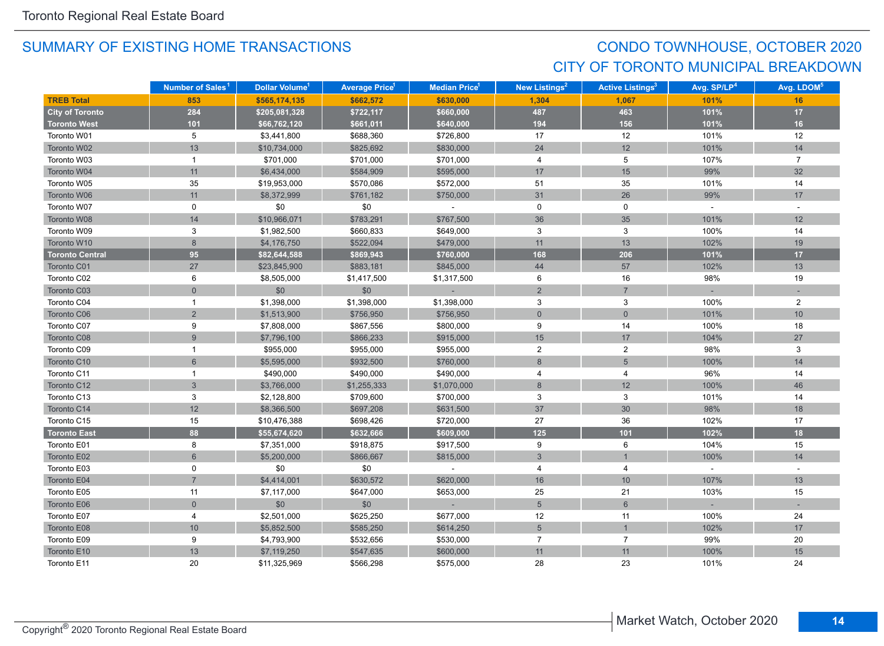## SUMMARY OF EXISTING HOME TRANSACTIONS

## CONDO TOWNHOUSE, OCTOBER 2020
## CITY OF TORONTO MUNICIPAL BREAKDOWN

| | Number of Sales[1] | Dollar Volume[1] | Average Price[1] | Median Price[1] | New Listings[2] | Active Listings[3] | Avg. SP/LP[4] | Avg. LDOM[5] |
|---|---|---|---|---|---|---|---|---|
| **TREB Total** | **853** | **$565,174,135** | **$662,572** | **$630,000** | **1,304** | **1,067** | **101%** | **16** |
| **City of Toronto** | **284** | **$205,081,328** | **$722,117** | **$660,000** | **487** | **463** | **101%** | **17** |
| **Toronto West** | **101** | **$66,762,120** | **$661,011** | **$640,000** | **194** | **156** | **101%** | **16** |
| Toronto W01 | 5 | $3,441,800 | $688,360 | $726,800 | 17 | 12 | 101% | 12 |
| Toronto W02 | 13 | $10,734,000 | $825,692 | $830,000 | 24 | 12 | 101% | 14 |
| Toronto W03 | 1 | $701,000 | $701,000 | $701,000 | 4 | 5 | 107% | 7 |
| Toronto W04 | 11 | $6,434,000 | $584,909 | $595,000 | 17 | 15 | 99% | 32 |
| Toronto W05 | 35 | $19,953,000 | $570,086 | $572,000 | 51 | 35 | 101% | 14 |
| Toronto W06 | 11 | $8,372,999 | $761,182 | $750,000 | 31 | 26 | 99% | 17 |
| Toronto W07 | 0 | $0 | $0 | - | 0 | 0 | - | - |
| Toronto W08 | 14 | $10,966,071 | $783,291 | $767,500 | 36 | 35 | 101% | 12 |
| Toronto W09 | 3 | $1,982,500 | $660,833 | $649,000 | 3 | 3 | 100% | 14 |
| Toronto W10 | 8 | $4,176,750 | $522,094 | $479,000 | 11 | 13 | 102% | 19 |
| **Toronto Central** | **95** | **$82,644,588** | **$869,943** | **$760,000** | **168** | **206** | **101%** | **17** |
| Toronto C01 | 27 | $23,845,900 | $883,181 | $845,000 | 44 | 57 | 102% | 13 |
| Toronto C02 | 6 | $8,505,000 | $1,417,500 | $1,317,500 | 6 | 16 | 98% | 19 |
| Toronto C03 | 0 | $0 | $0 | - | 2 | 7 | - | - |
| Toronto C04 | 1 | $1,398,000 | $1,398,000 | $1,398,000 | 3 | 3 | 100% | 2 |
| Toronto C06 | 2 | $1,513,900 | $756,950 | $756,950 | 0 | 0 | 101% | 10 |
| Toronto C07 | 9 | $7,808,000 | $867,556 | $800,000 | 9 | 14 | 100% | 18 |
| Toronto C08 | 9 | $7,796,100 | $866,233 | $915,000 | 15 | 17 | 104% | 27 |
| Toronto C09 | 1 | $955,000 | $955,000 | $955,000 | 2 | 2 | 98% | 3 |
| Toronto C10 | 6 | $5,595,000 | $932,500 | $760,000 | 8 | 5 | 100% | 14 |
| Toronto C11 | 1 | $490,000 | $490,000 | $490,000 | 4 | 4 | 96% | 14 |
| Toronto C12 | 3 | $3,766,000 | $1,255,333 | $1,070,000 | 8 | 12 | 100% | 46 |
| Toronto C13 | 3 | $2,128,800 | $709,600 | $700,000 | 3 | 3 | 101% | 14 |
| Toronto C14 | 12 | $8,366,500 | $697,208 | $631,500 | 37 | 30 | 98% | 18 |
| Toronto C15 | 15 | $10,476,388 | $698,426 | $720,000 | 27 | 36 | 102% | 17 |
| **Toronto East** | **88** | **$55,674,620** | **$632,666** | **$609,000** | **125** | **101** | **102%** | **18** |
| Toronto E01 | 8 | $7,351,000 | $918,875 | $917,500 | 9 | 6 | 104% | 15 |
| Toronto E02 | 6 | $5,200,000 | $866,667 | $815,000 | 3 | 1 | 100% | 14 |
| Toronto E03 | 0 | $0 | $0 | - | 4 | 4 | - | - |
| Toronto E04 | 7 | $4,414,001 | $630,572 | $620,000 | 16 | 10 | 107% | 13 |
| Toronto E05 | 11 | $7,117,000 | $647,000 | $653,000 | 25 | 21 | 103% | 15 |
| Toronto E06 | 0 | $0 | $0 | - | 5 | 6 | - | - |
| Toronto E07 | 4 | $2,501,000 | $625,250 | $677,000 | 12 | 11 | 100% | 24 |
| Toronto E08 | 10 | $5,852,500 | $585,250 | $614,250 | 5 | 1 | 102% | 17 |
| Toronto E09 | 9 | $4,793,900 | $532,656 | $530,000 | 7 | 7 | 99% | 20 |
| Toronto E10 | 13 | $7,119,250 | $547,635 | $600,000 | 11 | 11 | 100% | 15 |
| Toronto E11 | 20 | $11,325,969 | $566,298 | $575,000 | 28 | 23 | 101% | 24 |

Copyright® 2020 Toronto Regional Real Estate Board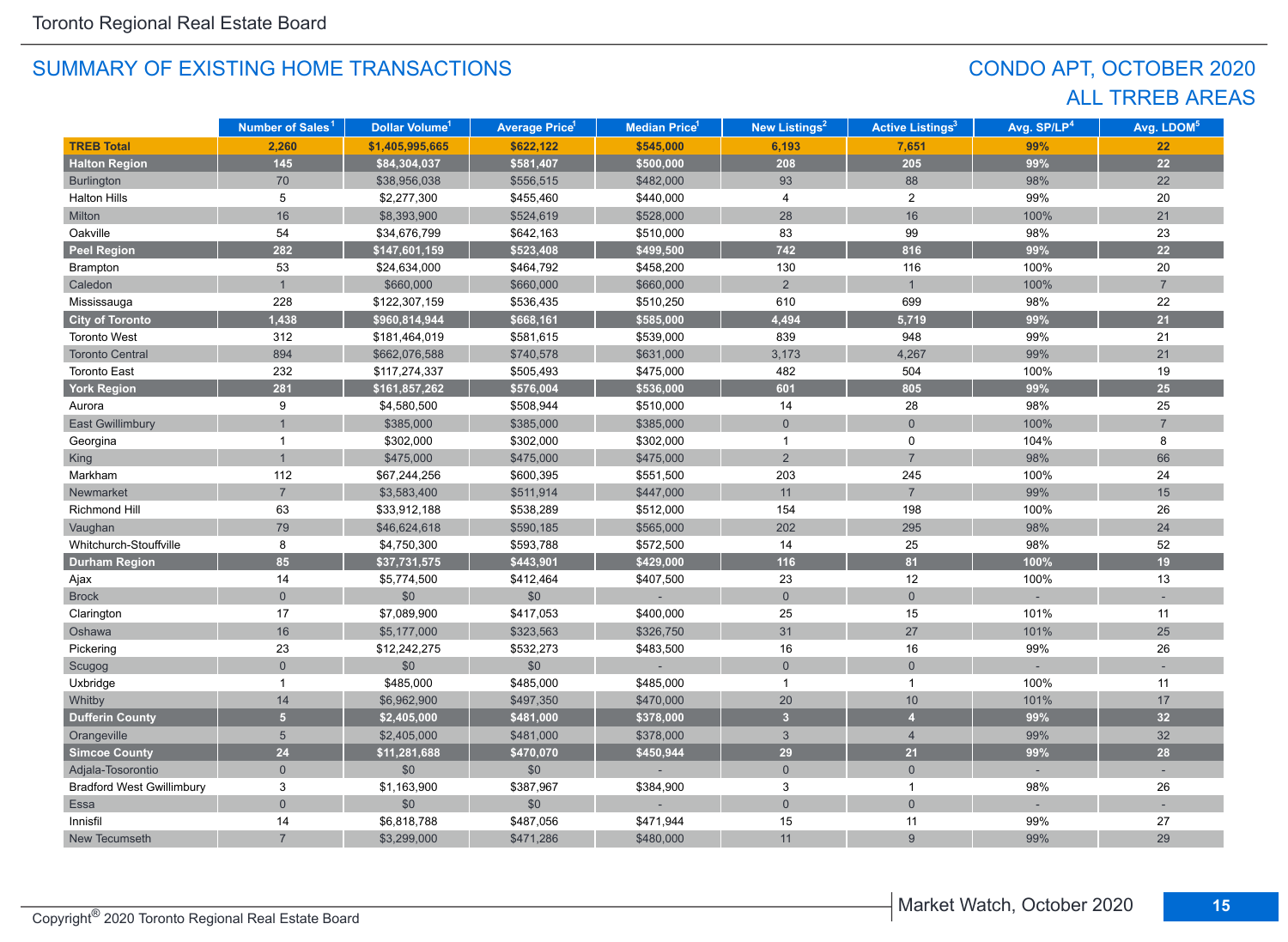Toronto Regional Real Estate Board

## SUMMARY OF EXISTING HOME TRANSACTIONS

## CONDO APT, OCTOBER 2020
## ALL TRREB AREAS

| | Number of Sales[1] | Dollar Volume[1] | Average Price[1] | Median Price[1] | New Listings[2] | Active Listings[3] | Avg. SP/LP[4] | Avg. LDOM[5] |
|---|---|---|---|---|---|---|---|---|
| **TREB Total** | **2,260** | **$1,405,995,665** | **$622,122** | **$545,000** | **6,193** | **7,651** | **99%** | **22** |
| **Halton Region** | **145** | **$84,304,037** | **$581,407** | **$500,000** | **208** | **205** | **99%** | **22** |
| Burlington | 70 | $38,956,038 | $556,515 | $482,000 | 93 | 88 | 98% | 22 |
| Halton Hills | 5 | $2,277,300 | $455,460 | $440,000 | 4 | 2 | 99% | 20 |
| Milton | 16 | $8,393,900 | $524,619 | $528,000 | 28 | 16 | 100% | 21 |
| Oakville | 54 | $34,676,799 | $642,163 | $510,000 | 83 | 99 | 98% | 23 |
| **Peel Region** | **282** | **$147,601,159** | **$523,408** | **$499,500** | **742** | **816** | **99%** | **22** |
| Brampton | 53 | $24,634,000 | $464,792 | $458,200 | 130 | 116 | 100% | 20 |
| Caledon | 1 | $660,000 | $660,000 | $660,000 | 2 | 1 | 100% | 7 |
| Mississauga | 228 | $122,307,159 | $536,435 | $510,250 | 610 | 699 | 98% | 22 |
| **City of Toronto** | **1,438** | **$960,814,944** | **$668,161** | **$585,000** | **4,494** | **5,719** | **99%** | **21** |
| Toronto West | 312 | $181,464,019 | $581,615 | $539,000 | 839 | 948 | 99% | 21 |
| Toronto Central | 894 | $662,076,588 | $740,578 | $631,000 | 3,173 | 4,267 | 99% | 21 |
| Toronto East | 232 | $117,274,337 | $505,493 | $475,000 | 482 | 504 | 100% | 19 |
| **York Region** | **281** | **$161,857,262** | **$576,004** | **$536,000** | **601** | **805** | **99%** | **25** |
| Aurora | 9 | $4,580,500 | $508,944 | $510,000 | 14 | 28 | 98% | 25 |
| East Gwillimbury | 1 | $385,000 | $385,000 | $385,000 | 0 | 0 | 100% | 7 |
| Georgina | 1 | $302,000 | $302,000 | $302,000 | 1 | 0 | 104% | 8 |
| King | 1 | $475,000 | $475,000 | $475,000 | 2 | 7 | 98% | 66 |
| Markham | 112 | $67,244,256 | $600,395 | $551,500 | 203 | 245 | 100% | 24 |
| Newmarket | 7 | $3,583,400 | $511,914 | $447,000 | 11 | 7 | 99% | 15 |
| Richmond Hill | 63 | $33,912,188 | $538,289 | $512,000 | 154 | 198 | 100% | 26 |
| Vaughan | 79 | $46,624,618 | $590,185 | $565,000 | 202 | 295 | 98% | 24 |
| Whitchurch-Stouffville | 8 | $4,750,300 | $593,788 | $572,500 | 14 | 25 | 98% | 52 |
| **Durham Region** | **85** | **$37,731,575** | **$443,901** | **$429,000** | **116** | **81** | **100%** | **19** |
| Ajax | 14 | $5,774,500 | $412,464 | $407,500 | 23 | 12 | 100% | 13 |
| Brock | 0 | $0 | $0 | - | 0 | 0 | - | - |
| Clarington | 17 | $7,089,900 | $417,053 | $400,000 | 25 | 15 | 101% | 11 |
| Oshawa | 16 | $5,177,000 | $323,563 | $326,750 | 31 | 27 | 101% | 25 |
| Pickering | 23 | $12,242,275 | $532,273 | $483,500 | 16 | 16 | 99% | 26 |
| Scugog | 0 | $0 | $0 | - | 0 | 0 | - | - |
| Uxbridge | 1 | $485,000 | $485,000 | $485,000 | 1 | 1 | 100% | 11 |
| Whitby | 14 | $6,962,900 | $497,350 | $470,000 | 20 | 10 | 101% | 17 |
| **Dufferin County** | **5** | **$2,405,000** | **$481,000** | **$378,000** | **3** | **4** | **99%** | **32** |
| Orangeville | 5 | $2,405,000 | $481,000 | $378,000 | 3 | 4 | 99% | 32 |
| **Simcoe County** | **24** | **$11,281,688** | **$470,070** | **$450,944** | **29** | **21** | **99%** | **28** |
| Adjala-Tosorontio | 0 | $0 | $0 | - | 0 | 0 | - | - |
| Bradford West Gwillimbury | 3 | $1,163,900 | $387,967 | $384,900 | 3 | 1 | 98% | 26 |
| Essa | 0 | $0 | $0 | - | 0 | 0 | - | - |
| Innisfil | 14 | $6,818,788 | $487,056 | $471,944 | 15 | 11 | 99% | 27 |
| New Tecumseth | 7 | $3,299,000 | $471,286 | $480,000 | 11 | 9 | 99% | 29 |

Copyright® 2020 Toronto Regional Real Estate Board

Market Watch, October 2020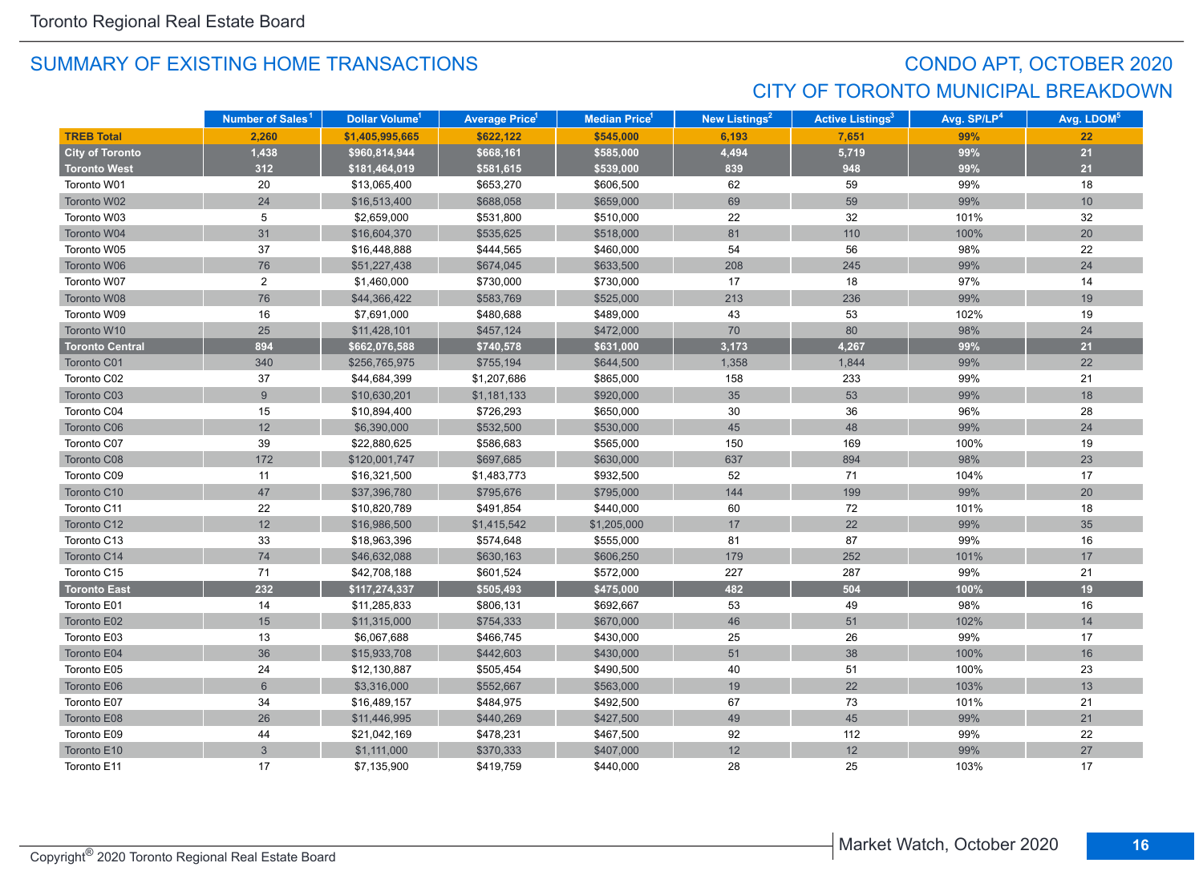## SUMMARY OF EXISTING HOME TRANSACTIONS

## CONDO APT, OCTOBER 2020
## CITY OF TORONTO MUNICIPAL BREAKDOWN

| | Number of Sales[1] | Dollar Volume[1] | Average Price[1] | Median Price[1] | New Listings[2] | Active Listings[3] | Avg. SP/LP[4] | Avg. LDOM[5] |
|---|---|---|---|---|---|---|---|---|
| **TREB Total** | **2,260** | **$1,405,995,665** | **$622,122** | **$545,000** | **6,193** | **7,651** | **99%** | **22** |
| **City of Toronto** | **1,438** | **$960,814,944** | **$668,161** | **$585,000** | **4,494** | **5,719** | **99%** | **21** |
| **Toronto West** | **312** | **$181,464,019** | **$581,615** | **$539,000** | **839** | **948** | **99%** | **21** |
| Toronto W01 | 20 | $13,065,400 | $653,270 | $606,500 | 62 | 59 | 99% | 18 |
| Toronto W02 | 24 | $16,513,400 | $688,058 | $659,000 | 69 | 59 | 99% | 10 |
| Toronto W03 | 5 | $2,659,000 | $531,800 | $510,000 | 22 | 32 | 101% | 32 |
| Toronto W04 | 31 | $16,604,370 | $535,625 | $518,000 | 81 | 110 | 100% | 20 |
| Toronto W05 | 37 | $16,448,888 | $444,565 | $460,000 | 54 | 56 | 98% | 22 |
| Toronto W06 | 76 | $51,227,438 | $674,045 | $633,500 | 208 | 245 | 99% | 24 |
| Toronto W07 | 2 | $1,460,000 | $730,000 | $730,000 | 17 | 18 | 97% | 14 |
| Toronto W08 | 76 | $44,366,422 | $583,769 | $525,000 | 213 | 236 | 99% | 19 |
| Toronto W09 | 16 | $7,691,000 | $480,688 | $489,000 | 43 | 53 | 102% | 19 |
| Toronto W10 | 25 | $11,428,101 | $457,124 | $472,000 | 70 | 80 | 98% | 24 |
| **Toronto Central** | **894** | **$662,076,588** | **$740,578** | **$631,000** | **3,173** | **4,267** | **99%** | **21** |
| Toronto C01 | 340 | $256,765,975 | $755,194 | $644,500 | 1,358 | 1,844 | 99% | 22 |
| Toronto C02 | 37 | $44,684,399 | $1,207,686 | $865,000 | 158 | 233 | 99% | 21 |
| Toronto C03 | 9 | $10,630,201 | $1,181,133 | $920,000 | 35 | 53 | 99% | 18 |
| Toronto C04 | 15 | $10,894,400 | $726,293 | $650,000 | 30 | 36 | 96% | 28 |
| Toronto C06 | 12 | $6,390,000 | $532,500 | $530,000 | 45 | 48 | 99% | 24 |
| Toronto C07 | 39 | $22,880,625 | $586,683 | $565,000 | 150 | 169 | 100% | 19 |
| Toronto C08 | 172 | $120,001,747 | $697,685 | $630,000 | 637 | 894 | 98% | 23 |
| Toronto C09 | 11 | $16,321,500 | $1,483,773 | $932,500 | 52 | 71 | 104% | 17 |
| Toronto C10 | 47 | $37,396,780 | $795,676 | $795,000 | 144 | 199 | 99% | 20 |
| Toronto C11 | 22 | $10,820,789 | $491,854 | $440,000 | 60 | 72 | 101% | 18 |
| Toronto C12 | 12 | $16,986,500 | $1,415,542 | $1,205,000 | 17 | 22 | 99% | 35 |
| Toronto C13 | 33 | $18,963,396 | $574,648 | $555,000 | 81 | 87 | 99% | 16 |
| Toronto C14 | 74 | $46,632,088 | $630,163 | $606,250 | 179 | 252 | 101% | 17 |
| Toronto C15 | 71 | $42,708,188 | $601,524 | $572,000 | 227 | 287 | 99% | 21 |
| **Toronto East** | **232** | **$117,274,337** | **$505,493** | **$475,000** | **482** | **504** | **100%** | **19** |
| Toronto E01 | 14 | $11,285,833 | $806,131 | $692,667 | 53 | 49 | 98% | 16 |
| Toronto E02 | 15 | $11,315,000 | $754,333 | $670,000 | 46 | 51 | 102% | 14 |
| Toronto E03 | 13 | $6,067,688 | $466,745 | $430,000 | 25 | 26 | 99% | 17 |
| Toronto E04 | 36 | $15,933,708 | $442,603 | $430,000 | 51 | 38 | 100% | 16 |
| Toronto E05 | 24 | $12,130,887 | $505,454 | $490,500 | 40 | 51 | 100% | 23 |
| Toronto E06 | 6 | $3,316,000 | $552,667 | $563,000 | 19 | 22 | 103% | 13 |
| Toronto E07 | 34 | $16,489,157 | $484,975 | $492,500 | 67 | 73 | 101% | 21 |
| Toronto E08 | 26 | $11,446,995 | $440,269 | $427,500 | 49 | 45 | 99% | 21 |
| Toronto E09 | 44 | $21,042,169 | $478,231 | $467,500 | 92 | 112 | 99% | 22 |
| Toronto E10 | 3 | $1,111,000 | $370,333 | $407,000 | 12 | 12 | 99% | 27 |
| Toronto E11 | 17 | $7,135,900 | $419,759 | $440,000 | 28 | 25 | 103% | 17 |

Copyright® 2020 Toronto Regional Real Estate Board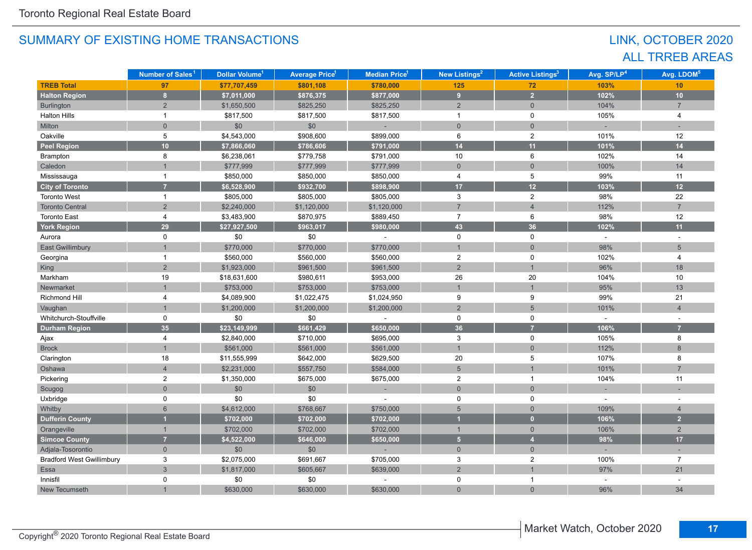Toronto Regional Real Estate Board

## SUMMARY OF EXISTING HOME TRANSACTIONS

## LINK, OCTOBER 2020
## ALL TRREB AREAS

| | Number of Sales[1] | Dollar Volume[1] | Average Price[1] | Median Price[1] | New Listings[2] | Active Listings[3] | Avg. SP/LP[4] | Avg. LDOM[5] |
|---|---|---|---|---|---|---|---|---|
| **TREB Total** | **97** | **$77,707,459** | **$801,108** | **$780,000** | **125** | **72** | **103%** | **10** |
| **Halton Region** | **8** | **$7,011,000** | **$876,375** | **$877,000** | **9** | **2** | **102%** | **10** |
| Burlington | 2 | $1,650,500 | $825,250 | $825,250 | 2 | 0 | 104% | 7 |
| Halton Hills | 1 | $817,500 | $817,500 | $817,500 | 1 | 0 | 105% | 4 |
| Milton | 0 | $0 | $0 | - | 0 | 0 | - | - |
| Oakville | 5 | $4,543,000 | $908,600 | $899,000 | 6 | 2 | 101% | 12 |
| **Peel Region** | **10** | **$7,866,060** | **$786,606** | **$791,000** | **14** | **11** | **101%** | **14** |
| Brampton | 8 | $6,238,061 | $779,758 | $791,000 | 10 | 6 | 102% | 14 |
| Caledon | 1 | $777,999 | $777,999 | $777,999 | 0 | 0 | 100% | 14 |
| Mississauga | 1 | $850,000 | $850,000 | $850,000 | 4 | 5 | 99% | 11 |
| **City of Toronto** | **7** | **$6,528,900** | **$932,700** | **$898,900** | **17** | **12** | **103%** | **12** |
| Toronto West | 1 | $805,000 | $805,000 | $805,000 | 3 | 2 | 98% | 22 |
| Toronto Central | 2 | $2,240,000 | $1,120,000 | $1,120,000 | 7 | 4 | 112% | 7 |
| Toronto East | 4 | $3,483,900 | $870,975 | $889,450 | 7 | 6 | 98% | 12 |
| **York Region** | **29** | **$27,927,500** | **$963,017** | **$980,000** | **43** | **36** | **102%** | **11** |
| Aurora | 0 | $0 | $0 | - | 0 | 0 | - | - |
| East Gwillimbury | 1 | $770,000 | $770,000 | $770,000 | 1 | 0 | 98% | 5 |
| Georgina | 1 | $560,000 | $560,000 | $560,000 | 2 | 0 | 102% | 4 |
| King | 2 | $1,923,000 | $961,500 | $961,500 | 2 | 1 | 96% | 18 |
| Markham | 19 | $18,631,600 | $980,611 | $953,000 | 26 | 20 | 104% | 10 |
| Newmarket | 1 | $753,000 | $753,000 | $753,000 | 1 | 1 | 95% | 13 |
| Richmond Hill | 4 | $4,089,900 | $1,022,475 | $1,024,950 | 9 | 9 | 99% | 21 |
| Vaughan | 1 | $1,200,000 | $1,200,000 | $1,200,000 | 2 | 5 | 101% | 4 |
| Whitchurch-Stouffville | 0 | $0 | $0 | - | 0 | 0 | - | - |
| **Durham Region** | **35** | **$23,149,999** | **$661,429** | **$650,000** | **36** | **7** | **106%** | **7** |
| Ajax | 4 | $2,840,000 | $710,000 | $695,000 | 3 | 0 | 105% | 8 |
| Brock | 1 | $561,000 | $561,000 | $561,000 | 1 | 0 | 112% | 8 |
| Clarington | 18 | $11,555,999 | $642,000 | $629,500 | 20 | 5 | 107% | 8 |
| Oshawa | 4 | $2,231,000 | $557,750 | $584,000 | 5 | 1 | 101% | 7 |
| Pickering | 2 | $1,350,000 | $675,000 | $675,000 | 2 | 1 | 104% | 11 |
| Scugog | 0 | $0 | $0 | - | 0 | 0 | - | - |
| Uxbridge | 0 | $0 | $0 | - | 0 | 0 | - | - |
| Whitby | 6 | $4,612,000 | $768,667 | $750,000 | 5 | 0 | 109% | 4 |
| **Dufferin County** | **1** | **$702,000** | **$702,000** | **$702,000** | **1** | **0** | **106%** | **2** |
| Orangeville | 1 | $702,000 | $702,000 | $702,000 | 1 | 0 | 106% | 2 |
| **Simcoe County** | **7** | **$4,522,000** | **$646,000** | **$650,000** | **5** | **4** | **98%** | **17** |
| Adjala-Tosorontio | 0 | $0 | $0 | - | 0 | 0 | - | - |
| Bradford West Gwillimbury | 3 | $2,075,000 | $691,667 | $705,000 | 3 | 2 | 100% | 7 |
| Essa | 3 | $1,817,000 | $605,667 | $639,000 | 2 | 1 | 97% | 21 |
| Innisfil | 0 | $0 | $0 | - | 0 | 1 | - | - |
| New Tecumseth | 1 | $630,000 | $630,000 | $630,000 | 0 | 0 | 96% | 34 |

Copyright® 2020 Toronto Regional Real Estate Board

Market Watch, October 2020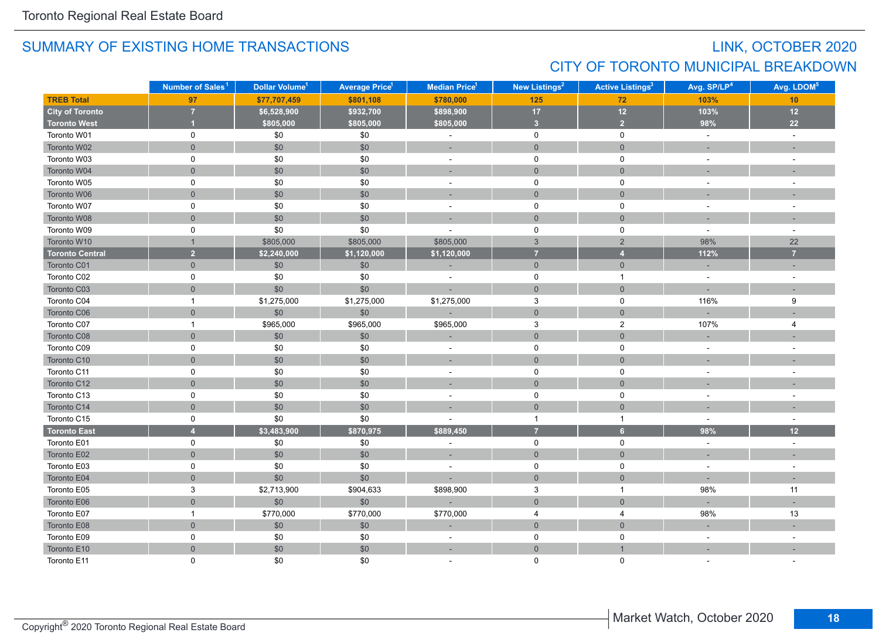## SUMMARY OF EXISTING HOME TRANSACTIONS

## LINK, OCTOBER 2020
## CITY OF TORONTO MUNICIPAL BREAKDOWN

| | Number of Sales[1] | Dollar Volume[1] | Average Price[1] | Median Price[1] | New Listings[2] | Active Listings[3] | Avg. SP/LP[4] | Avg. LDOM[5] |
|---|---|---|---|---|---|---|---|---|
| **TREB Total** | **97** | **$77,707,459** | **$801,108** | **$780,000** | **125** | **72** | **103%** | **10** |
| **City of Toronto** | **7** | **$6,528,900** | **$932,700** | **$898,900** | **17** | **12** | **103%** | **12** |
| **Toronto West** | **1** | **$805,000** | **$805,000** | **$805,000** | **3** | **2** | **98%** | **22** |
| Toronto W01 | 0 | $0 | $0 | - | 0 | 0 | - | - |
| Toronto W02 | 0 | $0 | $0 | - | 0 | 0 | - | - |
| Toronto W03 | 0 | $0 | $0 | - | 0 | 0 | - | - |
| Toronto W04 | 0 | $0 | $0 | - | 0 | 0 | - | - |
| Toronto W05 | 0 | $0 | $0 | - | 0 | 0 | - | - |
| Toronto W06 | 0 | $0 | $0 | - | 0 | 0 | - | - |
| Toronto W07 | 0 | $0 | $0 | - | 0 | 0 | - | - |
| Toronto W08 | 0 | $0 | $0 | - | 0 | 0 | - | - |
| Toronto W09 | 0 | $0 | $0 | - | 0 | 0 | - | - |
| Toronto W10 | 1 | $805,000 | $805,000 | $805,000 | 3 | 2 | 98% | 22 |
| **Toronto Central** | **2** | **$2,240,000** | **$1,120,000** | **$1,120,000** | **7** | **4** | **112%** | **7** |
| Toronto C01 | 0 | $0 | $0 | - | 0 | 0 | - | - |
| Toronto C02 | 0 | $0 | $0 | - | 0 | 1 | - | - |
| Toronto C03 | 0 | $0 | $0 | - | 0 | 0 | - | - |
| Toronto C04 | 1 | $1,275,000 | $1,275,000 | $1,275,000 | 3 | 0 | 116% | 9 |
| Toronto C06 | 0 | $0 | $0 | - | 0 | 0 | - | - |
| Toronto C07 | 1 | $965,000 | $965,000 | $965,000 | 3 | 2 | 107% | 4 |
| Toronto C08 | 0 | $0 | $0 | - | 0 | 0 | - | - |
| Toronto C09 | 0 | $0 | $0 | - | 0 | 0 | - | - |
| Toronto C10 | 0 | $0 | $0 | - | 0 | 0 | - | - |
| Toronto C11 | 0 | $0 | $0 | - | 0 | 0 | - | - |
| Toronto C12 | 0 | $0 | $0 | - | 0 | 0 | - | - |
| Toronto C13 | 0 | $0 | $0 | - | 0 | 0 | - | - |
| Toronto C14 | 0 | $0 | $0 | - | 0 | 0 | - | - |
| Toronto C15 | 0 | $0 | $0 | - | 1 | 1 | - | - |
| **Toronto East** | **4** | **$3,483,900** | **$870,975** | **$889,450** | **7** | **6** | **98%** | **12** |
| Toronto E01 | 0 | $0 | $0 | - | 0 | 0 | - | - |
| Toronto E02 | 0 | $0 | $0 | - | 0 | 0 | - | - |
| Toronto E03 | 0 | $0 | $0 | - | 0 | 0 | - | - |
| Toronto E04 | 0 | $0 | $0 | - | 0 | 0 | - | - |
| Toronto E05 | 3 | $2,713,900 | $904,633 | $898,900 | 3 | 1 | 98% | 11 |
| Toronto E06 | 0 | $0 | $0 | - | 0 | 0 | - | - |
| Toronto E07 | 1 | $770,000 | $770,000 | $770,000 | 4 | 4 | 98% | 13 |
| Toronto E08 | 0 | $0 | $0 | - | 0 | 0 | - | - |
| Toronto E09 | 0 | $0 | $0 | - | 0 | 0 | - | - |
| Toronto E10 | 0 | $0 | $0 | - | 0 | 1 | - | - |
| Toronto E11 | 0 | $0 | $0 | - | 0 | 0 | - | - |

Copyright® 2020 Toronto Regional Real Estate Board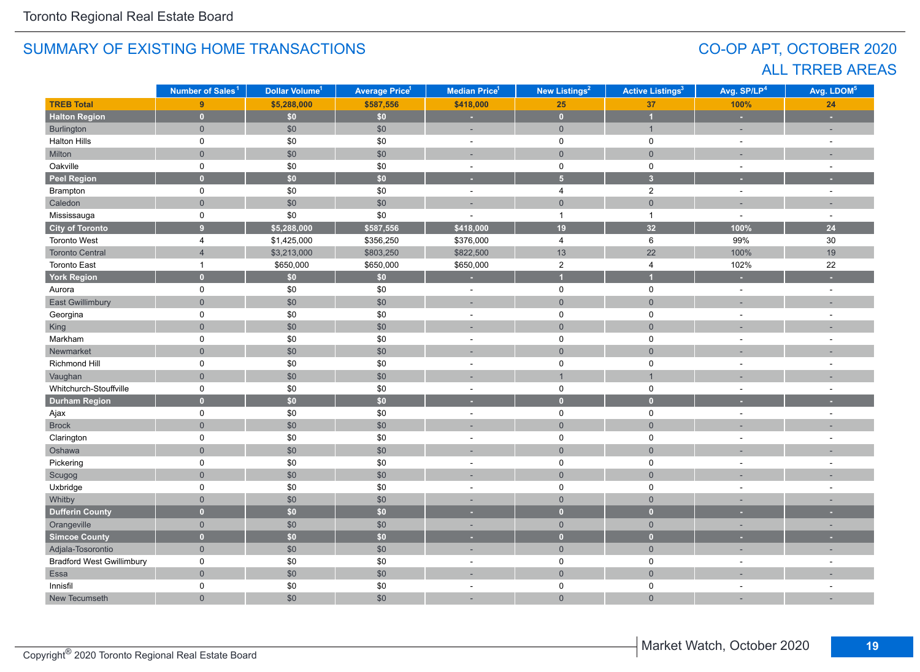## SUMMARY OF EXISTING HOME TRANSACTIONS

## CO-OP APT, OCTOBER 2020
## ALL TRREB AREAS

| | Number of Sales[1] | Dollar Volume[1] | Average Price[1] | Median Price[1] | New Listings[2] | Active Listings[3] | Avg. SP/LP[4] | Avg. LDOM[5] |
|---|---|---|---|---|---|---|---|---|
| **TREB Total** | **9** | **$5,288,000** | **$587,556** | **$418,000** | **25** | **37** | **100%** | **24** |
| **Halton Region** | **0** | **$0** | **$0** | **-** | **0** | **1** | **-** | **-** |
| Burlington | 0 | $0 | $0 | - | 0 | 1 | - | - |
| Halton Hills | 0 | $0 | $0 | - | 0 | 0 | - | - |
| Milton | 0 | $0 | $0 | - | 0 | 0 | - | - |
| Oakville | 0 | $0 | $0 | - | 0 | 0 | - | - |
| **Peel Region** | **0** | **$0** | **$0** | **-** | **5** | **3** | **-** | **-** |
| Brampton | 0 | $0 | $0 | - | 4 | 2 | - | - |
| Caledon | 0 | $0 | $0 | - | 0 | 0 | - | - |
| Mississauga | 0 | $0 | $0 | - | 1 | 1 | - | - |
| **City of Toronto** | **9** | **$5,288,000** | **$587,556** | **$418,000** | **19** | **32** | **100%** | **24** |
| Toronto West | 4 | $1,425,000 | $356,250 | $376,000 | 4 | 6 | 99% | 30 |
| Toronto Central | 4 | $3,213,000 | $803,250 | $822,500 | 13 | 22 | 100% | 19 |
| Toronto East | 1 | $650,000 | $650,000 | $650,000 | 2 | 4 | 102% | 22 |
| **York Region** | **0** | **$0** | **$0** | **-** | **1** | **1** | **-** | **-** |
| Aurora | 0 | $0 | $0 | - | 0 | 0 | - | - |
| East Gwillimbury | 0 | $0 | $0 | - | 0 | 0 | - | - |
| Georgina | 0 | $0 | $0 | - | 0 | 0 | - | - |
| King | 0 | $0 | $0 | - | 0 | 0 | - | - |
| Markham | 0 | $0 | $0 | - | 0 | 0 | - | - |
| Newmarket | 0 | $0 | $0 | - | 0 | 0 | - | - |
| Richmond Hill | 0 | $0 | $0 | - | 0 | 0 | - | - |
| Vaughan | 0 | $0 | $0 | - | 1 | 1 | - | - |
| Whitchurch-Stouffville | 0 | $0 | $0 | - | 0 | 0 | - | - |
| **Durham Region** | **0** | **$0** | **$0** | **-** | **0** | **0** | **-** | **-** |
| Ajax | 0 | $0 | $0 | - | 0 | 0 | - | - |
| Brock | 0 | $0 | $0 | - | 0 | 0 | - | - |
| Clarington | 0 | $0 | $0 | - | 0 | 0 | - | - |
| Oshawa | 0 | $0 | $0 | - | 0 | 0 | - | - |
| Pickering | 0 | $0 | $0 | - | 0 | 0 | - | - |
| Scugog | 0 | $0 | $0 | - | 0 | 0 | - | - |
| Uxbridge | 0 | $0 | $0 | - | 0 | 0 | - | - |
| Whitby | 0 | $0 | $0 | - | 0 | 0 | - | - |
| **Dufferin County** | **0** | **$0** | **$0** | **-** | **0** | **0** | **-** | **-** |
| Orangeville | 0 | $0 | $0 | - | 0 | 0 | - | - |
| **Simcoe County** | **0** | **$0** | **$0** | **-** | **0** | **0** | **-** | **-** |
| Adjala-Tosorontio | 0 | $0 | $0 | - | 0 | 0 | - | - |
| Bradford West Gwillimbury | 0 | $0 | $0 | - | 0 | 0 | - | - |
| Essa | 0 | $0 | $0 | - | 0 | 0 | - | - |
| Innisfil | 0 | $0 | $0 | - | 0 | 0 | - | - |
| New Tecumseth | 0 | $0 | $0 | - | 0 | 0 | - | - |

Copyright® 2020 Toronto Regional Real Estate Board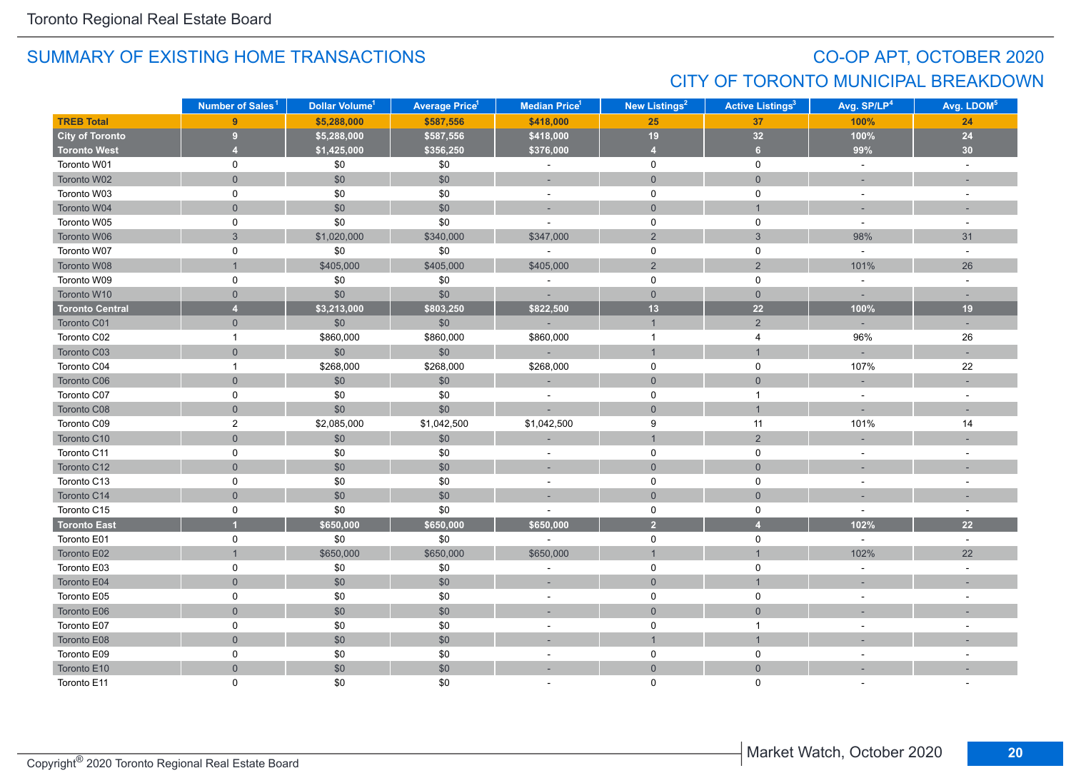## SUMMARY OF EXISTING HOME TRANSACTIONS

## CO-OP APT, OCTOBER 2020
## CITY OF TORONTO MUNICIPAL BREAKDOWN

| | Number of Sales[1] | Dollar Volume[1] | Average Price[1] | Median Price[1] | New Listings[2] | Active Listings[3] | Avg. SP/LP[4] | Avg. LDOM[5] |
|---|---|---|---|---|---|---|---|---|
| **TREB Total** | **9** | **$5,288,000** | **$587,556** | **$418,000** | **25** | **37** | **100%** | **24** |
| **City of Toronto** | **9** | **$5,288,000** | **$587,556** | **$418,000** | **19** | **32** | **100%** | **24** |
| **Toronto West** | **4** | **$1,425,000** | **$356,250** | **$376,000** | **4** | **6** | **99%** | **30** |
| Toronto W01 | 0 | $0 | $0 | - | 0 | 0 | - | - |
| Toronto W02 | 0 | $0 | $0 | - | 0 | 0 | - | - |
| Toronto W03 | 0 | $0 | $0 | - | 0 | 0 | - | - |
| Toronto W04 | 0 | $0 | $0 | - | 0 | 1 | - | - |
| Toronto W05 | 0 | $0 | $0 | - | 0 | 0 | - | - |
| Toronto W06 | 3 | $1,020,000 | $340,000 | $347,000 | 2 | 3 | 98% | 31 |
| Toronto W07 | 0 | $0 | $0 | - | 0 | 0 | - | - |
| Toronto W08 | 1 | $405,000 | $405,000 | $405,000 | 2 | 2 | 101% | 26 |
| Toronto W09 | 0 | $0 | $0 | - | 0 | 0 | - | - |
| Toronto W10 | 0 | $0 | $0 | - | 0 | 0 | - | - |
| **Toronto Central** | **4** | **$3,213,000** | **$803,250** | **$822,500** | **13** | **22** | **100%** | **19** |
| Toronto C01 | 0 | $0 | $0 | - | 1 | 2 | - | - |
| Toronto C02 | 1 | $860,000 | $860,000 | $860,000 | 1 | 4 | 96% | 26 |
| Toronto C03 | 0 | $0 | $0 | - | 1 | 1 | - | - |
| Toronto C04 | 1 | $268,000 | $268,000 | $268,000 | 0 | 0 | 107% | 22 |
| Toronto C06 | 0 | $0 | $0 | - | 0 | 0 | - | - |
| Toronto C07 | 0 | $0 | $0 | - | 0 | 1 | - | - |
| Toronto C08 | 0 | $0 | $0 | - | 0 | 1 | - | - |
| Toronto C09 | 2 | $2,085,000 | $1,042,500 | $1,042,500 | 9 | 11 | 101% | 14 |
| Toronto C10 | 0 | $0 | $0 | - | 1 | 2 | - | - |
| Toronto C11 | 0 | $0 | $0 | - | 0 | 0 | - | - |
| Toronto C12 | 0 | $0 | $0 | - | 0 | 0 | - | - |
| Toronto C13 | 0 | $0 | $0 | - | 0 | 0 | - | - |
| Toronto C14 | 0 | $0 | $0 | - | 0 | 0 | - | - |
| Toronto C15 | 0 | $0 | $0 | - | 0 | 0 | - | - |
| **Toronto East** | **1** | **$650,000** | **$650,000** | **$650,000** | **2** | **4** | **102%** | **22** |
| Toronto E01 | 0 | $0 | $0 | - | 0 | 0 | - | - |
| Toronto E02 | 1 | $650,000 | $650,000 | $650,000 | 1 | 1 | 102% | 22 |
| Toronto E03 | 0 | $0 | $0 | - | 0 | 0 | - | - |
| Toronto E04 | 0 | $0 | $0 | - | 0 | 1 | - | - |
| Toronto E05 | 0 | $0 | $0 | - | 0 | 0 | - | - |
| Toronto E06 | 0 | $0 | $0 | - | 0 | 0 | - | - |
| Toronto E07 | 0 | $0 | $0 | - | 0 | 1 | - | - |
| Toronto E08 | 0 | $0 | $0 | - | 1 | 1 | - | - |
| Toronto E09 | 0 | $0 | $0 | - | 0 | 0 | - | - |
| Toronto E10 | 0 | $0 | $0 | - | 0 | 0 | - | - |
| Toronto E11 | 0 | $0 | $0 | - | 0 | 0 | - | - |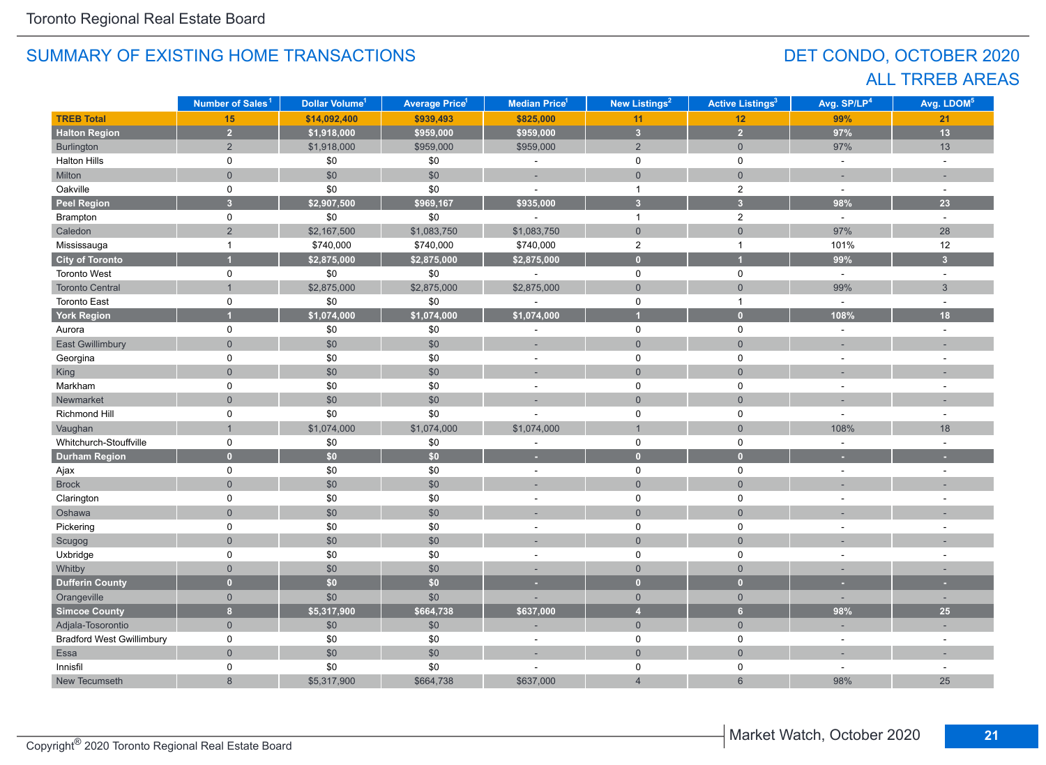## SUMMARY OF EXISTING HOME TRANSACTIONS

## DET CONDO, OCTOBER 2020
## ALL TRREB AREAS

| | Number of Sales[1] | Dollar Volume[1] | Average Price[1] | Median Price[1] | New Listings[2] | Active Listings[3] | Avg. SP/LP[4] | Avg. LDOM[5] |
|---|---|---|---|---|---|---|---|---|
| **TREB Total** | **15** | **$14,092,400** | **$939,493** | **$825,000** | **11** | **12** | **99%** | **21** |
| **Halton Region** | **2** | **$1,918,000** | **$959,000** | **$959,000** | **3** | **2** | **97%** | **13** |
| Burlington | 2 | $1,918,000 | $959,000 | $959,000 | 2 | 0 | 97% | 13 |
| Halton Hills | 0 | $0 | $0 | - | 0 | 0 | - | - |
| Milton | 0 | $0 | $0 | - | 0 | 0 | - | - |
| Oakville | 0 | $0 | $0 | - | 1 | 2 | - | - |
| **Peel Region** | **3** | **$2,907,500** | **$969,167** | **$935,000** | **3** | **3** | **98%** | **23** |
| Brampton | 0 | $0 | $0 | - | 1 | 2 | - | - |
| Caledon | 2 | $2,167,500 | $1,083,750 | $1,083,750 | 0 | 0 | 97% | 28 |
| Mississauga | 1 | $740,000 | $740,000 | $740,000 | 2 | 1 | 101% | 12 |
| **City of Toronto** | **1** | **$2,875,000** | **$2,875,000** | **$2,875,000** | **0** | **1** | **99%** | **3** |
| Toronto West | 0 | $0 | $0 | - | 0 | 0 | - | - |
| Toronto Central | 1 | $2,875,000 | $2,875,000 | $2,875,000 | 0 | 0 | 99% | 3 |
| Toronto East | 0 | $0 | $0 | - | 0 | 1 | - | - |
| **York Region** | **1** | **$1,074,000** | **$1,074,000** | **$1,074,000** | **1** | **0** | **108%** | **18** |
| Aurora | 0 | $0 | $0 | - | 0 | 0 | - | - |
| East Gwillimbury | 0 | $0 | $0 | - | 0 | 0 | - | - |
| Georgina | 0 | $0 | $0 | - | 0 | 0 | - | - |
| King | 0 | $0 | $0 | - | 0 | 0 | - | - |
| Markham | 0 | $0 | $0 | - | 0 | 0 | - | - |
| Newmarket | 0 | $0 | $0 | - | 0 | 0 | - | - |
| Richmond Hill | 0 | $0 | $0 | - | 0 | 0 | - | - |
| Vaughan | 1 | $1,074,000 | $1,074,000 | $1,074,000 | 1 | 0 | 108% | 18 |
| Whitchurch-Stouffville | 0 | $0 | $0 | - | 0 | 0 | - | - |
| **Durham Region** | **0** | **$0** | **$0** | **-** | **0** | **0** | **-** | **-** |
| Ajax | 0 | $0 | $0 | - | 0 | 0 | - | - |
| Brock | 0 | $0 | $0 | - | 0 | 0 | - | - |
| Clarington | 0 | $0 | $0 | - | 0 | 0 | - | - |
| Oshawa | 0 | $0 | $0 | - | 0 | 0 | - | - |
| Pickering | 0 | $0 | $0 | - | 0 | 0 | - | - |
| Scugog | 0 | $0 | $0 | - | 0 | 0 | - | - |
| Uxbridge | 0 | $0 | $0 | - | 0 | 0 | - | - |
| Whitby | 0 | $0 | $0 | - | 0 | 0 | - | - |
| **Dufferin County** | **0** | **$0** | **$0** | **-** | **0** | **0** | **-** | **-** |
| Orangeville | 0 | $0 | $0 | - | 0 | 0 | - | - |
| **Simcoe County** | **8** | **$5,317,900** | **$664,738** | **$637,000** | **4** | **6** | **98%** | **25** |
| Adjala-Tosorontio | 0 | $0 | $0 | - | 0 | 0 | - | - |
| Bradford West Gwillimbury | 0 | $0 | $0 | - | 0 | 0 | - | - |
| Essa | 0 | $0 | $0 | - | 0 | 0 | - | - |
| Innisfil | 0 | $0 | $0 | - | 0 | 0 | - | - |
| New Tecumseth | 8 | $5,317,900 | $664,738 | $637,000 | 4 | 6 | 98% | 25 |

Copyright® 2020 Toronto Regional Real Estate Board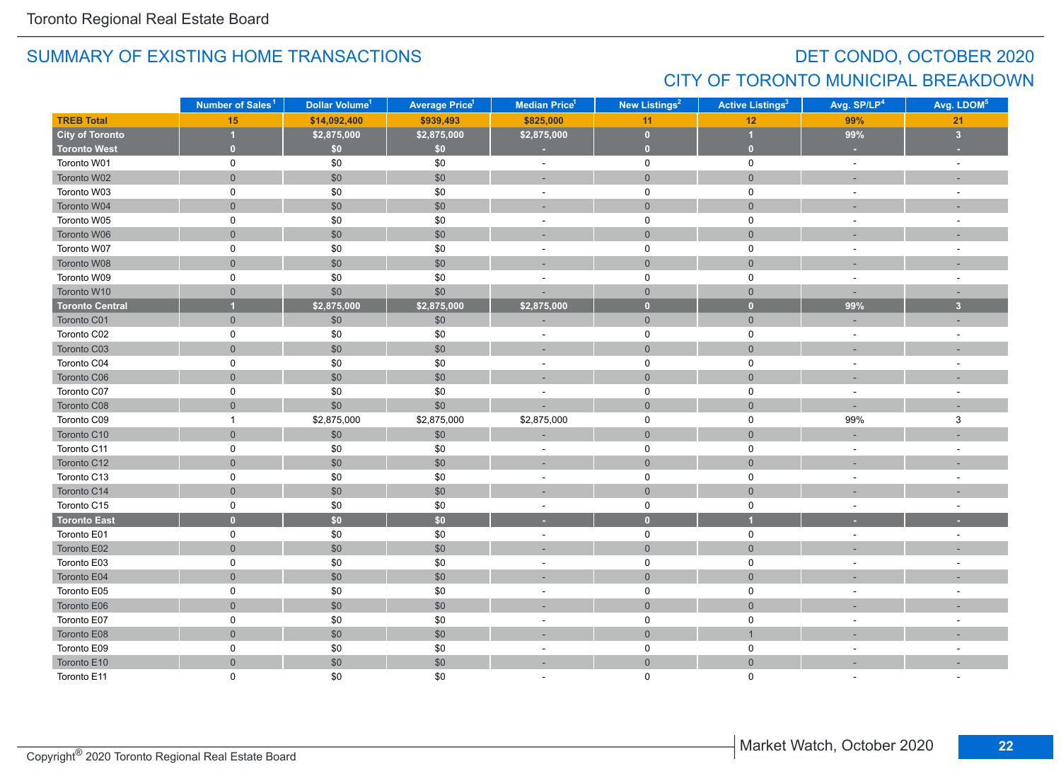## SUMMARY OF EXISTING HOME TRANSACTIONS

## DET CONDO, OCTOBER 2020
## CITY OF TORONTO MUNICIPAL BREAKDOWN

| | Number of Sales[1] | Dollar Volume[1] | Average Price[1] | Median Price[1] | New Listings[2] | Active Listings[3] | Avg. SP/LP[4] | Avg. LDOM[5] |
|---|---|---|---|---|---|---|---|---|
| **TREB Total** | **15** | **$14,092,400** | **$939,493** | **$825,000** | **11** | **12** | **99%** | **21** |
| **City of Toronto** | **1** | **$2,875,000** | **$2,875,000** | **$2,875,000** | **0** | **1** | **99%** | **3** |
| **Toronto West** | **0** | **$0** | **$0** | **-** | **0** | **0** | **-** | **-** |
| Toronto W01 | 0 | $0 | $0 | - | 0 | 0 | - | - |
| Toronto W02 | 0 | $0 | $0 | - | 0 | 0 | - | - |
| Toronto W03 | 0 | $0 | $0 | - | 0 | 0 | - | - |
| Toronto W04 | 0 | $0 | $0 | - | 0 | 0 | - | - |
| Toronto W05 | 0 | $0 | $0 | - | 0 | 0 | - | - |
| Toronto W06 | 0 | $0 | $0 | - | 0 | 0 | - | - |
| Toronto W07 | 0 | $0 | $0 | - | 0 | 0 | - | - |
| Toronto W08 | 0 | $0 | $0 | - | 0 | 0 | - | - |
| Toronto W09 | 0 | $0 | $0 | - | 0 | 0 | - | - |
| Toronto W10 | 0 | $0 | $0 | - | 0 | 0 | - | - |
| **Toronto Central** | **1** | **$2,875,000** | **$2,875,000** | **$2,875,000** | **0** | **0** | **99%** | **3** |
| Toronto C01 | 0 | $0 | $0 | - | 0 | 0 | - | - |
| Toronto C02 | 0 | $0 | $0 | - | 0 | 0 | - | - |
| Toronto C03 | 0 | $0 | $0 | - | 0 | 0 | - | - |
| Toronto C04 | 0 | $0 | $0 | - | 0 | 0 | - | - |
| Toronto C06 | 0 | $0 | $0 | - | 0 | 0 | - | - |
| Toronto C07 | 0 | $0 | $0 | - | 0 | 0 | - | - |
| Toronto C08 | 0 | $0 | $0 | - | 0 | 0 | - | - |
| Toronto C09 | 1 | $2,875,000 | $2,875,000 | $2,875,000 | 0 | 0 | 99% | 3 |
| Toronto C10 | 0 | $0 | $0 | - | 0 | 0 | - | - |
| Toronto C11 | 0 | $0 | $0 | - | 0 | 0 | - | - |
| Toronto C12 | 0 | $0 | $0 | - | 0 | 0 | - | - |
| Toronto C13 | 0 | $0 | $0 | - | 0 | 0 | - | - |
| Toronto C14 | 0 | $0 | $0 | - | 0 | 0 | - | - |
| Toronto C15 | 0 | $0 | $0 | - | 0 | 0 | - | - |
| **Toronto East** | **0** | **$0** | **$0** | **-** | **0** | **1** | **-** | **-** |
| Toronto E01 | 0 | $0 | $0 | - | 0 | 0 | - | - |
| Toronto E02 | 0 | $0 | $0 | - | 0 | 0 | - | - |
| Toronto E03 | 0 | $0 | $0 | - | 0 | 0 | - | - |
| Toronto E04 | 0 | $0 | $0 | - | 0 | 0 | - | - |
| Toronto E05 | 0 | $0 | $0 | - | 0 | 0 | - | - |
| Toronto E06 | 0 | $0 | $0 | - | 0 | 0 | - | - |
| Toronto E07 | 0 | $0 | $0 | - | 0 | 0 | - | - |
| Toronto E08 | 0 | $0 | $0 | - | 0 | 1 | - | - |
| Toronto E09 | 0 | $0 | $0 | - | 0 | 0 | - | - |
| Toronto E10 | 0 | $0 | $0 | - | 0 | 0 | - | - |
| Toronto E11 | 0 | $0 | $0 | - | 0 | 0 | - | - |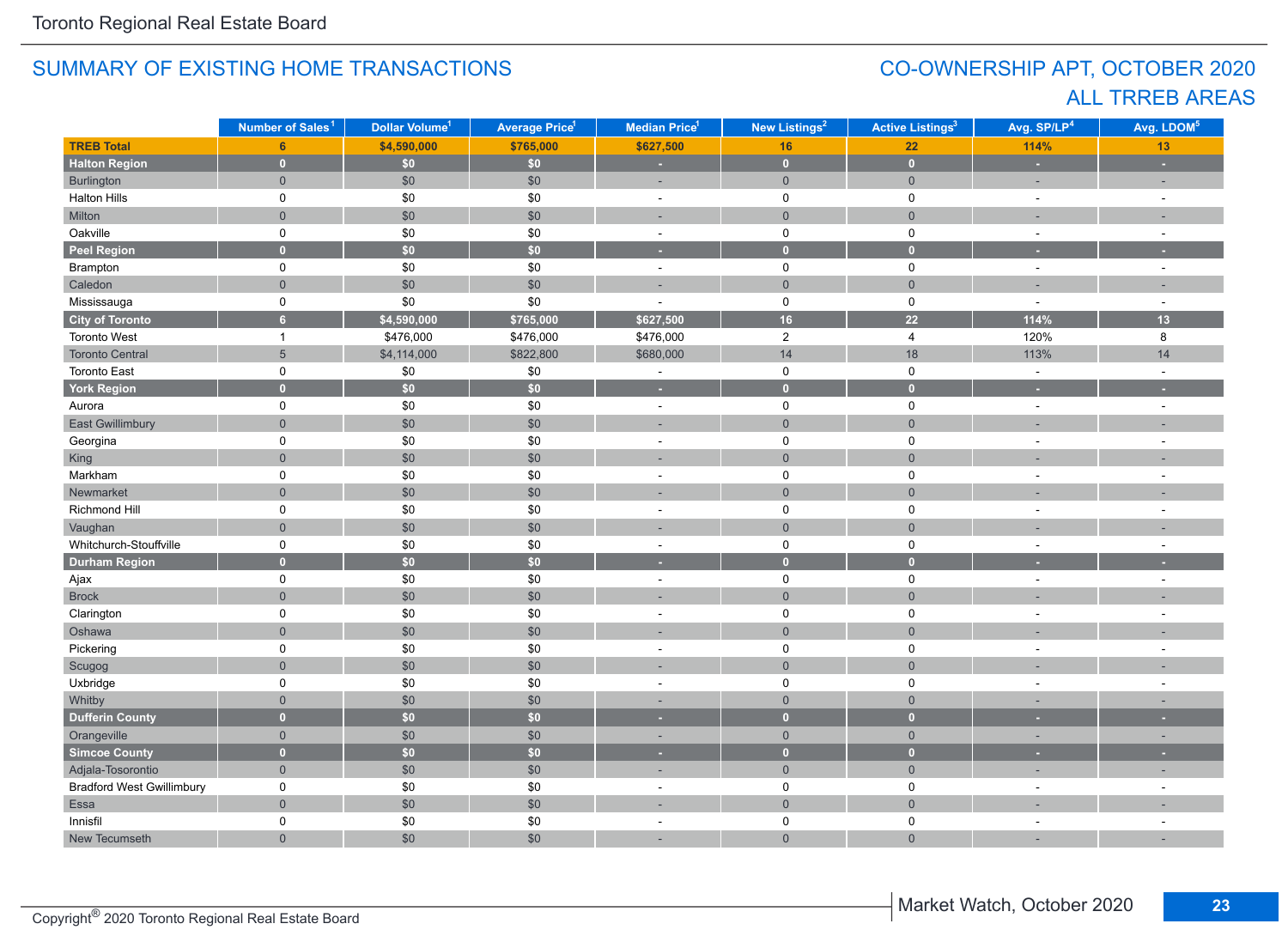Toronto Regional Real Estate Board

## SUMMARY OF EXISTING HOME TRANSACTIONS

## CO-OWNERSHIP APT, OCTOBER 2020
## ALL TRREB AREAS

| | Number of Sales[1] | Dollar Volume[1] | Average Price[1] | Median Price[1] | New Listings[2] | Active Listings[3] | Avg. SP/LP[4] | Avg. LDOM[5] |
|---|---|---|---|---|---|---|---|---|
| **TREB Total** | **6** | **$4,590,000** | **$765,000** | **$627,500** | **16** | **22** | **114%** | **13** |
| **Halton Region** | **0** | **$0** | **$0** | **-** | **0** | **0** | **-** | **-** |
| Burlington | 0 | $0 | $0 | - | 0 | 0 | - | - |
| Halton Hills | 0 | $0 | $0 | - | 0 | 0 | - | - |
| Milton | 0 | $0 | $0 | - | 0 | 0 | - | - |
| Oakville | 0 | $0 | $0 | - | 0 | 0 | - | - |
| **Peel Region** | **0** | **$0** | **$0** | **-** | **0** | **0** | **-** | **-** |
| Brampton | 0 | $0 | $0 | - | 0 | 0 | - | - |
| Caledon | 0 | $0 | $0 | - | 0 | 0 | - | - |
| Mississauga | 0 | $0 | $0 | - | 0 | 0 | - | - |
| **City of Toronto** | **6** | **$4,590,000** | **$765,000** | **$627,500** | **16** | **22** | **114%** | **13** |
| Toronto West | 1 | $476,000 | $476,000 | $476,000 | 2 | 4 | 120% | 8 |
| Toronto Central | 5 | $4,114,000 | $822,800 | $680,000 | 14 | 18 | 113% | 14 |
| Toronto East | 0 | $0 | $0 | - | 0 | 0 | - | - |
| **York Region** | **0** | **$0** | **$0** | **-** | **0** | **0** | **-** | **-** |
| Aurora | 0 | $0 | $0 | - | 0 | 0 | - | - |
| East Gwillimbury | 0 | $0 | $0 | - | 0 | 0 | - | - |
| Georgina | 0 | $0 | $0 | - | 0 | 0 | - | - |
| King | 0 | $0 | $0 | - | 0 | 0 | - | - |
| Markham | 0 | $0 | $0 | - | 0 | 0 | - | - |
| Newmarket | 0 | $0 | $0 | - | 0 | 0 | - | - |
| Richmond Hill | 0 | $0 | $0 | - | 0 | 0 | - | - |
| Vaughan | 0 | $0 | $0 | - | 0 | 0 | - | - |
| Whitchurch-Stouffville | 0 | $0 | $0 | - | 0 | 0 | - | - |
| **Durham Region** | **0** | **$0** | **$0** | **-** | **0** | **0** | **-** | **-** |
| Ajax | 0 | $0 | $0 | - | 0 | 0 | - | - |
| Brock | 0 | $0 | $0 | - | 0 | 0 | - | - |
| Clarington | 0 | $0 | $0 | - | 0 | 0 | - | - |
| Oshawa | 0 | $0 | $0 | - | 0 | 0 | - | - |
| Pickering | 0 | $0 | $0 | - | 0 | 0 | - | - |
| Scugog | 0 | $0 | $0 | - | 0 | 0 | - | - |
| Uxbridge | 0 | $0 | $0 | - | 0 | 0 | - | - |
| Whitby | 0 | $0 | $0 | - | 0 | 0 | - | - |
| **Dufferin County** | **0** | **$0** | **$0** | **-** | **0** | **0** | **-** | **-** |
| Orangeville | 0 | $0 | $0 | - | 0 | 0 | - | - |
| **Simcoe County** | **0** | **$0** | **$0** | **-** | **0** | **0** | **-** | **-** |
| Adjala-Tosorontio | 0 | $0 | $0 | - | 0 | 0 | - | - |
| Bradford West Gwillimbury | 0 | $0 | $0 | - | 0 | 0 | - | - |
| Essa | 0 | $0 | $0 | - | 0 | 0 | - | - |
| Innisfil | 0 | $0 | $0 | - | 0 | 0 | - | - |
| New Tecumseth | 0 | $0 | $0 | - | 0 | 0 | - | - |

Copyright® 2020 Toronto Regional Real Estate Board

Market Watch, October 2020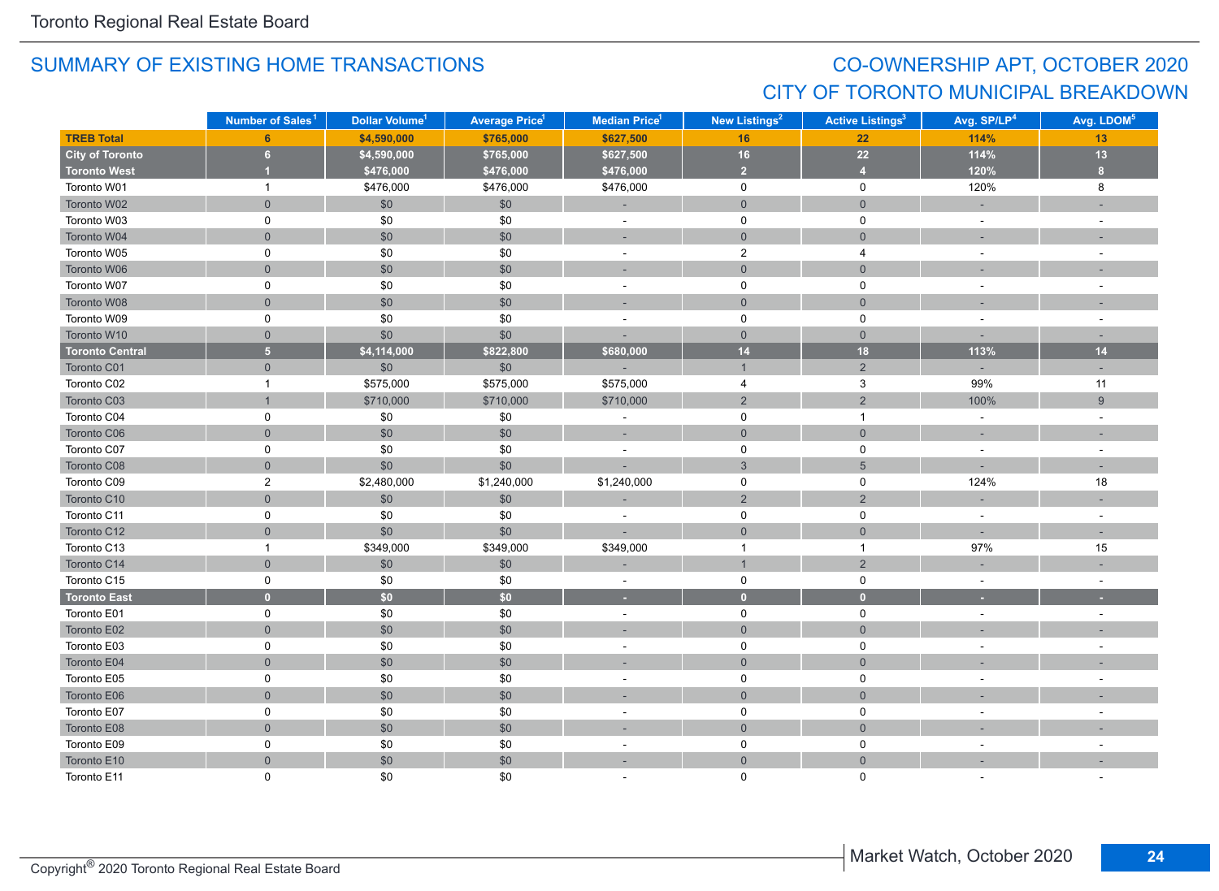## SUMMARY OF EXISTING HOME TRANSACTIONS

## CO-OWNERSHIP APT, OCTOBER 2020
## CITY OF TORONTO MUNICIPAL BREAKDOWN

| | Number of Sales[1] | Dollar Volume[1] | Average Price[1] | Median Price[1] | New Listings[2] | Active Listings[3] | Avg. SP/LP[4] | Avg. LDOM[5] |
|---|---|---|---|---|---|---|---|---|
| **TREB Total** | **6** | **$4,590,000** | **$765,000** | **$627,500** | **16** | **22** | **114%** | **13** |
| **City of Toronto** | **6** | **$4,590,000** | **$765,000** | **$627,500** | **16** | **22** | **114%** | **13** |
| **Toronto West** | **1** | **$476,000** | **$476,000** | **$476,000** | **2** | **4** | **120%** | **8** |
| Toronto W01 | 1 | $476,000 | $476,000 | $476,000 | 0 | 0 | 120% | 8 |
| Toronto W02 | 0 | $0 | $0 | - | 0 | 0 | - | - |
| Toronto W03 | 0 | $0 | $0 | - | 0 | 0 | - | - |
| Toronto W04 | 0 | $0 | $0 | - | 0 | 0 | - | - |
| Toronto W05 | 0 | $0 | $0 | - | 2 | 4 | - | - |
| Toronto W06 | 0 | $0 | $0 | - | 0 | 0 | - | - |
| Toronto W07 | 0 | $0 | $0 | - | 0 | 0 | - | - |
| Toronto W08 | 0 | $0 | $0 | - | 0 | 0 | - | - |
| Toronto W09 | 0 | $0 | $0 | - | 0 | 0 | - | - |
| Toronto W10 | 0 | $0 | $0 | - | 0 | 0 | - | - |
| **Toronto Central** | **5** | **$4,114,000** | **$822,800** | **$680,000** | **14** | **18** | **113%** | **14** |
| Toronto C01 | 0 | $0 | $0 | - | 1 | 2 | - | - |
| Toronto C02 | 1 | $575,000 | $575,000 | $575,000 | 4 | 3 | 99% | 11 |
| Toronto C03 | 1 | $710,000 | $710,000 | $710,000 | 2 | 2 | 100% | 9 |
| Toronto C04 | 0 | $0 | $0 | - | 0 | 1 | - | - |
| Toronto C06 | 0 | $0 | $0 | - | 0 | 0 | - | - |
| Toronto C07 | 0 | $0 | $0 | - | 0 | 0 | - | - |
| Toronto C08 | 0 | $0 | $0 | - | 3 | 5 | - | - |
| Toronto C09 | 2 | $2,480,000 | $1,240,000 | $1,240,000 | 0 | 0 | 124% | 18 |
| Toronto C10 | 0 | $0 | $0 | - | 2 | 2 | - | - |
| Toronto C11 | 0 | $0 | $0 | - | 0 | 0 | - | - |
| Toronto C12 | 0 | $0 | $0 | - | 0 | 0 | - | - |
| Toronto C13 | 1 | $349,000 | $349,000 | $349,000 | 1 | 1 | 97% | 15 |
| Toronto C14 | 0 | $0 | $0 | - | 1 | 2 | - | - |
| Toronto C15 | 0 | $0 | $0 | - | 0 | 0 | - | - |
| **Toronto East** | **0** | **$0** | **$0** | **-** | **0** | **0** | **-** | **-** |
| Toronto E01 | 0 | $0 | $0 | - | 0 | 0 | - | - |
| Toronto E02 | 0 | $0 | $0 | - | 0 | 0 | - | - |
| Toronto E03 | 0 | $0 | $0 | - | 0 | 0 | - | - |
| Toronto E04 | 0 | $0 | $0 | - | 0 | 0 | - | - |
| Toronto E05 | 0 | $0 | $0 | - | 0 | 0 | - | - |
| Toronto E06 | 0 | $0 | $0 | - | 0 | 0 | - | - |
| Toronto E07 | 0 | $0 | $0 | - | 0 | 0 | - | - |
| Toronto E08 | 0 | $0 | $0 | - | 0 | 0 | - | - |
| Toronto E09 | 0 | $0 | $0 | - | 0 | 0 | - | - |
| Toronto E10 | 0 | $0 | $0 | - | 0 | 0 | - | - |
| Toronto E11 | 0 | $0 | $0 | - | 0 | 0 | - | - |

Copyright® 2020 Toronto Regional Real Estate Board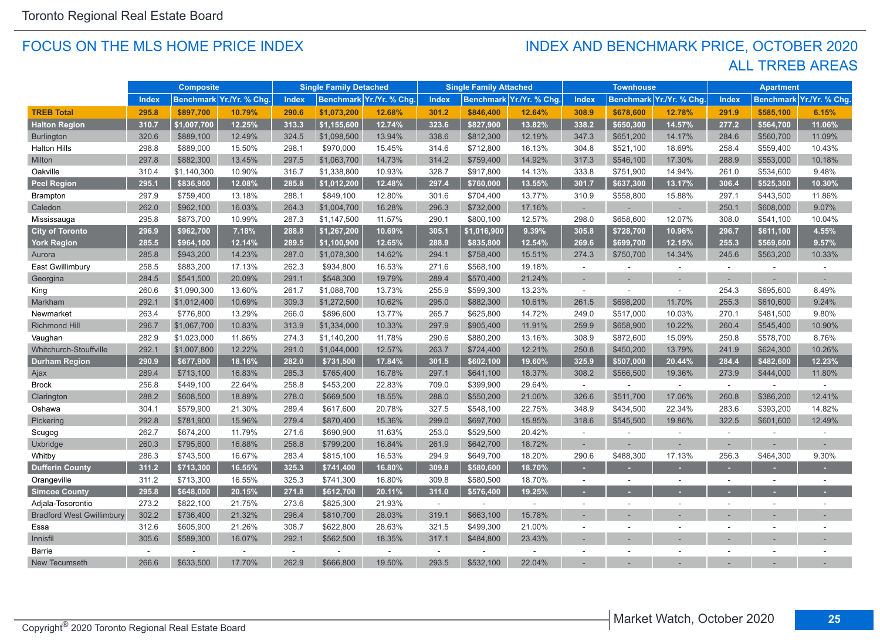## FOCUS ON THE MLS HOME PRICE INDEX

## INDEX AND BENCHMARK PRICE, OCTOBER 2020
## ALL TRREB AREAS

| | Composite | | | Single Family Detached | | | Single Family Attached | | | Townhouse | | | Apartment | | |
|---|---|---|---|---|---|---|---|---|---|---|---|---|---|---|---|
| | Index | Benchmark | Yr./Yr. % Chg. | Index | Benchmark | Yr./Yr. % Chg. | Index | Benchmark | Yr./Yr. % Chg. | Index | Benchmark | Yr./Yr. % Chg. | Index | Benchmark | Yr./Yr. % Chg. |
| **TREB Total** | **295.8** | **$897,700** | **10.79%** | **290.6** | **$1,073,200** | **12.68%** | **301.2** | **$846,400** | **12.64%** | **308.9** | **$678,600** | **12.78%** | **291.9** | **$585,100** | **6.15%** |
| **Halton Region** | **310.7** | **$1,007,700** | **12.25%** | **313.3** | **$1,155,600** | **12.74%** | **323.6** | **$827,900** | **13.82%** | **338.2** | **$650,300** | **14.57%** | **277.2** | **$564,700** | **11.06%** |
| Burlington | 320.6 | $889,100 | 12.49% | 324.5 | $1,098,500 | 13.94% | 338.6 | $812,300 | 12.19% | 347.3 | $651,200 | 14.17% | 284.6 | $560,700 | 11.09% |
| Halton Hills | 298.8 | $889,000 | 15.50% | 298.1 | $970,000 | 15.45% | 314.6 | $712,800 | 16.13% | 304.8 | $521,100 | 18.69% | 258.4 | $559,400 | 10.43% |
| Milton | 297.8 | $882,300 | 13.45% | 297.5 | $1,063,700 | 14.73% | 314.2 | $759,400 | 14.92% | 317.3 | $546,100 | 17.30% | 288.9 | $553,000 | 10.18% |
| Oakville | 310.4 | $1,140,300 | 10.90% | 316.7 | $1,338,800 | 10.93% | 328.7 | $917,800 | 14.13% | 333.8 | $751,900 | 14.94% | 261.0 | $534,600 | 9.48% |
| **Peel Region** | **295.1** | **$836,900** | **12.08%** | **285.8** | **$1,012,200** | **12.48%** | **297.4** | **$760,000** | **13.55%** | **301.7** | **$637,300** | **13.17%** | **306.4** | **$525,300** | **10.30%** |
| Brampton | 297.9 | $759,400 | 13.18% | 288.1 | $849,100 | 12.80% | 301.6 | $704,400 | 13.77% | 310.9 | $558,800 | 15.88% | 297.1 | $443,500 | 11.86% |
| Caledon | 262.0 | $962,100 | 16.03% | 264.3 | $1,004,700 | 16.28% | 296.3 | $732,000 | 17.16% | - | - | - | 250.1 | $608,000 | 9.07% |
| Mississauga | 295.8 | $873,700 | 10.99% | 287.3 | $1,147,500 | 11.57% | 290.1 | $800,100 | 12.57% | 298.0 | $658,600 | 12.07% | 308.0 | $541,100 | 10.04% |
| **City of Toronto** | **296.9** | **$962,700** | **7.18%** | **288.8** | **$1,267,200** | **10.69%** | **305.1** | **$1,016,900** | **9.39%** | **305.8** | **$728,700** | **10.96%** | **296.7** | **$611,100** | **4.55%** |
| **York Region** | **285.5** | **$964,100** | **12.14%** | **289.5** | **$1,100,900** | **12.65%** | **288.9** | **$835,800** | **12.54%** | **269.6** | **$699,700** | **12.15%** | **255.3** | **$569,600** | **9.57%** |
| Aurora | 285.8 | $943,200 | 14.23% | 287.0 | $1,078,300 | 14.62% | 294.1 | $758,400 | 15.51% | 274.3 | $750,700 | 14.34% | 245.6 | $563,200 | 10.33% |
| East Gwillimbury | 258.5 | $883,200 | 17.13% | 262.3 | $934,800 | 16.53% | 271.6 | $568,100 | 19.18% | - | - | - | - | - | - |
| Georgina | 284.5 | $541,500 | 20.09% | 291.1 | $548,300 | 19.79% | 289.4 | $570,400 | 21.24% | - | - | - | - | - | - |
| King | 260.6 | $1,090,300 | 13.60% | 261.7 | $1,088,700 | 13.73% | 255.9 | $599,300 | 13.23% | - | - | - | 254.3 | $695,600 | 8.49% |
| Markham | 292.1 | $1,012,400 | 10.69% | 309.3 | $1,272,500 | 10.62% | 295.0 | $882,300 | 10.61% | 261.5 | $698,200 | 11.70% | 255.3 | $610,600 | 9.24% |
| Newmarket | 263.4 | $776,800 | 13.29% | 266.0 | $896,600 | 13.77% | 265.7 | $625,800 | 14.72% | 249.0 | $517,000 | 10.03% | 270.1 | $481,500 | 9.80% |
| Richmond Hill | 296.7 | $1,067,700 | 10.83% | 313.9 | $1,334,000 | 10.33% | 297.9 | $905,400 | 11.91% | 259.9 | $658,900 | 10.22% | 260.4 | $545,400 | 10.90% |
| Vaughan | 282.9 | $1,023,000 | 11.86% | 274.3 | $1,140,200 | 11.78% | 290.6 | $880,200 | 13.16% | 308.9 | $872,600 | 15.09% | 250.8 | $578,700 | 8.76% |
| Whitchurch-Stouffville | 292.1 | $1,007,800 | 12.22% | 291.0 | $1,044,000 | 12.57% | 263.7 | $724,400 | 12.21% | 250.8 | $450,200 | 13.79% | 241.9 | $624,300 | 10.26% |
| **Durham Region** | **290.9** | **$677,900** | **18.16%** | **282.0** | **$731,500** | **17.84%** | **301.5** | **$602,100** | **19.60%** | **325.9** | **$507,000** | **20.44%** | **284.4** | **$482,600** | **12.23%** |
| Ajax | 289.4 | $713,100 | 16.83% | 285.3 | $765,400 | 16.78% | 297.1 | $641,100 | 18.37% | 308.2 | $566,500 | 19.36% | 273.9 | $444,000 | 11.80% |
| Brock | 256.8 | $449,100 | 22.64% | 258.8 | $453,200 | 22.83% | 709.0 | $399,900 | 29.64% | - | - | - | - | - | - |
| Clarington | 288.2 | $608,500 | 18.89% | 278.0 | $669,500 | 18.55% | 288.0 | $550,200 | 21.06% | 326.6 | $511,700 | 17.06% | 260.8 | $386,200 | 12.41% |
| Oshawa | 304.1 | $579,900 | 21.30% | 289.4 | $617,600 | 20.78% | 327.5 | $548,100 | 22.75% | 348.9 | $434,500 | 22.34% | 283.6 | $393,200 | 14.82% |
| Pickering | 292.8 | $781,900 | 15.96% | 279.4 | $870,400 | 15.36% | 299.0 | $697,700 | 15.85% | 318.6 | $545,500 | 19.86% | 322.5 | $601,600 | 12.49% |
| Scugog | 262.7 | $674,200 | 11.79% | 271.6 | $690,900 | 11.63% | 253.0 | $529,500 | 20.42% | - | - | - | - | - | - |
| Uxbridge | 260.3 | $795,600 | 16.88% | 258.8 | $799,200 | 16.84% | 261.9 | $642,700 | 18.72% | - | - | - | - | - | - |
| Whitby | 286.3 | $743,500 | 16.67% | 283.4 | $815,100 | 16.53% | 294.9 | $649,700 | 18.20% | 290.6 | $488,300 | 17.13% | 256.3 | $464,300 | 9.30% |
| **Dufferin County** | **311.2** | **$713,300** | **16.55%** | **325.3** | **$741,400** | **16.80%** | **309.8** | **$580,600** | **18.70%** | - | - | - | - | - | - |
| Orangeville | 311.2 | $713,300 | 16.55% | 325.3 | $741,300 | 16.80% | 309.8 | $580,500 | 18.70% | - | - | - | - | - | - |
| **Simcoe County** | **295.8** | **$648,000** | **20.15%** | **271.8** | **$612,700** | **20.11%** | **311.0** | **$576,400** | **19.25%** | - | - | - | - | - | - |
| Adjala-Tosorontio | 273.2 | $822,100 | 21.75% | 273.6 | $825,300 | 21.93% | - | - | - | - | - | - | - | - | - |
| Bradford West Gwillimbury | 302.2 | $736,400 | 21.32% | 296.4 | $810,700 | 28.03% | 319.1 | $663,100 | 15.78% | - | - | - | - | - | - |
| Essa | 312.6 | $605,900 | 21.26% | 308.7 | $622,800 | 28.63% | 321.5 | $499,300 | 21.00% | - | - | - | - | - | - |
| Innisfil | 305.6 | $589,300 | 16.07% | 292.1 | $562,500 | 18.35% | 317.1 | $484,800 | 23.43% | - | - | - | - | - | - |
| Barrie | - | - | - | - | - | - | - | - | - | - | - | - | - | - | - |
| New Tecumseth | 266.6 | $633,500 | 17.70% | 262.9 | $666,800 | 19.50% | 293.5 | $532,100 | 22.04% | - | - | - | - | - | - |

Copyright® 2020 Toronto Regional Real Estate Board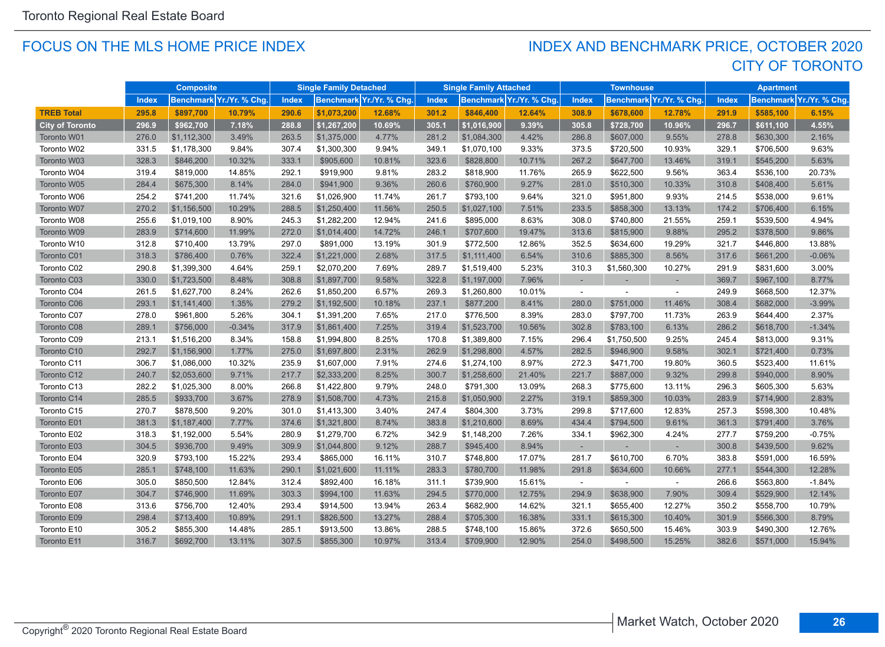## FOCUS ON THE MLS HOME PRICE INDEX

## INDEX AND BENCHMARK PRICE, OCTOBER 2020
## CITY OF TORONTO

| | Composite | | | Single Family Detached | | | Single Family Attached | | | Townhouse | | | Apartment | | |
|---|---|---|---|---|---|---|---|---|---|---|---|---|---|---|---|
| | Index | Benchmark | Yr./Yr. % Chg. | Index | Benchmark | Yr./Yr. % Chg. | Index | Benchmark | Yr./Yr. % Chg. | Index | Benchmark | Yr./Yr. % Chg. | Index | Benchmark | Yr./Yr. % Chg. |
| **TREB Total** | **295.8** | **$897,700** | **10.79%** | **290.6** | **$1,073,200** | **12.68%** | **301.2** | **$846,400** | **12.64%** | **308.9** | **$678,600** | **12.78%** | **291.9** | **$585,100** | **6.15%** |
| **City of Toronto** | **296.9** | **$962,700** | **7.18%** | **288.8** | **$1,267,200** | **10.69%** | **305.1** | **$1,016,900** | **9.39%** | **305.8** | **$728,700** | **10.96%** | **296.7** | **$611,100** | **4.55%** |
| Toronto W01 | 276.0 | $1,112,300 | 3.49% | 263.5 | $1,375,000 | 4.77% | 281.2 | $1,084,300 | 4.42% | 286.8 | $607,000 | 9.55% | 278.8 | $630,300 | 2.16% |
| Toronto W02 | 331.5 | $1,178,300 | 9.84% | 307.4 | $1,300,300 | 9.94% | 349.1 | $1,070,100 | 9.33% | 373.5 | $720,500 | 10.93% | 329.1 | $706,500 | 9.63% |
| Toronto W03 | 328.3 | $846,200 | 10.32% | 333.1 | $905,600 | 10.81% | 323.6 | $828,800 | 10.71% | 267.2 | $647,700 | 13.46% | 319.1 | $545,200 | 5.63% |
| Toronto W04 | 319.4 | $819,000 | 14.85% | 292.1 | $919,900 | 9.81% | 283.2 | $818,900 | 11.76% | 265.9 | $622,500 | 9.56% | 363.4 | $536,100 | 20.73% |
| Toronto W05 | 284.4 | $675,300 | 8.14% | 284.0 | $941,900 | 9.36% | 260.6 | $760,900 | 9.27% | 281.0 | $510,300 | 10.33% | 310.8 | $408,400 | 5.61% |
| Toronto W06 | 254.2 | $741,200 | 11.74% | 321.6 | $1,026,900 | 11.74% | 261.7 | $793,100 | 9.64% | 321.0 | $951,800 | 9.93% | 214.5 | $538,000 | 9.61% |
| Toronto W07 | 270.2 | $1,156,500 | 10.29% | 288.5 | $1,250,400 | 11.56% | 250.5 | $1,027,100 | 7.51% | 233.5 | $858,300 | 13.13% | 174.2 | $706,400 | 6.15% |
| Toronto W08 | 255.6 | $1,019,100 | 8.90% | 245.3 | $1,282,200 | 12.94% | 241.6 | $895,000 | 8.63% | 308.0 | $740,800 | 21.55% | 259.1 | $539,500 | 4.94% |
| Toronto W09 | 283.9 | $714,600 | 11.99% | 272.0 | $1,014,400 | 14.72% | 246.1 | $707,600 | 19.47% | 313.6 | $815,900 | 9.88% | 295.2 | $378,500 | 9.86% |
| Toronto W10 | 312.8 | $710,400 | 13.79% | 297.0 | $891,000 | 13.19% | 301.9 | $772,500 | 12.86% | 352.5 | $634,600 | 19.29% | 321.7 | $446,800 | 13.88% |
| Toronto C01 | 318.3 | $786,400 | 0.76% | 322.4 | $1,221,000 | 2.68% | 317.5 | $1,111,400 | 6.54% | 310.6 | $885,300 | 8.56% | 317.6 | $661,200 | -0.06% |
| Toronto C02 | 290.8 | $1,399,300 | 4.64% | 259.1 | $2,070,200 | 7.69% | 289.7 | $1,519,400 | 5.23% | 310.3 | $1,560,300 | 10.27% | 291.9 | $831,600 | 3.00% |
| Toronto C03 | 330.0 | $1,723,500 | 8.48% | 308.8 | $1,897,700 | 9.58% | 322.8 | $1,197,000 | 7.96% | - | - | - | 369.7 | $967,100 | 8.77% |
| Toronto C04 | 261.5 | $1,627,700 | 8.24% | 262.6 | $1,850,200 | 6.57% | 269.3 | $1,260,800 | 10.01% | - | - | - | 249.9 | $668,500 | 12.37% |
| Toronto C06 | 293.1 | $1,141,400 | 1.35% | 279.2 | $1,192,500 | 10.18% | 237.1 | $877,200 | 8.41% | 280.0 | $751,000 | 11.46% | 308.4 | $682,000 | -3.99% |
| Toronto C07 | 278.0 | $961,800 | 5.26% | 304.1 | $1,391,200 | 7.65% | 217.0 | $776,500 | 8.39% | 283.0 | $797,700 | 11.73% | 263.9 | $644,400 | 2.37% |
| Toronto C08 | 289.1 | $756,000 | -0.34% | 317.9 | $1,861,400 | 7.25% | 319.4 | $1,523,700 | 10.56% | 302.8 | $783,100 | 6.13% | 286.2 | $618,700 | -1.34% |
| Toronto C09 | 213.1 | $1,516,200 | 8.34% | 158.8 | $1,994,800 | 8.25% | 170.8 | $1,389,800 | 7.15% | 296.4 | $1,750,500 | 9.25% | 245.4 | $813,000 | 9.31% |
| Toronto C10 | 292.7 | $1,156,900 | 1.77% | 275.0 | $1,697,800 | 2.31% | 262.9 | $1,298,800 | 4.57% | 282.5 | $946,900 | 9.58% | 302.1 | $721,400 | 0.73% |
| Toronto C11 | 306.7 | $1,086,000 | 10.32% | 235.9 | $1,607,000 | 7.91% | 274.6 | $1,274,100 | 8.97% | 272.3 | $471,700 | 19.80% | 360.5 | $523,400 | 11.61% |
| Toronto C12 | 240.7 | $2,053,600 | 9.71% | 217.7 | $2,333,200 | 8.25% | 300.7 | $1,258,600 | 21.40% | 221.7 | $887,000 | 9.32% | 299.8 | $940,000 | 8.90% |
| Toronto C13 | 282.2 | $1,025,300 | 8.00% | 266.8 | $1,422,800 | 9.79% | 248.0 | $791,300 | 13.09% | 268.3 | $775,600 | 13.11% | 296.3 | $605,300 | 5.63% |
| Toronto C14 | 285.5 | $933,700 | 3.67% | 278.9 | $1,508,700 | 4.73% | 215.8 | $1,050,900 | 2.27% | 319.1 | $859,300 | 10.03% | 283.9 | $714,900 | 2.83% |
| Toronto C15 | 270.7 | $878,500 | 9.20% | 301.0 | $1,413,300 | 3.40% | 247.4 | $804,300 | 3.73% | 299.8 | $717,600 | 12.83% | 257.3 | $598,300 | 10.48% |
| Toronto E01 | 381.3 | $1,187,400 | 7.77% | 374.6 | $1,321,800 | 8.74% | 383.8 | $1,210,600 | 8.69% | 434.4 | $794,500 | 9.61% | 361.3 | $791,400 | 3.76% |
| Toronto E02 | 318.3 | $1,192,000 | 5.54% | 280.9 | $1,279,700 | 6.72% | 342.9 | $1,148,200 | 7.26% | 334.1 | $962,300 | 4.24% | 277.7 | $759,200 | -0.75% |
| Toronto E03 | 304.5 | $936,700 | 9.49% | 309.9 | $1,044,800 | 9.12% | 288.7 | $945,400 | 8.94% | - | - | - | 300.8 | $439,500 | 9.62% |
| Toronto E04 | 320.9 | $793,100 | 15.22% | 293.4 | $865,000 | 16.11% | 310.7 | $748,800 | 17.07% | 281.7 | $610,700 | 6.70% | 383.8 | $591,000 | 16.59% |
| Toronto E05 | 285.1 | $748,100 | 11.63% | 290.1 | $1,021,600 | 11.11% | 283.3 | $780,700 | 11.98% | 291.8 | $634,600 | 10.66% | 277.1 | $544,300 | 12.28% |
| Toronto E06 | 305.0 | $850,500 | 12.84% | 312.4 | $892,400 | 16.18% | 311.1 | $739,900 | 15.61% | - | - | - | 266.6 | $563,800 | -1.84% |
| Toronto E07 | 304.7 | $746,900 | 11.69% | 303.3 | $994,100 | 11.63% | 294.5 | $770,000 | 12.75% | 294.9 | $638,900 | 7.90% | 309.4 | $529,900 | 12.14% |
| Toronto E08 | 313.6 | $756,700 | 12.40% | 293.4 | $914,500 | 13.94% | 263.4 | $682,900 | 14.62% | 321.1 | $655,400 | 12.27% | 350.2 | $558,700 | 10.79% |
| Toronto E09 | 298.4 | $713,400 | 10.89% | 291.1 | $826,500 | 13.27% | 288.4 | $705,300 | 16.38% | 331.1 | $615,300 | 10.40% | 301.9 | $566,300 | 8.79% |
| Toronto E10 | 305.2 | $855,300 | 14.48% | 285.1 | $913,500 | 13.86% | 288.5 | $748,100 | 15.86% | 372.6 | $650,500 | 15.46% | 303.9 | $490,300 | 12.76% |
| Toronto E11 | 316.7 | $692,700 | 13.11% | 307.5 | $855,300 | 10.97% | 313.4 | $709,900 | 12.90% | 254.0 | $498,500 | 15.25% | 382.6 | $571,000 | 15.94% |

Copyright® 2020 Toronto Regional Real Estate Board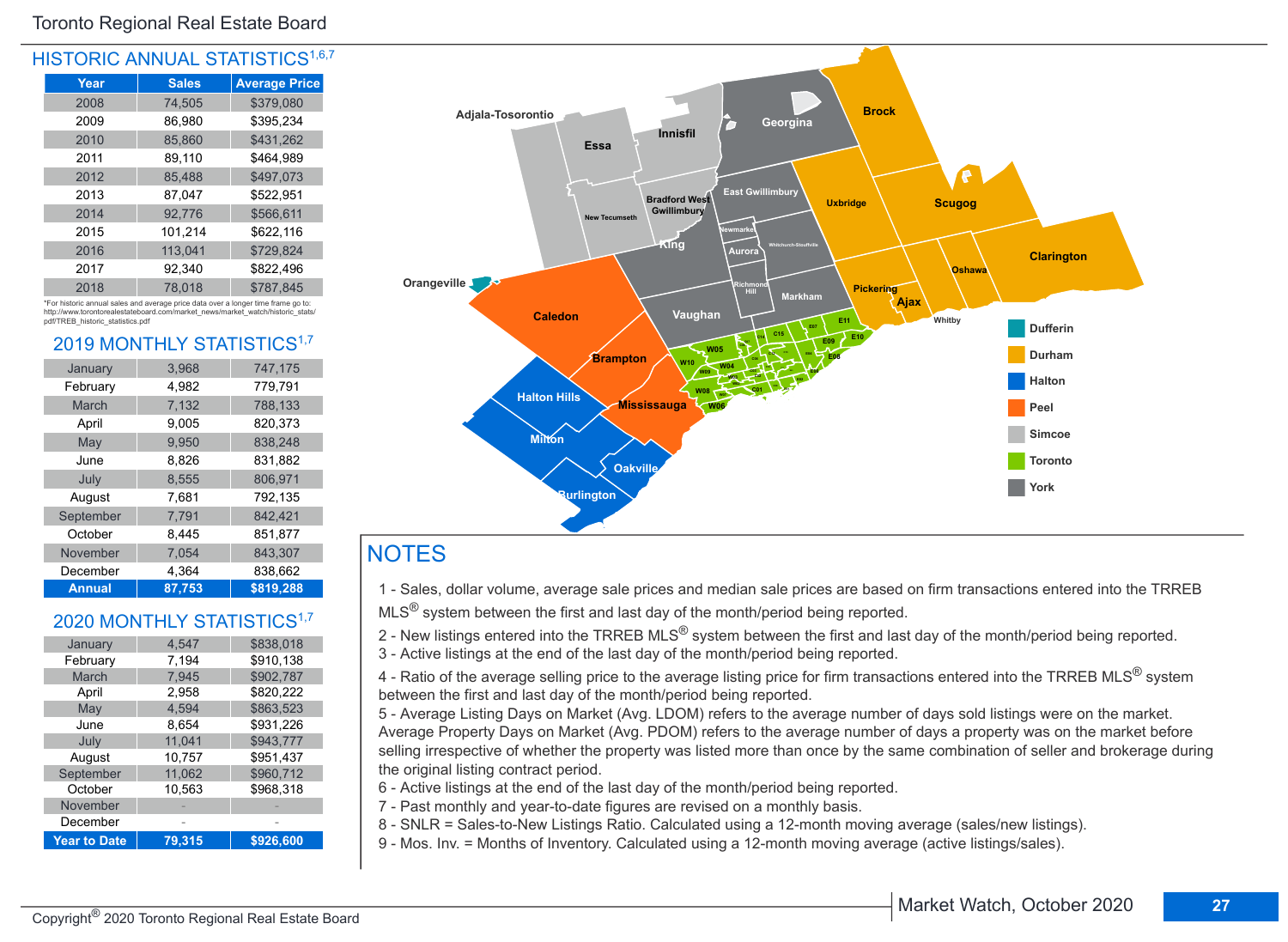## HISTORIC ANNUAL STATISTICS[1,6,7]

| Year | Sales | Average Price |
|---|---|---|
| 2008 | 74,505 | $379,080 |
| 2009 | 86,980 | $395,234 |
| 2010 | 85,860 | $431,262 |
| 2011 | 89,110 | $464,989 |
| 2012 | 85,488 | $497,073 |
| 2013 | 87,047 | $522,951 |
| 2014 | 92,776 | $566,611 |
| 2015 | 101,214 | $622,116 |
| 2016 | 113,041 | $729,824 |
| 2017 | 92,340 | $822,496 |
| 2018 | 78,018 | $787,845 |

*For historic annual sales and average price data over a longer time frame go to: http://www.torontorealestateboard.com/market_news/market_watch/historic_stats/pdf/TREB_historic_statistics.pdf

## 2019 MONTHLY STATISTICS[1,7]

| | | |
|---|---|---|
| January | 3,968 | 747,175 |
| February | 4,982 | 779,791 |
| March | 7,132 | 788,133 |
| April | 9,005 | 820,373 |
| May | 9,950 | 838,248 |
| June | 8,826 | 831,882 |
| July | 8,555 | 806,971 |
| August | 7,681 | 792,135 |
| September | 7,791 | 842,421 |
| October | 8,445 | 851,877 |
| November | 7,054 | 843,307 |
| December | 4,364 | 838,662 |
| **Annual** | **87,753** | **$819,288** |

## 2020 MONTHLY STATISTICS[1,7]

| | | |
|---|---|---|
| January | 4,547 | $838,018 |
| February | 7,194 | $910,138 |
| March | 7,945 | $902,787 |
| April | 2,958 | $820,222 |
| May | 4,594 | $863,523 |
| June | 8,654 | $931,226 |
| July | 11,041 | $943,777 |
| August | 10,757 | $951,437 |
| September | 11,062 | $960,712 |
| October | 10,563 | $968,318 |
| November | - | - |
| December | - | - |
| **Year to Date** | **79,315** | **$926,600** |

Adjala-Tosorontio, Essa, Innisfil, Georgina, Brock, New Tecumseth, Bradford West Gwillimbury, East Gwillimbury, Uxbridge, Scugog, Newmarket, Whitchurch-Stouffville, King, Aurora, Clarington, Orangeville, Richmond Hill, Markham, Pickering, Ajax, Oshawa, Whitby, Caledon, Vaughan, Brampton, Halton Hills, Mississauga, Milton, Oakville, Burlington

Dufferin, Durham, Halton, Peel, Simcoe, Toronto, York

## NOTES

1 - Sales, dollar volume, average sale prices and median sale prices are based on firm transactions entered into the TRREB MLS® system between the first and last day of the month/period being reported.

2 - New listings entered into the TRREB MLS® system between the first and last day of the month/period being reported.

3 - Active listings at the end of the last day of the month/period being reported.

4 - Ratio of the average selling price to the average listing price for firm transactions entered into the TRREB MLS® system between the first and last day of the month/period being reported.

5 - Average Listing Days on Market (Avg. LDOM) refers to the average number of days sold listings were on the market. Average Property Days on Market (Avg. PDOM) refers to the average number of days a property was on the market before selling irrespective of whether the property was listed more than once by the same combination of seller and brokerage during the original listing contract period.

6 - Active listings at the end of the last day of the month/period being reported.

7 - Past monthly and year-to-date figures are revised on a monthly basis.

8 - SNLR = Sales-to-New Listings Ratio. Calculated using a 12-month moving average (sales/new listings).

9 - Mos. Inv. = Months of Inventory. Calculated using a 12-month moving average (active listings/sales).

Copyright® 2020 Toronto Regional Real Estate Board